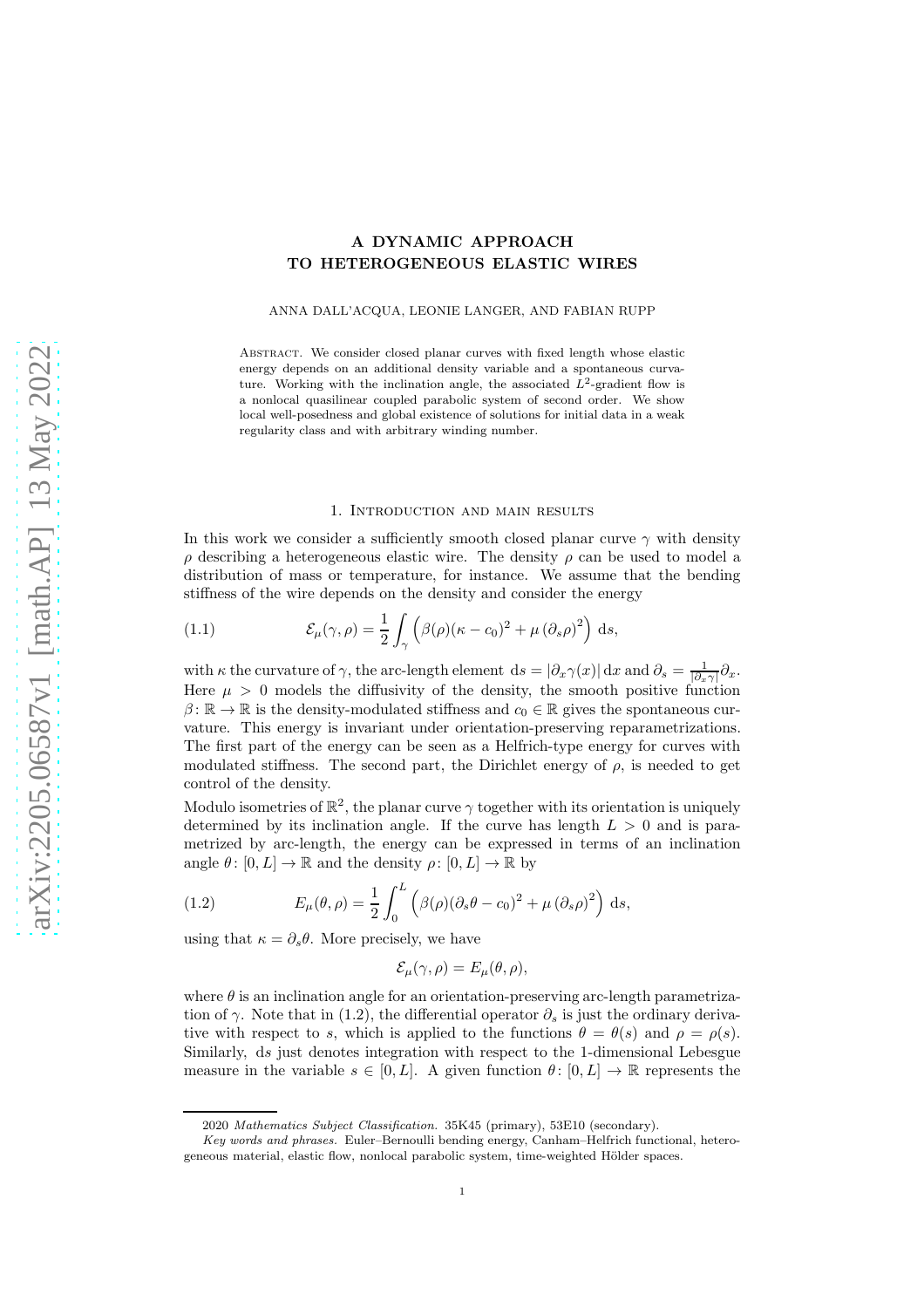# A DYNAMIC APPROACH TO HETEROGENEOUS ELASTIC WIRES

ANNA DALL'ACQUA, LEONIE LANGER, AND FABIAN RUPP

Abstract. We consider closed planar curves with fixed length whose elastic energy depends on an additional density variable and a spontaneous curvature. Working with the inclination angle, the associated $L^2$-gradient flow is a nonlocal quasilinear coupled parabolic system of second order. We show local well-posedness and global existence of solutions for initial data in a weak regularity class and with arbitrary winding number.

## 1. Introduction and main results

In this work we consider a sufficiently smooth closed planar curve $\gamma$ with density $\rho$ describing a heterogeneous elastic wire. The density $\rho$ can be used to model a distribution of mass or temperature, for instance. We assume that the bending stiffness of the wire depends on the density and consider the energy

$$\mathcal{E}_\mu(\gamma, \rho) = \frac{1}{2}\int_\gamma \left(\beta(\rho)(\kappa - c_0)^2 + \mu\,(\partial_s\rho)^2\right)\,\mathrm{d}s, \tag{1.1}$$

with $\kappa$ the curvature of $\gamma$, the arc-length element $\mathrm{d}s = |\partial_x\gamma(x)|\,\mathrm{d}x$ and $\partial_s = \frac{1}{|\partial_x\gamma|}\partial_x$. Here $\mu > 0$ models the diffusivity of the density, the smooth positive function $\beta\colon \mathbb{R} \to \mathbb{R}$ is the density-modulated stiffness and $c_0 \in \mathbb{R}$ gives the spontaneous curvature. This energy is invariant under orientation-preserving reparametrizations. The first part of the energy can be seen as a Helfrich-type energy for curves with modulated stiffness. The second part, the Dirichlet energy of $\rho$, is needed to get control of the density.

Modulo isometries of $\mathbb{R}^2$, the planar curve $\gamma$ together with its orientation is uniquely determined by its inclination angle. If the curve has length $L > 0$ and is parametrized by arc-length, the energy can be expressed in terms of an inclination angle $\theta\colon [0, L] \to \mathbb{R}$ and the density $\rho\colon [0, L] \to \mathbb{R}$ by

$$E_\mu(\theta, \rho) = \frac{1}{2}\int_0^L \left(\beta(\rho)(\partial_s\theta - c_0)^2 + \mu\,(\partial_s\rho)^2\right)\,\mathrm{d}s, \tag{1.2}$$

using that $\kappa = \partial_s\theta$. More precisely, we have

$$\mathcal{E}_\mu(\gamma, \rho) = E_\mu(\theta, \rho),$$

where $\theta$ is an inclination angle for an orientation-preserving arc-length parametrization of $\gamma$. Note that in (1.2), the differential operator $\partial_s$ is just the ordinary derivative with respect to $s$, which is applied to the functions $\theta = \theta(s)$ and $\rho = \rho(s)$. Similarly, $\mathrm{d}s$ just denotes integration with respect to the 1-dimensional Lebesgue measure in the variable $s \in [0, L]$. A given function $\theta\colon [0, L] \to \mathbb{R}$ represents the

2020 *Mathematics Subject Classification.* 35K45 (primary), 53E10 (secondary).

*Key words and phrases.* Euler–Bernoulli bending energy, Canham–Helfrich functional, heterogeneous material, elastic flow, nonlocal parabolic system, time-weighted Hölder spaces.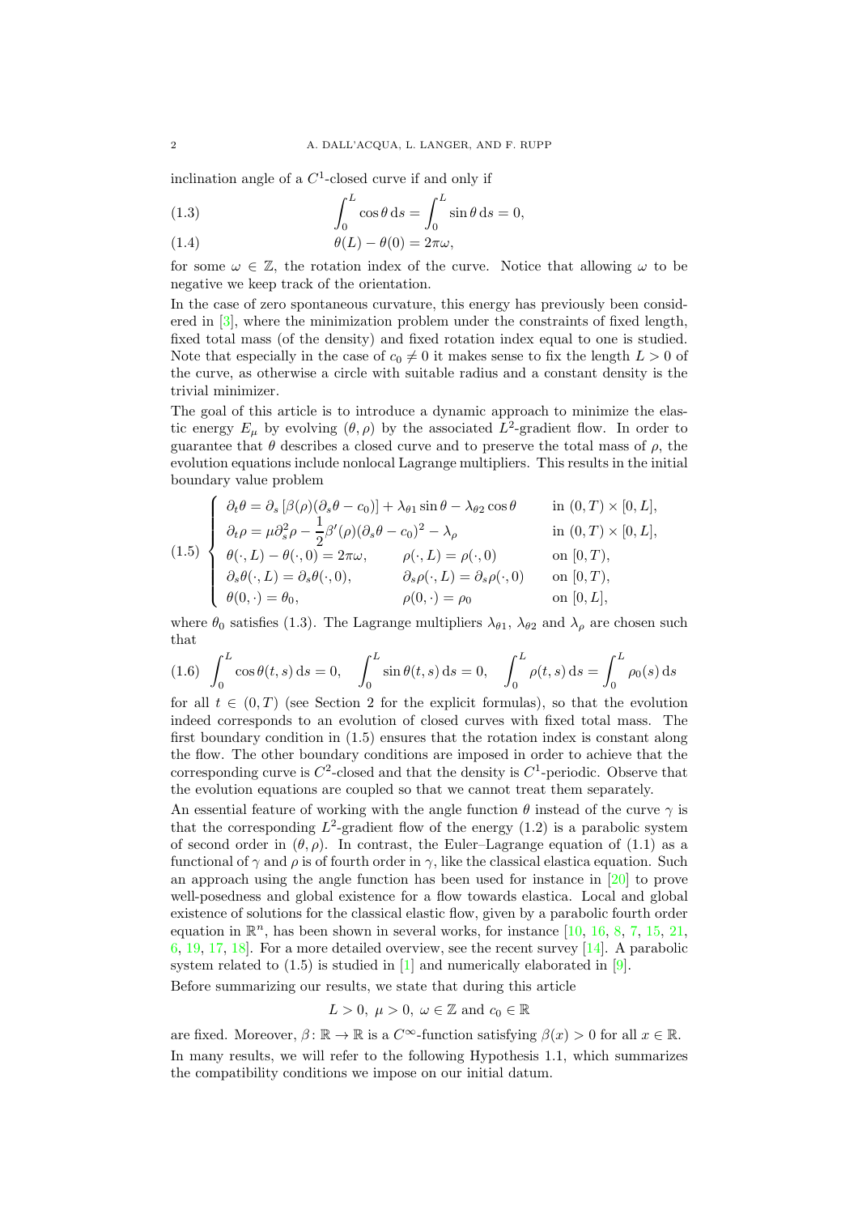inclination angle of a $C^1$-closed curve if and only if

$$\int_0^L \cos\theta \,\mathrm{d}s = \int_0^L \sin\theta \,\mathrm{d}s = 0, \tag{1.3}$$

$$\theta(L) - \theta(0) = 2\pi\omega, \tag{1.4}$$

for some $\omega \in \mathbb{Z}$, the rotation index of the curve. Notice that allowing $\omega$ to be negative we keep track of the orientation.

In the case of zero spontaneous curvature, this energy has previously been considered in [3], where the minimization problem under the constraints of fixed length, fixed total mass (of the density) and fixed rotation index equal to one is studied. Note that especially in the case of $c_0 \neq 0$ it makes sense to fix the length $L > 0$ of the curve, as otherwise a circle with suitable radius and a constant density is the trivial minimizer.

The goal of this article is to introduce a dynamic approach to minimize the elastic energy $E_\mu$ by evolving $(\theta, \rho)$ by the associated $L^2$-gradient flow. In order to guarantee that $\theta$ describes a closed curve and to preserve the total mass of $\rho$, the evolution equations include nonlocal Lagrange multipliers. This results in the initial boundary value problem

$$\begin{cases} \partial_t\theta = \partial_s\left[\beta(\rho)(\partial_s\theta - c_0)\right] + \lambda_{\theta 1}\sin\theta - \lambda_{\theta 2}\cos\theta & \text{in } (0,T)\times[0,L], \\ \partial_t\rho = \mu\partial_s^2\rho - \dfrac{1}{2}\beta'(\rho)(\partial_s\theta - c_0)^2 - \lambda_\rho & \text{in } (0,T)\times[0,L], \\ \theta(\cdot,L) - \theta(\cdot,0) = 2\pi\omega, \qquad \rho(\cdot,L) = \rho(\cdot,0) & \text{on } [0,T), \\ \partial_s\theta(\cdot,L) = \partial_s\theta(\cdot,0), \qquad \partial_s\rho(\cdot,L) = \partial_s\rho(\cdot,0) & \text{on } [0,T), \\ \theta(0,\cdot) = \theta_0, \qquad \rho(0,\cdot) = \rho_0 & \text{on } [0,L], \end{cases} \tag{1.5}$$

where $\theta_0$ satisfies (1.3). The Lagrange multipliers $\lambda_{\theta 1}$, $\lambda_{\theta 2}$ and $\lambda_\rho$ are chosen such that

$$\int_0^L \cos\theta(t,s)\,\mathrm{d}s = 0, \quad \int_0^L \sin\theta(t,s)\,\mathrm{d}s = 0, \quad \int_0^L \rho(t,s)\,\mathrm{d}s = \int_0^L \rho_0(s)\,\mathrm{d}s \tag{1.6}$$

for all $t \in (0,T)$ (see Section 2 for the explicit formulas), so that the evolution indeed corresponds to an evolution of closed curves with fixed total mass. The first boundary condition in (1.5) ensures that the rotation index is constant along the flow. The other boundary conditions are imposed in order to achieve that the corresponding curve is $C^2$-closed and that the density is $C^1$-periodic. Observe that the evolution equations are coupled so that we cannot treat them separately.

An essential feature of working with the angle function $\theta$ instead of the curve $\gamma$ is that the corresponding $L^2$-gradient flow of the energy (1.2) is a parabolic system of second order in $(\theta, \rho)$. In contrast, the Euler–Lagrange equation of (1.1) as a functional of $\gamma$ and $\rho$ is of fourth order in $\gamma$, like the classical elastica equation. Such an approach using the angle function has been used for instance in [20] to prove well-posedness and global existence for a flow towards elastica. Local and global existence of solutions for the classical elastic flow, given by a parabolic fourth order equation in $\mathbb{R}^n$, has been shown in several works, for instance [10, 16, 8, 7, 15, 21, 6, 19, 17, 18]. For a more detailed overview, see the recent survey [14]. A parabolic system related to (1.5) is studied in [1] and numerically elaborated in [9].

Before summarizing our results, we state that during this article

$$L > 0,\ \mu > 0,\ \omega \in \mathbb{Z} \text{ and } c_0 \in \mathbb{R}$$

are fixed. Moreover, $\beta\colon \mathbb{R} \to \mathbb{R}$ is a $C^\infty$-function satisfying $\beta(x) > 0$ for all $x \in \mathbb{R}$.

In many results, we will refer to the following Hypothesis 1.1, which summarizes the compatibility conditions we impose on our initial datum.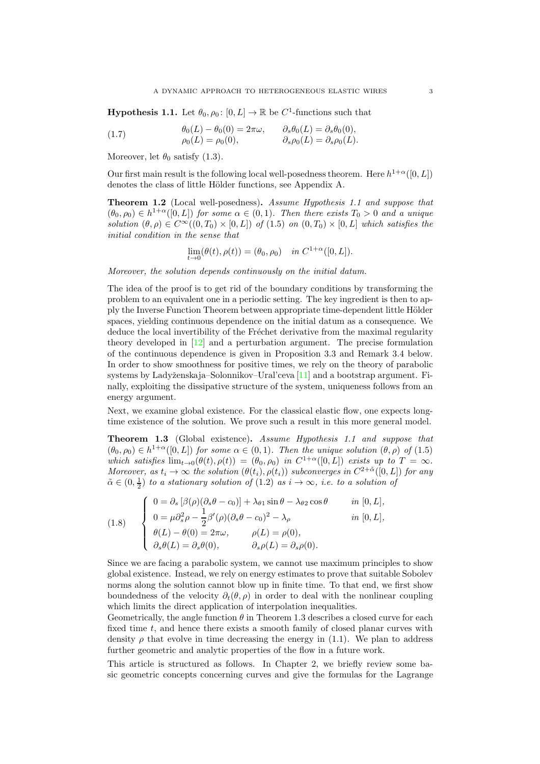**Hypothesis 1.1.** Let $\theta_0, \rho_0 \colon [0, L] \to \mathbb{R}$ be $C^1$-functions such that

$$
\begin{aligned}
\theta_0(L) - \theta_0(0) &= 2\pi\omega, \qquad & \partial_s\theta_0(L) &= \partial_s\theta_0(0), \\
\rho_0(L) &= \rho_0(0), & \partial_s\rho_0(L) &= \partial_s\rho_0(L).
\end{aligned} \tag{1.7}
$$

Moreover, let $\theta_0$ satisfy (1.3).

Our first main result is the following local well-posedness theorem. Here $h^{1+\alpha}([0, L])$ denotes the class of little Hölder functions, see Appendix A.

**Theorem 1.2** (Local well-posedness)**.** *Assume Hypothesis 1.1 and suppose that $(\theta_0, \rho_0) \in h^{1+\alpha}([0, L])$ for some $\alpha \in (0, 1)$. Then there exists $T_0 > 0$ and a unique solution $(\theta, \rho) \in C^\infty((0, T_0) \times [0, L])$ of (1.5) on $(0, T_0) \times [0, L]$ which satisfies the initial condition in the sense that*

$$
\lim_{t\to 0}(\theta(t), \rho(t)) = (\theta_0, \rho_0) \quad \text{in } C^{1+\alpha}([0, L]).
$$

*Moreover, the solution depends continuously on the initial datum.*

The idea of the proof is to get rid of the boundary conditions by transforming the problem to an equivalent one in a periodic setting. The key ingredient is then to apply the Inverse Function Theorem between appropriate time-dependent little Hölder spaces, yielding continuous dependence on the initial datum as a consequence. We deduce the local invertibility of the Fréchet derivative from the maximal regularity theory developed in [12] and a perturbation argument. The precise formulation of the continuous dependence is given in Proposition 3.3 and Remark 3.4 below. In order to show smoothness for positive times, we rely on the theory of parabolic systems by Ladyženskaja–Solonnikov–Ural'ceva [11] and a bootstrap argument. Finally, exploiting the dissipative structure of the system, uniqueness follows from an energy argument.

Next, we examine global existence. For the classical elastic flow, one expects long-time existence of the solution. We prove such a result in this more general model.

**Theorem 1.3** (Global existence)**.** *Assume Hypothesis 1.1 and suppose that $(\theta_0, \rho_0) \in h^{1+\alpha}([0, L])$ for some $\alpha \in (0, 1)$. Then the unique solution $(\theta, \rho)$ of (1.5) which satisfies $\lim_{t\to 0}(\theta(t), \rho(t)) = (\theta_0, \rho_0)$ in $C^{1+\alpha}([0, L])$ exists up to $T = \infty$. Moreover, as $t_i \to \infty$ the solution $(\theta(t_i), \rho(t_i))$ subconverges in $C^{2+\tilde{\alpha}}([0, L])$ for any $\tilde{\alpha} \in (0, \frac{1}{2})$ to a stationary solution of (1.2) as $i \to \infty$, i.e. to a solution of*

$$
\left\{
\begin{aligned}
& 0 = \partial_s\left[\beta(\rho)(\partial_s\theta - c_0)\right] + \lambda_{\theta 1}\sin\theta - \lambda_{\theta 2}\cos\theta \qquad && \text{in } [0, L], \\
& 0 = \mu\partial_s^2\rho - \frac{1}{2}\beta'(\rho)(\partial_s\theta - c_0)^2 - \lambda_\rho && \text{in } [0, L], \\
& \theta(L) - \theta(0) = 2\pi\omega, \qquad \rho(L) = \rho(0), \\
& \partial_s\theta(L) = \partial_s\theta(0), \qquad \partial_s\rho(L) = \partial_s\rho(0).
\end{aligned}
\right. \tag{1.8}
$$

Since we are facing a parabolic system, we cannot use maximum principles to show global existence. Instead, we rely on energy estimates to prove that suitable Sobolev norms along the solution cannot blow up in finite time. To that end, we first show boundedness of the velocity $\partial_t(\theta, \rho)$ in order to deal with the nonlinear coupling which limits the direct application of interpolation inequalities.

Geometrically, the angle function $\theta$ in Theorem 1.3 describes a closed curve for each fixed time $t$, and hence there exists a smooth family of closed planar curves with density $\rho$ that evolve in time decreasing the energy in (1.1). We plan to address further geometric and analytic properties of the flow in a future work.

This article is structured as follows. In Chapter 2, we briefly review some basic geometric concepts concerning curves and give the formulas for the Lagrange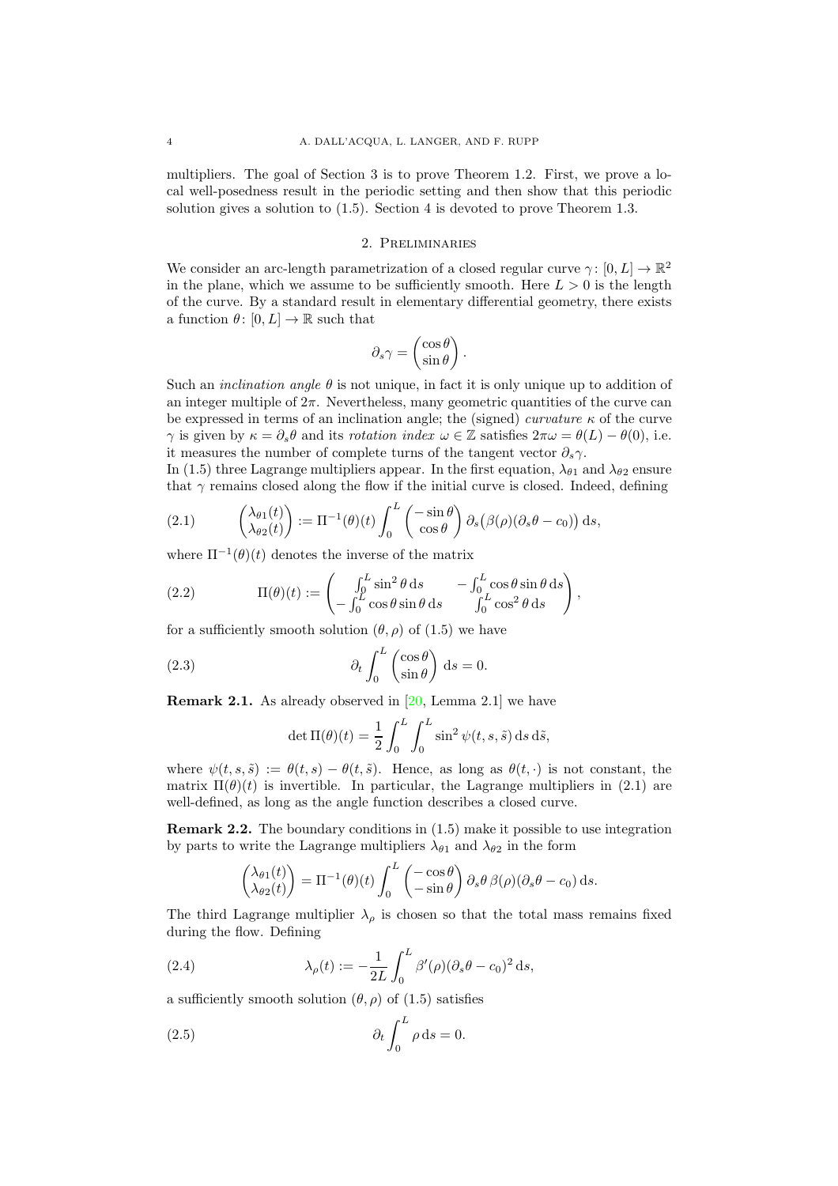multipliers. The goal of Section 3 is to prove Theorem 1.2. First, we prove a local well-posedness result in the periodic setting and then show that this periodic solution gives a solution to (1.5). Section 4 is devoted to prove Theorem 1.3.

## 2. Preliminaries

We consider an arc-length parametrization of a closed regular curve $\gamma\colon [0,L] \to \mathbb{R}^2$ in the plane, which we assume to be sufficiently smooth. Here $L > 0$ is the length of the curve. By a standard result in elementary differential geometry, there exists a function $\theta\colon [0,L] \to \mathbb{R}$ such that

$$\partial_s \gamma = \begin{pmatrix} \cos\theta \\ \sin\theta \end{pmatrix}.$$

Such an *inclination angle* $\theta$ is not unique, in fact it is only unique up to addition of an integer multiple of $2\pi$. Nevertheless, many geometric quantities of the curve can be expressed in terms of an inclination angle; the (signed) *curvature* $\kappa$ of the curve $\gamma$ is given by $\kappa = \partial_s \theta$ and its *rotation index* $\omega \in \mathbb{Z}$ satisfies $2\pi\omega = \theta(L) - \theta(0)$, i.e. it measures the number of complete turns of the tangent vector $\partial_s \gamma$.

In (1.5) three Lagrange multipliers appear. In the first equation, $\lambda_{\theta 1}$ and $\lambda_{\theta 2}$ ensure that $\gamma$ remains closed along the flow if the initial curve is closed. Indeed, defining

$$\begin{pmatrix} \lambda_{\theta 1}(t) \\ \lambda_{\theta 2}(t) \end{pmatrix} := \Pi^{-1}(\theta)(t) \int_0^L \begin{pmatrix} -\sin\theta \\ \cos\theta \end{pmatrix} \partial_s\big(\beta(\rho)(\partial_s\theta - c_0)\big)\, \mathrm{d}s, \tag{2.1}$$

where $\Pi^{-1}(\theta)(t)$ denotes the inverse of the matrix

$$\Pi(\theta)(t) := \begin{pmatrix} \int_0^L \sin^2\theta \,\mathrm{d}s & -\int_0^L \cos\theta\sin\theta\,\mathrm{d}s \\ -\int_0^L \cos\theta\sin\theta\,\mathrm{d}s & \int_0^L \cos^2\theta\,\mathrm{d}s \end{pmatrix}, \tag{2.2}$$

for a sufficiently smooth solution $(\theta, \rho)$ of (1.5) we have

$$\partial_t \int_0^L \begin{pmatrix} \cos\theta \\ \sin\theta \end{pmatrix} \mathrm{d}s = 0. \tag{2.3}$$

**Remark 2.1.** As already observed in [20, Lemma 2.1] we have

$$\det \Pi(\theta)(t) = \frac{1}{2}\int_0^L \int_0^L \sin^2 \psi(t,s,\tilde{s})\,\mathrm{d}s\,\mathrm{d}\tilde{s},$$

where $\psi(t,s,\tilde{s}) := \theta(t,s) - \theta(t,\tilde{s})$. Hence, as long as $\theta(t,\cdot)$ is not constant, the matrix $\Pi(\theta)(t)$ is invertible. In particular, the Lagrange multipliers in (2.1) are well-defined, as long as the angle function describes a closed curve.

**Remark 2.2.** The boundary conditions in (1.5) make it possible to use integration by parts to write the Lagrange multipliers $\lambda_{\theta 1}$ and $\lambda_{\theta 2}$ in the form

$$\begin{pmatrix} \lambda_{\theta 1}(t) \\ \lambda_{\theta 2}(t) \end{pmatrix} = \Pi^{-1}(\theta)(t) \int_0^L \begin{pmatrix} -\cos\theta \\ -\sin\theta \end{pmatrix} \partial_s\theta\, \beta(\rho)(\partial_s\theta - c_0)\,\mathrm{d}s.$$

The third Lagrange multiplier $\lambda_\rho$ is chosen so that the total mass remains fixed during the flow. Defining

$$\lambda_\rho(t) := -\frac{1}{2L}\int_0^L \beta'(\rho)(\partial_s\theta - c_0)^2\,\mathrm{d}s, \tag{2.4}$$

a sufficiently smooth solution $(\theta,\rho)$ of (1.5) satisfies

$$\partial_t \int_0^L \rho\,\mathrm{d}s = 0. \tag{2.5}$$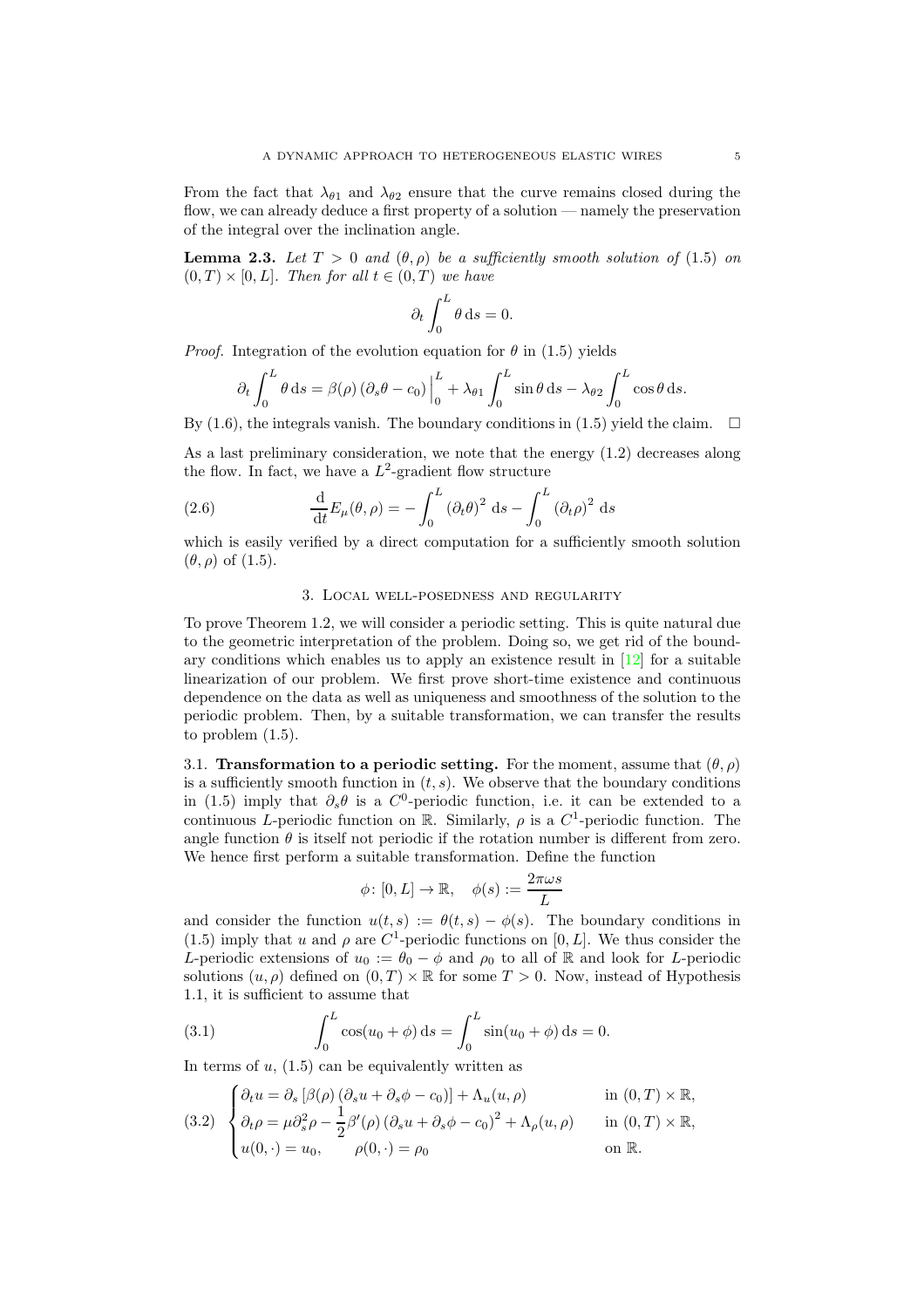From the fact that $\lambda_{\theta 1}$ and $\lambda_{\theta 2}$ ensure that the curve remains closed during the flow, we can already deduce a first property of a solution — namely the preservation of the integral over the inclination angle.

**Lemma 2.3.** *Let $T > 0$ and $(\theta, \rho)$ be a sufficiently smooth solution of (1.5) on $(0, T) \times [0, L]$. Then for all $t \in (0, T)$ we have*

$$\partial_t \int_0^L \theta \, \mathrm{d}s = 0.$$

*Proof.* Integration of the evolution equation for $\theta$ in (1.5) yields

$$\partial_t \int_0^L \theta \, \mathrm{d}s = \beta(\rho) \left(\partial_s \theta - c_0\right) \Big|_0^L + \lambda_{\theta 1} \int_0^L \sin\theta \, \mathrm{d}s - \lambda_{\theta 2} \int_0^L \cos\theta \, \mathrm{d}s.$$

By (1.6), the integrals vanish. The boundary conditions in (1.5) yield the claim. □

As a last preliminary consideration, we note that the energy (1.2) decreases along the flow. In fact, we have a $L^2$-gradient flow structure

$$\frac{\mathrm{d}}{\mathrm{d}t} E_\mu(\theta, \rho) = - \int_0^L \left(\partial_t \theta\right)^2 \, \mathrm{d}s - \int_0^L \left(\partial_t \rho\right)^2 \, \mathrm{d}s \tag{2.6}$$

which is easily verified by a direct computation for a sufficiently smooth solution $(\theta, \rho)$ of (1.5).

## 3. Local well-posedness and regularity

To prove Theorem 1.2, we will consider a periodic setting. This is quite natural due to the geometric interpretation of the problem. Doing so, we get rid of the boundary conditions which enables us to apply an existence result in [12] for a suitable linearization of our problem. We first prove short-time existence and continuous dependence on the data as well as uniqueness and smoothness of the solution to the periodic problem. Then, by a suitable transformation, we can transfer the results to problem (1.5).

### 3.1. Transformation to a periodic setting.

For the moment, assume that $(\theta, \rho)$ is a sufficiently smooth function in $(t, s)$. We observe that the boundary conditions in (1.5) imply that $\partial_s \theta$ is a $C^0$-periodic function, i.e. it can be extended to a continuous $L$-periodic function on $\mathbb{R}$. Similarly, $\rho$ is a $C^1$-periodic function. The angle function $\theta$ is itself not periodic if the rotation number is different from zero. We hence first perform a suitable transformation. Define the function

$$\phi \colon [0, L] \to \mathbb{R}, \quad \phi(s) := \frac{2\pi\omega s}{L}$$

and consider the function $u(t, s) := \theta(t, s) - \phi(s)$. The boundary conditions in (1.5) imply that $u$ and $\rho$ are $C^1$-periodic functions on $[0, L]$. We thus consider the $L$-periodic extensions of $u_0 := \theta_0 - \phi$ and $\rho_0$ to all of $\mathbb{R}$ and look for $L$-periodic solutions $(u, \rho)$ defined on $(0, T) \times \mathbb{R}$ for some $T > 0$. Now, instead of Hypothesis 1.1, it is sufficient to assume that

$$\int_0^L \cos(u_0 + \phi) \, \mathrm{d}s = \int_0^L \sin(u_0 + \phi) \, \mathrm{d}s = 0. \tag{3.1}$$

In terms of $u$, (1.5) can be equivalently written as

$$\begin{cases} \partial_t u = \partial_s \left[\beta(\rho) \left(\partial_s u + \partial_s \phi - c_0\right)\right] + \Lambda_u(u, \rho) & \text{in } (0, T) \times \mathbb{R}, \\ \partial_t \rho = \mu \partial_s^2 \rho - \dfrac{1}{2} \beta'(\rho) \left(\partial_s u + \partial_s \phi - c_0\right)^2 + \Lambda_\rho(u, \rho) & \text{in } (0, T) \times \mathbb{R}, \\ u(0, \cdot) = u_0, \qquad \rho(0, \cdot) = \rho_0 & \text{on } \mathbb{R}. \end{cases} \tag{3.2}$$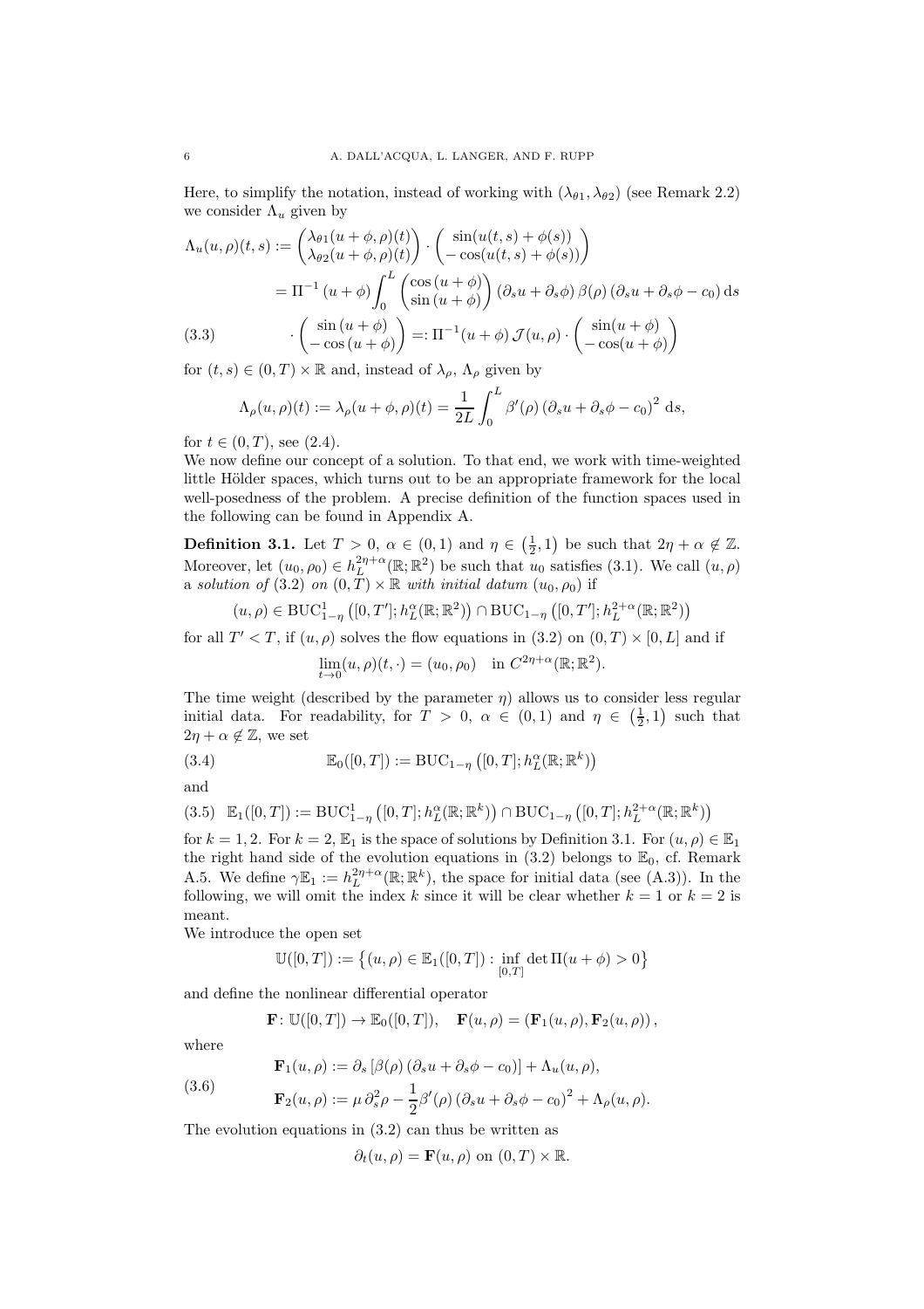Here, to simplify the notation, instead of working with $(\lambda_{\theta 1}, \lambda_{\theta 2})$ (see Remark 2.2) we consider $\Lambda_u$ given by

$$
\begin{aligned}
\Lambda_u(u,\rho)(t,s) &:= \begin{pmatrix} \lambda_{\theta 1}(u+\phi,\rho)(t) \\ \lambda_{\theta 2}(u+\phi,\rho)(t) \end{pmatrix} \cdot \begin{pmatrix} \sin(u(t,s)+\phi(s)) \\ -\cos(u(t,s)+\phi(s)) \end{pmatrix} \\
&= \Pi^{-1}(u+\phi) \int_0^L \begin{pmatrix} \cos(u+\phi) \\ \sin(u+\phi) \end{pmatrix} (\partial_s u + \partial_s \phi)\, \beta(\rho)\, (\partial_s u + \partial_s \phi - c_0)\, \mathrm{d}s \\
&\quad \cdot \begin{pmatrix} \sin(u+\phi) \\ -\cos(u+\phi) \end{pmatrix} =: \Pi^{-1}(u+\phi)\, \mathcal{J}(u,\rho) \cdot \begin{pmatrix} \sin(u+\phi) \\ -\cos(u+\phi) \end{pmatrix}
\end{aligned} \tag{3.3}
$$

for $(t,s) \in (0,T) \times \mathbb{R}$ and, instead of $\lambda_\rho$, $\Lambda_\rho$ given by

$$
\Lambda_\rho(u,\rho)(t) := \lambda_\rho(u+\phi,\rho)(t) = \frac{1}{2L} \int_0^L \beta'(\rho)\, (\partial_s u + \partial_s \phi - c_0)^2 \, \mathrm{d}s,
$$

for $t \in (0,T)$, see (2.4).

We now define our concept of a solution. To that end, we work with time-weighted little Hölder spaces, which turns out to be an appropriate framework for the local well-posedness of the problem. A precise definition of the function spaces used in the following can be found in Appendix A.

**Definition 3.1.** Let $T > 0$, $\alpha \in (0,1)$ and $\eta \in \left(\frac{1}{2}, 1\right)$ be such that $2\eta + \alpha \notin \mathbb{Z}$. Moreover, let $(u_0, \rho_0) \in h_L^{2\eta+\alpha}(\mathbb{R};\mathbb{R}^2)$ be such that $u_0$ satisfies (3.1). We call $(u,\rho)$ a *solution of* (3.2) *on* $(0,T) \times \mathbb{R}$ *with initial datum* $(u_0,\rho_0)$ if

$$
(u,\rho) \in \mathrm{BUC}^1_{1-\eta}\left([0,T']; h_L^\alpha(\mathbb{R};\mathbb{R}^2)\right) \cap \mathrm{BUC}_{1-\eta}\left([0,T']; h_L^{2+\alpha}(\mathbb{R};\mathbb{R}^2)\right)
$$

for all $T' < T$, if $(u,\rho)$ solves the flow equations in (3.2) on $(0,T) \times [0,L]$ and if

$$
\lim_{t \to 0} (u,\rho)(t,\cdot) = (u_0,\rho_0) \quad \text{in } C^{2\eta+\alpha}(\mathbb{R};\mathbb{R}^2).
$$

The time weight (described by the parameter $\eta$) allows us to consider less regular initial data. For readability, for $T > 0$, $\alpha \in (0,1)$ and $\eta \in \left(\frac{1}{2}, 1\right)$ such that $2\eta + \alpha \notin \mathbb{Z}$, we set

$$
\mathbb{E}_0([0,T]) := \mathrm{BUC}_{1-\eta}\left([0,T]; h_L^\alpha(\mathbb{R};\mathbb{R}^k)\right) \tag{3.4}
$$

and

$$
\mathbb{E}_1([0,T]) := \mathrm{BUC}^1_{1-\eta}\left([0,T]; h_L^\alpha(\mathbb{R};\mathbb{R}^k)\right) \cap \mathrm{BUC}_{1-\eta}\left([0,T]; h_L^{2+\alpha}(\mathbb{R};\mathbb{R}^k)\right) \tag{3.5}
$$

for $k = 1,2$. For $k = 2$, $\mathbb{E}_1$ is the space of solutions by Definition 3.1. For $(u,\rho) \in \mathbb{E}_1$ the right hand side of the evolution equations in (3.2) belongs to $\mathbb{E}_0$, cf. Remark A.5. We define $\gamma\mathbb{E}_1 := h_L^{2\eta+\alpha}(\mathbb{R};\mathbb{R}^k)$, the space for initial data (see (A.3)). In the following, we will omit the index $k$ since it will be clear whether $k = 1$ or $k = 2$ is meant.

We introduce the open set

$$
\mathbb{U}([0,T]) := \left\{ (u,\rho) \in \mathbb{E}_1([0,T]) : \inf_{[0,T]} \det \Pi(u+\phi) > 0 \right\}
$$

and define the nonlinear differential operator

$$
\mathbf{F} \colon \mathbb{U}([0,T]) \to \mathbb{E}_0([0,T]), \quad \mathbf{F}(u,\rho) = (\mathbf{F}_1(u,\rho), \mathbf{F}_2(u,\rho)),
$$

where

$$
\begin{aligned}
\mathbf{F}_1(u,\rho) &:= \partial_s \left[\beta(\rho)\, (\partial_s u + \partial_s \phi - c_0)\right] + \Lambda_u(u,\rho), \\
\mathbf{F}_2(u,\rho) &:= \mu\, \partial_s^2 \rho - \frac{1}{2} \beta'(\rho)\, (\partial_s u + \partial_s \phi - c_0)^2 + \Lambda_\rho(u,\rho).
\end{aligned} \tag{3.6}
$$

The evolution equations in (3.2) can thus be written as

$$
\partial_t(u,\rho) = \mathbf{F}(u,\rho) \text{ on } (0,T) \times \mathbb{R}.
$$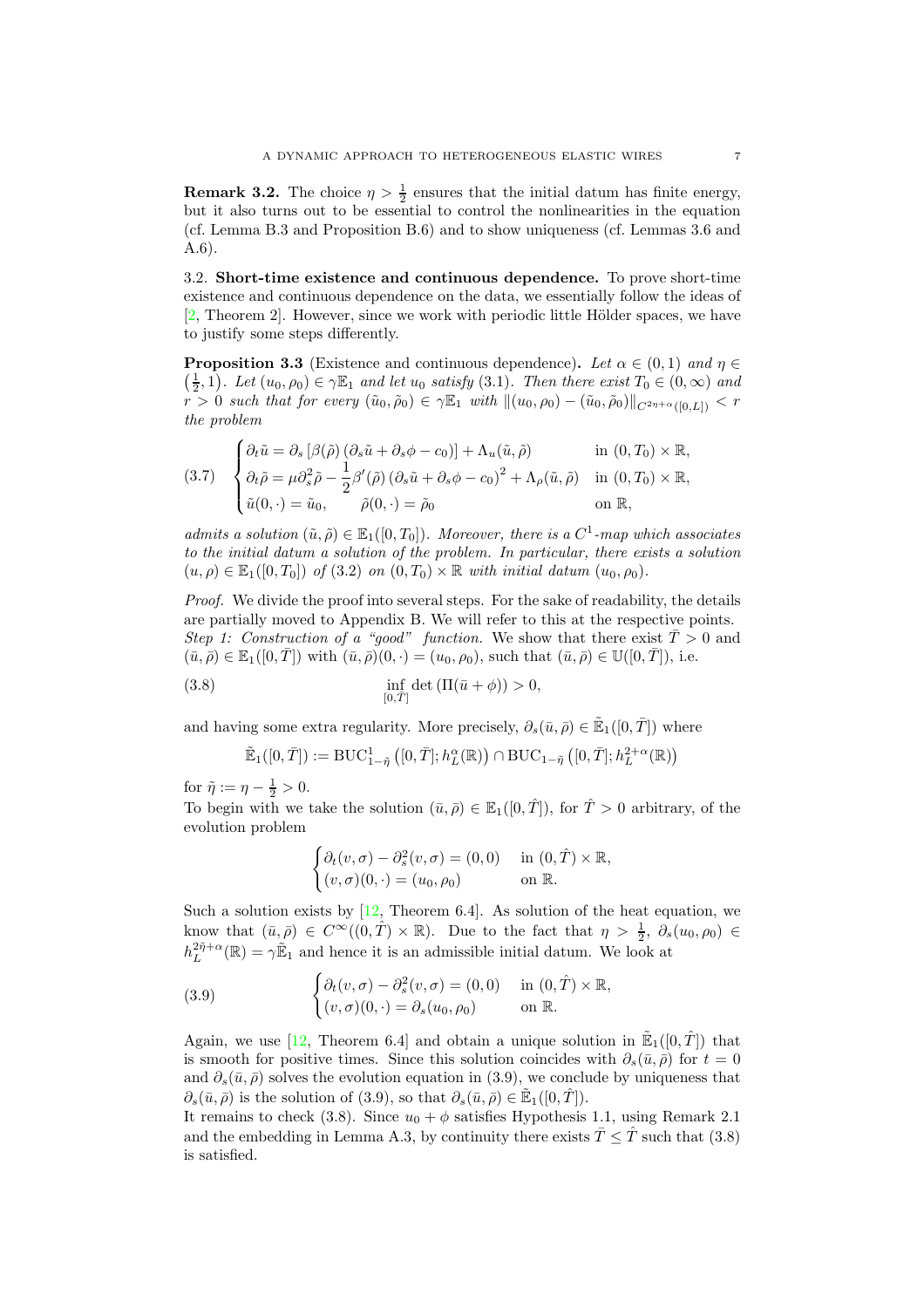**Remark 3.2.** The choice $\eta > \frac{1}{2}$ ensures that the initial datum has finite energy, but it also turns out to be essential to control the nonlinearities in the equation (cf. Lemma B.3 and Proposition B.6) and to show uniqueness (cf. Lemmas 3.6 and A.6).

3.2. **Short-time existence and continuous dependence.** To prove short-time existence and continuous dependence on the data, we essentially follow the ideas of [2, Theorem 2]. However, since we work with periodic little Hölder spaces, we have to justify some steps differently.

**Proposition 3.3** (Existence and continuous dependence)**.** *Let $\alpha \in (0,1)$ and $\eta \in \left(\frac{1}{2}, 1\right)$. Let $(u_0, \rho_0) \in \gamma\mathbb{E}_1$ and let $u_0$ satisfy (3.1). Then there exist $T_0 \in (0,\infty)$ and $r > 0$ such that for every $(\tilde{u}_0, \tilde{\rho}_0) \in \gamma\mathbb{E}_1$ with $\|(u_0,\rho_0) - (\tilde{u}_0, \tilde{\rho}_0)\|_{C^{2\eta+\alpha}([0,L])} < r$ the problem*

$$
\begin{cases}
\partial_t \tilde{u} = \partial_s \left[\beta(\tilde{\rho})\left(\partial_s \tilde{u} + \partial_s \phi - c_0\right)\right] + \Lambda_u(\tilde{u}, \tilde{\rho}) & \text{in } (0,T_0)\times\mathbb{R}, \\
\partial_t \tilde{\rho} = \mu \partial_s^2 \tilde{\rho} - \frac{1}{2}\beta'(\tilde{\rho})\left(\partial_s \tilde{u} + \partial_s \phi - c_0\right)^2 + \Lambda_\rho(\tilde{u}, \tilde{\rho}) & \text{in } (0,T_0)\times\mathbb{R}, \\
\tilde{u}(0,\cdot) = \tilde{u}_0, \qquad \tilde{\rho}(0,\cdot) = \tilde{\rho}_0 & \text{on } \mathbb{R},
\end{cases}
\tag{3.7}
$$

*admits a solution $(\tilde{u}, \tilde{\rho}) \in \mathbb{E}_1([0,T_0])$. Moreover, there is a $C^1$-map which associates to the initial datum a solution of the problem. In particular, there exists a solution $(u,\rho) \in \mathbb{E}_1([0,T_0])$ of (3.2) on $(0,T_0)\times\mathbb{R}$ with initial datum $(u_0,\rho_0)$.*

*Proof.* We divide the proof into several steps. For the sake of readability, the details are partially moved to Appendix B. We will refer to this at the respective points.
*Step 1: Construction of a "good" function.* We show that there exist $\bar{T} > 0$ and $(\bar{u}, \bar{\rho}) \in \mathbb{E}_1([0,\bar{T}])$ with $(\bar{u}, \bar{\rho})(0,\cdot) = (u_0, \rho_0)$, such that $(\bar{u}, \bar{\rho}) \in \mathbb{U}([0,\bar{T}])$, i.e.

$$
\inf_{[0,\bar{T}]} \det\left(\Pi(\bar{u} + \phi)\right) > 0,
\tag{3.8}
$$

and having some extra regularity. More precisely, $\partial_s(\bar{u}, \bar{\rho}) \in \tilde{\mathbb{E}}_1([0,\bar{T}])$ where

$$
\tilde{\mathbb{E}}_1([0,\bar{T}]) := \mathrm{BUC}^1_{1-\tilde{\eta}}\left([0,\bar{T}]; h^\alpha_L(\mathbb{R})\right) \cap \mathrm{BUC}_{1-\tilde{\eta}}\left([0,\bar{T}]; h^{2+\alpha}_L(\mathbb{R})\right)
$$

for $\tilde{\eta} := \eta - \frac{1}{2} > 0$.
To begin with we take the solution $(\bar{u}, \bar{\rho}) \in \mathbb{E}_1([0,\hat{T}])$, for $\hat{T} > 0$ arbitrary, of the evolution problem

$$
\begin{cases}
\partial_t(v,\sigma) - \partial_s^2(v,\sigma) = (0,0) & \text{in } (0,\hat{T})\times\mathbb{R}, \\
(v,\sigma)(0,\cdot) = (u_0,\rho_0) & \text{on } \mathbb{R}.
\end{cases}
$$

Such a solution exists by [12, Theorem 6.4]. As solution of the heat equation, we know that $(\bar{u}, \bar{\rho}) \in C^\infty((0,\hat{T})\times\mathbb{R})$. Due to the fact that $\eta > \frac{1}{2}$, $\partial_s(u_0,\rho_0) \in h^{2\tilde{\eta}+\alpha}_L(\mathbb{R}) = \gamma\tilde{\mathbb{E}}_1$ and hence it is an admissible initial datum. We look at

$$
\begin{cases}
\partial_t(v,\sigma) - \partial_s^2(v,\sigma) = (0,0) & \text{in } (0,\hat{T})\times\mathbb{R}, \\
(v,\sigma)(0,\cdot) = \partial_s(u_0,\rho_0) & \text{on } \mathbb{R}.
\end{cases}
\tag{3.9}
$$

Again, we use [12, Theorem 6.4] and obtain a unique solution in $\tilde{\mathbb{E}}_1([0,\hat{T}])$ that is smooth for positive times. Since this solution coincides with $\partial_s(\bar{u}, \bar{\rho})$ for $t = 0$ and $\partial_s(\bar{u}, \bar{\rho})$ solves the evolution equation in (3.9), we conclude by uniqueness that $\partial_s(\bar{u}, \bar{\rho})$ is the solution of (3.9), so that $\partial_s(\bar{u}, \bar{\rho}) \in \tilde{\mathbb{E}}_1([0,\hat{T}])$.
It remains to check (3.8). Since $u_0 + \phi$ satisfies Hypothesis 1.1, using Remark 2.1 and the embedding in Lemma A.3, by continuity there exists $\bar{T} \leq \hat{T}$ such that (3.8) is satisfied.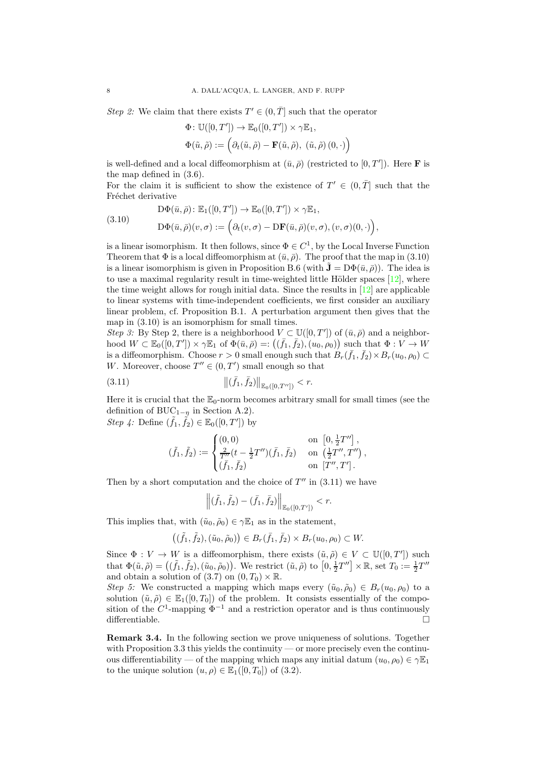*Step 2:* We claim that there exists $T' \in (0, \bar{T}]$ such that the operator

$$\Phi \colon \mathbb{U}([0,T']) \to \mathbb{E}_0([0,T']) \times \gamma\mathbb{E}_1,$$
$$\Phi(\tilde{u}, \tilde{\rho}) := \Big( \partial_t(\tilde{u}, \tilde{\rho}) - \mathbf{F}(\tilde{u}, \tilde{\rho}),\ (\tilde{u}, \tilde{\rho})\,(0, \cdot) \Big)$$

is well-defined and a local diffeomorphism at $(\bar{u}, \bar{\rho})$ (restricted to $[0, T']$). Here $\mathbf{F}$ is the map defined in (3.6).

For the claim it is sufficient to show the existence of $T' \in (0, \bar{T}]$ such that the Fréchet derivative

$$\begin{aligned} &\mathrm{D}\Phi(\bar{u}, \bar{\rho}) \colon \mathbb{E}_1([0,T']) \to \mathbb{E}_0([0,T']) \times \gamma\mathbb{E}_1, \\ &\mathrm{D}\Phi(\bar{u}, \bar{\rho})(v, \sigma) := \Big( \partial_t(v, \sigma) - \mathrm{D}\mathbf{F}(\bar{u}, \bar{\rho})(v, \sigma), (v, \sigma)(0, \cdot) \Big), \end{aligned} \tag{3.10}$$

is a linear isomorphism. It then follows, since $\Phi \in C^1$, by the Local Inverse Function Theorem that $\Phi$ is a local diffeomorphism at $(\bar{u}, \bar{\rho})$. The proof that the map in (3.10) is a linear isomorphism is given in Proposition B.6 (with $\tilde{\mathbf{J}} = \mathrm{D}\Phi(\bar{u}, \bar{\rho})$). The idea is to use a maximal regularity result in time-weighted little Hölder spaces [12], where the time weight allows for rough initial data. Since the results in [12] are applicable to linear systems with time-independent coefficients, we first consider an auxiliary linear problem, cf. Proposition B.1. A perturbation argument then gives that the map in (3.10) is an isomorphism for small times.

*Step 3:* By Step 2, there is a neighborhood $V \subset \mathbb{U}([0,T'])$ of $(\bar{u}, \bar{\rho})$ and a neighborhood $W \subset \mathbb{E}_0([0,T']) \times \gamma\mathbb{E}_1$ of $\Phi(\bar{u}, \bar{\rho}) =: \big((\bar{f}_1, \bar{f}_2), (u_0, \rho_0)\big)$ such that $\Phi : V \to W$ is a diffeomorphism. Choose $r > 0$ small enough such that $B_r(\bar{f}_1, \bar{f}_2) \times B_r(u_0, \rho_0) \subset W$. Moreover, choose $T'' \in (0, T')$ small enough so that

$$\big\| (\bar{f}_1, \bar{f}_2) \big\|_{\mathbb{E}_0([0,T''])} < r. \tag{3.11}$$

Here it is crucial that the $\mathbb{E}_0$-norm becomes arbitrary small for small times (see the definition of $\mathrm{BUC}_{1-\eta}$ in Section A.2).

*Step 4:* Define $(\tilde{f}_1, \tilde{f}_2) \in \mathbb{E}_0([0,T'])$ by

$$(\tilde{f}_1, \tilde{f}_2) := \begin{cases} (0,0) & \text{on } \left[0, \frac{1}{2}T''\right], \\ \frac{2}{T''}(t - \frac{1}{2}T'')(\bar{f}_1, \bar{f}_2) & \text{on } \left(\frac{1}{2}T'', T''\right), \\ (\bar{f}_1, \bar{f}_2) & \text{on } [T'', T']. \end{cases}$$

Then by a short computation and the choice of $T''$ in (3.11) we have

$$\Big\| (\tilde{f}_1, \tilde{f}_2) - (\bar{f}_1, \bar{f}_2) \Big\|_{\mathbb{E}_0([0,T'])} < r.$$

This implies that, with $(\tilde{u}_0, \tilde{\rho}_0) \in \gamma\mathbb{E}_1$ as in the statement,

$$\big((\tilde{f}_1, \tilde{f}_2), (\tilde{u}_0, \tilde{\rho}_0)\big) \in B_r(\bar{f}_1, \bar{f}_2) \times B_r(u_0, \rho_0) \subset W.$$

Since $\Phi : V \to W$ is a diffeomorphism, there exists $(\tilde{u}, \tilde{\rho}) \in V \subset \mathbb{U}([0,T'])$ such that $\Phi(\tilde{u}, \tilde{\rho}) = \big((\tilde{f}_1, \tilde{f}_2), (\tilde{u}_0, \tilde{\rho}_0)\big)$. We restrict $(\tilde{u}, \tilde{\rho})$ to $\left[0, \frac{1}{2}T''\right] \times \mathbb{R}$, set $T_0 := \frac{1}{2}T''$ and obtain a solution of (3.7) on $(0, T_0) \times \mathbb{R}$.

*Step 5:* We constructed a mapping which maps every $(\tilde{u}_0, \tilde{\rho}_0) \in B_r(u_0, \rho_0)$ to a solution $(\tilde{u}, \tilde{\rho}) \in \mathbb{E}_1([0, T_0])$ of the problem. It consists essentially of the composition of the $C^1$-mapping $\Phi^{-1}$ and a restriction operator and is thus continuously differentiable. $\square$

**Remark 3.4.** In the following section we prove uniqueness of solutions. Together with Proposition 3.3 this yields the continuity — or more precisely even the continuous differentiability — of the mapping which maps any initial datum $(u_0, \rho_0) \in \gamma\mathbb{E}_1$ to the unique solution $(u, \rho) \in \mathbb{E}_1([0, T_0])$ of (3.2).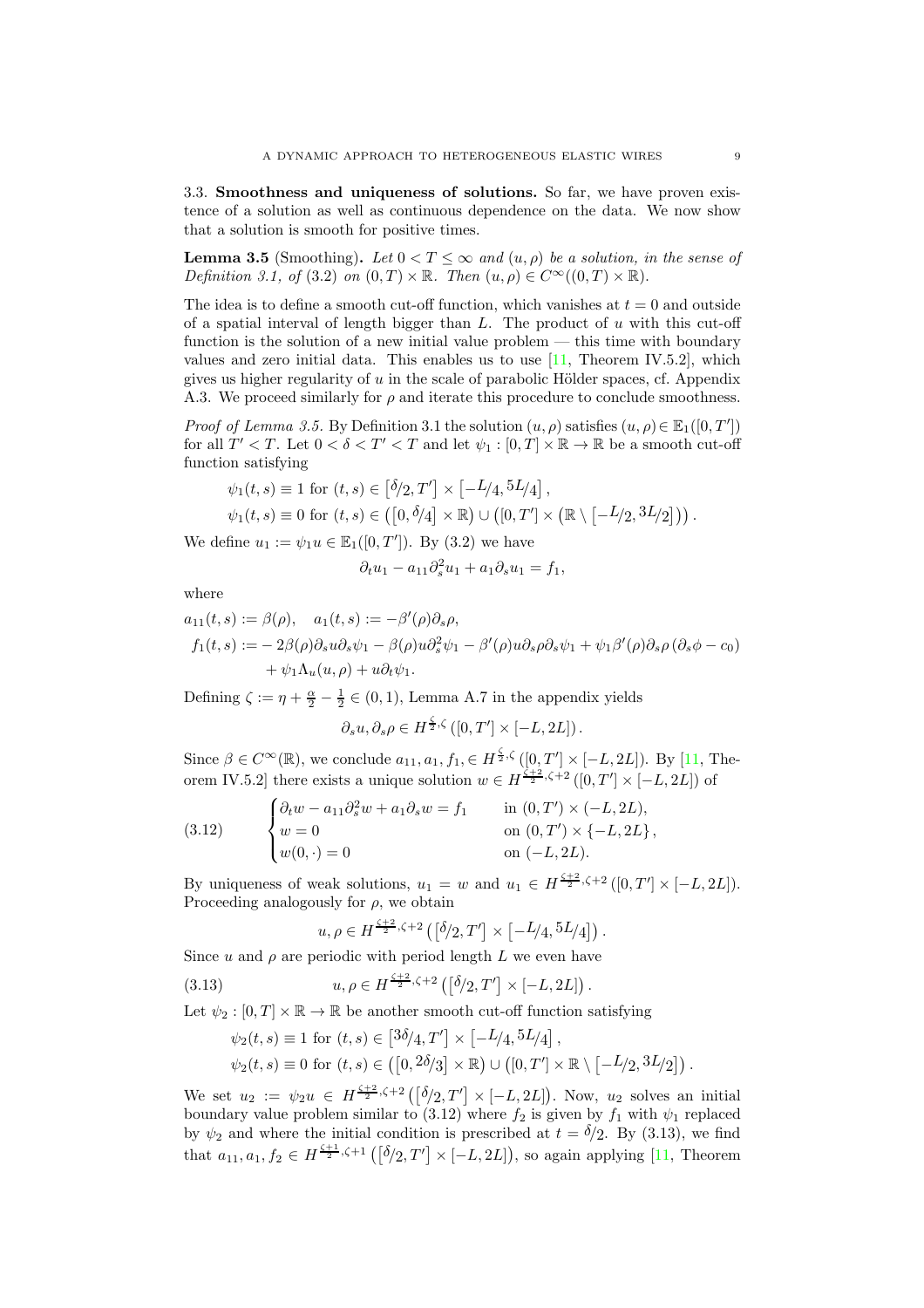3.3. **Smoothness and uniqueness of solutions.** So far, we have proven existence of a solution as well as continuous dependence on the data. We now show that a solution is smooth for positive times.

**Lemma 3.5** (Smoothing)**.** *Let $0 < T \leq \infty$ and $(u, \rho)$ be a solution, in the sense of Definition 3.1, of* (3.2) *on $(0,T) \times \mathbb{R}$. Then $(u, \rho) \in C^\infty((0,T) \times \mathbb{R})$.*

The idea is to define a smooth cut-off function, which vanishes at $t = 0$ and outside of a spatial interval of length bigger than $L$. The product of $u$ with this cut-off function is the solution of a new initial value problem — this time with boundary values and zero initial data. This enables us to use [11, Theorem IV.5.2], which gives us higher regularity of $u$ in the scale of parabolic Hölder spaces, cf. Appendix A.3. We proceed similarly for $\rho$ and iterate this procedure to conclude smoothness.

*Proof of Lemma 3.5.* By Definition 3.1 the solution $(u, \rho)$ satisfies $(u, \rho) \in \mathbb{E}_1([0, T'])$ for all $T' < T$. Let $0 < \delta < T' < T$ and let $\psi_1 : [0, T] \times \mathbb{R} \to \mathbb{R}$ be a smooth cut-off function satisfying

$$
\begin{aligned}
&\psi_1(t, s) \equiv 1 \text{ for } (t, s) \in \left[\delta/2, T'\right] \times \left[-L/4, 5L/4\right], \\
&\psi_1(t, s) \equiv 0 \text{ for } (t, s) \in \left([0, \delta/4] \times \mathbb{R}\right) \cup \left([0, T'] \times \left(\mathbb{R} \setminus \left[-L/2, 3L/2\right]\right)\right).
\end{aligned}
$$

We define $u_1 := \psi_1 u \in \mathbb{E}_1([0, T'])$. By (3.2) we have

$$
\partial_t u_1 - a_{11} \partial_s^2 u_1 + a_1 \partial_s u_1 = f_1,
$$

where

$$
\begin{aligned}
a_{11}(t, s) &:= \beta(\rho), \quad a_1(t, s) := -\beta'(\rho) \partial_s \rho, \\
f_1(t, s) &:= -2\beta(\rho) \partial_s u \partial_s \psi_1 - \beta(\rho) u \partial_s^2 \psi_1 - \beta'(\rho) u \partial_s \rho \partial_s \psi_1 + \psi_1 \beta'(\rho) \partial_s \rho \left(\partial_s \phi - c_0\right) \\
&\quad + \psi_1 \Lambda_u(u, \rho) + u \partial_t \psi_1.
\end{aligned}
$$

Defining $\zeta := \eta + \frac{\alpha}{2} - \frac{1}{2} \in (0,1)$, Lemma A.7 in the appendix yields

$$
\partial_s u, \partial_s \rho \in H^{\frac{\zeta}{2}, \zeta}\left([0, T'] \times [-L, 2L]\right).
$$

Since $\beta \in C^\infty(\mathbb{R})$, we conclude $a_{11}, a_1, f_1, \in H^{\frac{\zeta}{2}, \zeta}([0, T'] \times [-L, 2L])$. By [11, Theorem IV.5.2] there exists a unique solution $w \in H^{\frac{\zeta+2}{2}, \zeta+2}([0, T'] \times [-L, 2L])$ of

$$
\begin{cases}
\partial_t w - a_{11} \partial_s^2 w + a_1 \partial_s w = f_1 & \text{in } (0, T') \times (-L, 2L), \\
w = 0 & \text{on } (0, T') \times \{-L, 2L\}, \\
w(0, \cdot) = 0 & \text{on } (-L, 2L).
\end{cases}
\tag{3.12}
$$

By uniqueness of weak solutions, $u_1 = w$ and $u_1 \in H^{\frac{\zeta+2}{2}, \zeta+2}([0, T'] \times [-L, 2L])$. Proceeding analogously for $\rho$, we obtain

$$
u, \rho \in H^{\frac{\zeta+2}{2}, \zeta+2}\left(\left[\delta/2, T'\right] \times \left[-L/4, 5L/4\right]\right).
$$

Since $u$ and $\rho$ are periodic with period length $L$ we even have

$$
u, \rho \in H^{\frac{\zeta+2}{2}, \zeta+2}\left(\left[\delta/2, T'\right] \times [-L, 2L]\right).
\tag{3.13}
$$

Let $\psi_2 : [0, T] \times \mathbb{R} \to \mathbb{R}$ be another smooth cut-off function satisfying

$$
\begin{aligned}
&\psi_2(t, s) \equiv 1 \text{ for } (t, s) \in \left[3\delta/4, T'\right] \times \left[-L/4, 5L/4\right], \\
&\psi_2(t, s) \equiv 0 \text{ for } (t, s) \in \left([0, 2\delta/3] \times \mathbb{R}\right) \cup \left([0, T'] \times \mathbb{R} \setminus \left[-L/2, 3L/2\right]\right).
\end{aligned}
$$

We set $u_2 := \psi_2 u \in H^{\frac{\zeta+2}{2}, \zeta+2}\left(\left[\delta/2, T'\right] \times [-L, 2L]\right)$. Now, $u_2$ solves an initial boundary value problem similar to (3.12) where $f_2$ is given by $f_1$ with $\psi_1$ replaced by $\psi_2$ and where the initial condition is prescribed at $t = \delta/2$. By (3.13), we find that $a_{11}, a_1, f_2 \in H^{\frac{\zeta+1}{2}, \zeta+1}\left(\left[\delta/2, T'\right] \times [-L, 2L]\right)$, so again applying [11, Theorem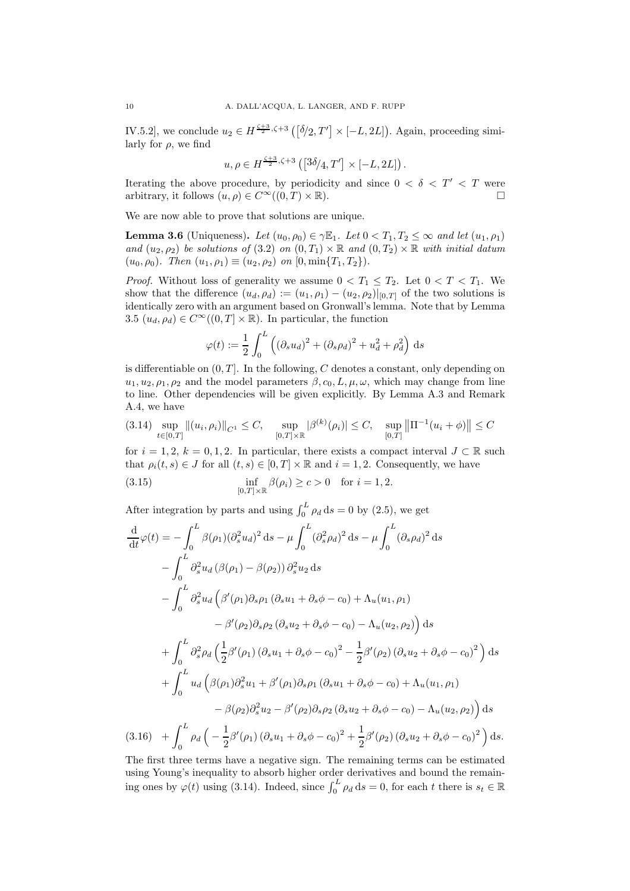IV.5.2], we conclude $u_2 \in H^{\frac{\zeta+3}{2},\zeta+3}\left(\left[\delta/2, T'\right] \times [-L, 2L]\right)$. Again, proceeding similarly for $\rho$, we find

$$u, \rho \in H^{\frac{\zeta+3}{2},\zeta+3}\left(\left[3\delta/4, T'\right] \times [-L, 2L]\right).$$

Iterating the above procedure, by periodicity and since $0 < \delta < T' < T$ were arbitrary, it follows $(u, \rho) \in C^\infty((0, T) \times \mathbb{R})$. □

We are now able to prove that solutions are unique.

**Lemma 3.6** (Uniqueness)**.** *Let $(u_0, \rho_0) \in \gamma\mathbb{E}_1$. Let $0 < T_1, T_2 \leq \infty$ and let $(u_1, \rho_1)$ and $(u_2, \rho_2)$ be solutions of* (3.2) *on $(0, T_1) \times \mathbb{R}$ and $(0, T_2) \times \mathbb{R}$ with initial datum $(u_0, \rho_0)$. Then $(u_1, \rho_1) \equiv (u_2, \rho_2)$ on $[0, \min\{T_1, T_2\})$.*

*Proof.* Without loss of generality we assume $0 < T_1 \leq T_2$. Let $0 < T < T_1$. We show that the difference $(u_d, \rho_d) := (u_1, \rho_1) - (u_2, \rho_2)|_{[0,T]}$ of the two solutions is identically zero with an argument based on Gronwall's lemma. Note that by Lemma 3.5 $(u_d, \rho_d) \in C^\infty((0, T] \times \mathbb{R})$. In particular, the function

$$\varphi(t) := \frac{1}{2}\int_0^L \left((\partial_s u_d)^2 + (\partial_s \rho_d)^2 + u_d^2 + \rho_d^2\right) \mathrm{d}s$$

is differentiable on $(0, T]$. In the following, $C$ denotes a constant, only depending on $u_1, u_2, \rho_1, \rho_2$ and the model parameters $\beta, c_0, L, \mu, \omega$, which may change from line to line. Other dependencies will be given explicitly. By Lemma A.3 and Remark A.4, we have

$$\sup_{t\in[0,T]} \|(u_i, \rho_i)\|_{C^1} \leq C, \quad \sup_{[0,T]\times\mathbb{R}} |\beta^{(k)}(\rho_i)| \leq C, \quad \sup_{[0,T]} \left\|\Pi^{-1}(u_i + \phi)\right\| \leq C \tag{3.14}$$

for $i = 1, 2$, $k = 0, 1, 2$. In particular, there exists a compact interval $J \subset \mathbb{R}$ such that $\rho_i(t, s) \in J$ for all $(t, s) \in [0, T] \times \mathbb{R}$ and $i = 1, 2$. Consequently, we have

$$\inf_{[0,T]\times\mathbb{R}} \beta(\rho_i) \geq c > 0 \quad \text{for } i = 1, 2. \tag{3.15}$$

After integration by parts and using $\int_0^L \rho_d \,\mathrm{d}s = 0$ by (2.5), we get

$$\begin{aligned}
\frac{\mathrm{d}}{\mathrm{d}t}\varphi(t) = &- \int_0^L \beta(\rho_1)(\partial_s^2 u_d)^2 \,\mathrm{d}s - \mu \int_0^L (\partial_s^2 \rho_d)^2 \,\mathrm{d}s - \mu \int_0^L (\partial_s \rho_d)^2 \,\mathrm{d}s \\
&- \int_0^L \partial_s^2 u_d \left(\beta(\rho_1) - \beta(\rho_2)\right) \partial_s^2 u_2 \,\mathrm{d}s \\
&- \int_0^L \partial_s^2 u_d \Big(\beta'(\rho_1)\partial_s \rho_1 \left(\partial_s u_1 + \partial_s \phi - c_0\right) + \Lambda_u(u_1, \rho_1) \\
&\qquad - \beta'(\rho_2)\partial_s \rho_2 \left(\partial_s u_2 + \partial_s \phi - c_0\right) - \Lambda_u(u_2, \rho_2)\Big) \,\mathrm{d}s \\
&+ \int_0^L \partial_s^2 \rho_d \Big(\frac{1}{2}\beta'(\rho_1)\left(\partial_s u_1 + \partial_s \phi - c_0\right)^2 - \frac{1}{2}\beta'(\rho_2)\left(\partial_s u_2 + \partial_s \phi - c_0\right)^2\Big) \,\mathrm{d}s \\
&+ \int_0^L u_d \Big(\beta(\rho_1)\partial_s^2 u_1 + \beta'(\rho_1)\partial_s \rho_1 \left(\partial_s u_1 + \partial_s \phi - c_0\right) + \Lambda_u(u_1, \rho_1) \\
&\qquad - \beta(\rho_2)\partial_s^2 u_2 - \beta'(\rho_2)\partial_s \rho_2 \left(\partial_s u_2 + \partial_s \phi - c_0\right) - \Lambda_u(u_2, \rho_2)\Big) \,\mathrm{d}s \\
&+ \int_0^L \rho_d \Big(-\frac{1}{2}\beta'(\rho_1)\left(\partial_s u_1 + \partial_s \phi - c_0\right)^2 + \frac{1}{2}\beta'(\rho_2)\left(\partial_s u_2 + \partial_s \phi - c_0\right)^2\Big) \,\mathrm{d}s.
\end{aligned} \tag{3.16}$$

The first three terms have a negative sign. The remaining terms can be estimated using Young's inequality to absorb higher order derivatives and bound the remaining ones by $\varphi(t)$ using (3.14). Indeed, since $\int_0^L \rho_d \,\mathrm{d}s = 0$, for each $t$ there is $s_t \in \mathbb{R}$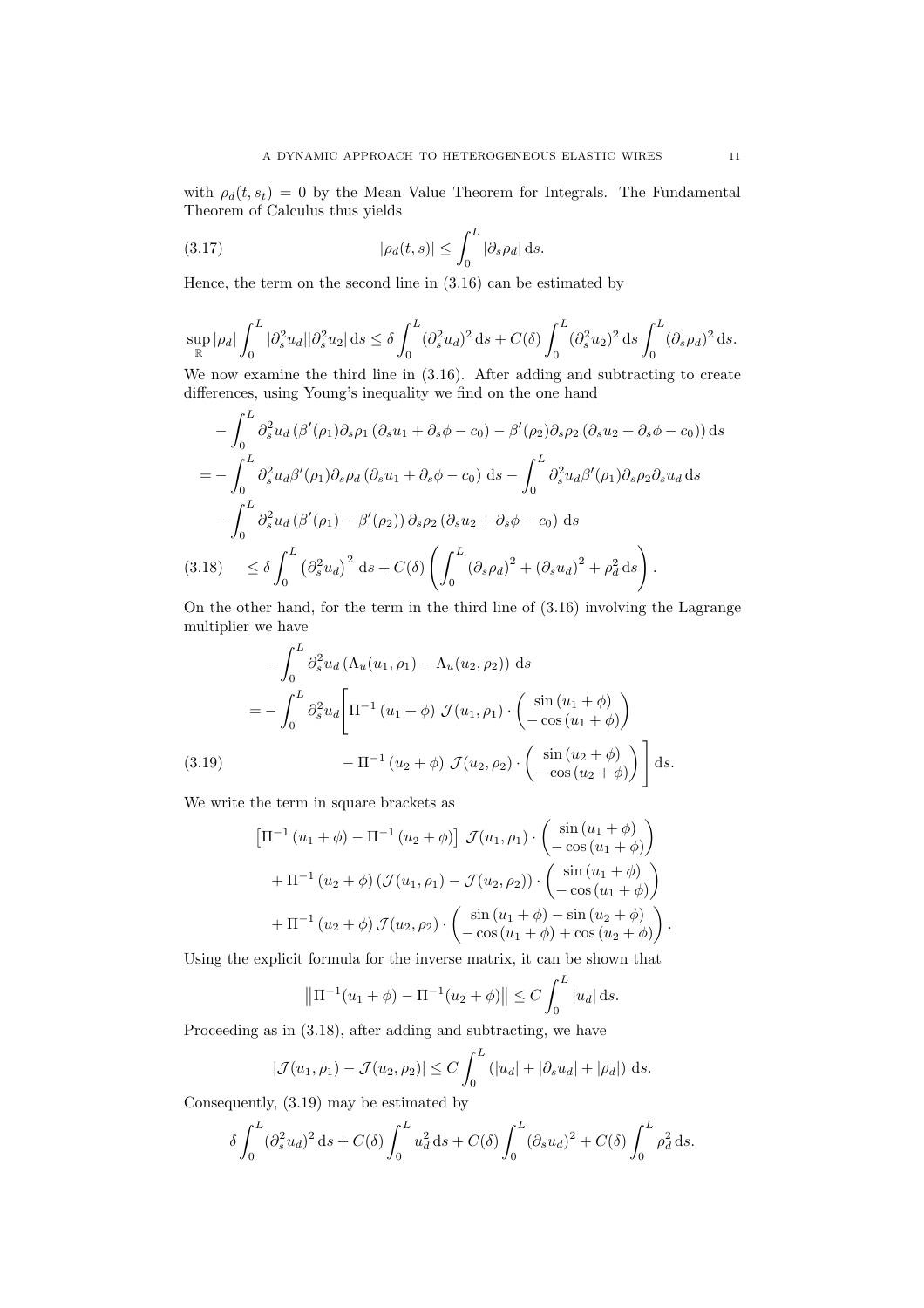with $\rho_d(t, s_t) = 0$ by the Mean Value Theorem for Integrals. The Fundamental Theorem of Calculus thus yields

$$|\rho_d(t,s)| \leq \int_0^L |\partial_s \rho_d| \, \mathrm{d}s. \tag{3.17}$$

Hence, the term on the second line in (3.16) can be estimated by

$$\sup_{\mathbb{R}} |\rho_d| \int_0^L |\partial_s^2 u_d||\partial_s^2 u_2| \, \mathrm{d}s \leq \delta \int_0^L (\partial_s^2 u_d)^2 \, \mathrm{d}s + C(\delta) \int_0^L (\partial_s^2 u_2)^2 \, \mathrm{d}s \int_0^L (\partial_s \rho_d)^2 \, \mathrm{d}s.$$

We now examine the third line in (3.16). After adding and subtracting to create differences, using Young's inequality we find on the one hand

$$\begin{aligned}
&-\int_0^L \partial_s^2 u_d \left(\beta'(\rho_1)\partial_s\rho_1 \left(\partial_s u_1 + \partial_s \phi - c_0\right) - \beta'(\rho_2)\partial_s \rho_2 \left(\partial_s u_2 + \partial_s\phi - c_0\right)\right) \mathrm{d}s \\
&= -\int_0^L \partial_s^2 u_d \beta'(\rho_1)\partial_s \rho_d \left(\partial_s u_1 + \partial_s \phi - c_0\right) \, \mathrm{d}s - \int_0^L \partial_s^2 u_d \beta'(\rho_1) \partial_s \rho_2 \partial_s u_d \, \mathrm{d}s \\
&\quad - \int_0^L \partial_s^2 u_d \left(\beta'(\rho_1) - \beta'(\rho_2)\right) \partial_s \rho_2 \left(\partial_s u_2 + \partial_s \phi - c_0\right) \, \mathrm{d}s \\
&\leq \delta \int_0^L \left(\partial_s^2 u_d\right)^2 \, \mathrm{d}s + C(\delta) \left( \int_0^L \left(\partial_s \rho_d\right)^2 + \left(\partial_s u_d\right)^2 + \rho_d^2 \, \mathrm{d}s \right).
\end{aligned} \tag{3.18}$$

On the other hand, for the term in the third line of (3.16) involving the Lagrange multiplier we have

$$\begin{aligned}
&-\int_0^L \partial_s^2 u_d \left(\Lambda_u(u_1,\rho_1) - \Lambda_u(u_2,\rho_2)\right) \, \mathrm{d}s \\
&= -\int_0^L \partial_s^2 u_d \Bigg[ \Pi^{-1}\left(u_1 + \phi\right) \mathcal{J}(u_1,\rho_1) \cdot \begin{pmatrix} \sin\left(u_1 + \phi\right) \\ -\cos\left(u_1 + \phi\right) \end{pmatrix} \\
&\qquad - \Pi^{-1}\left(u_2 + \phi\right) \mathcal{J}(u_2,\rho_2) \cdot \begin{pmatrix} \sin\left(u_2 + \phi\right) \\ -\cos\left(u_2 + \phi\right) \end{pmatrix} \Bigg] \mathrm{d}s.
\end{aligned} \tag{3.19}$$

We write the term in square brackets as

$$\begin{aligned}
&\left[\Pi^{-1}\left(u_1 + \phi\right) - \Pi^{-1}\left(u_2 + \phi\right)\right] \mathcal{J}(u_1,\rho_1) \cdot \begin{pmatrix} \sin\left(u_1 + \phi\right) \\ -\cos\left(u_1 + \phi\right) \end{pmatrix} \\
&+ \Pi^{-1}\left(u_2 + \phi\right) \left(\mathcal{J}(u_1,\rho_1) - \mathcal{J}(u_2,\rho_2)\right) \cdot \begin{pmatrix} \sin\left(u_1 + \phi\right) \\ -\cos\left(u_1 + \phi\right) \end{pmatrix} \\
&+ \Pi^{-1}\left(u_2 + \phi\right) \mathcal{J}(u_2,\rho_2) \cdot \begin{pmatrix} \sin\left(u_1 + \phi\right) - \sin\left(u_2 + \phi\right) \\ -\cos\left(u_1 + \phi\right) + \cos\left(u_2 + \phi\right) \end{pmatrix}.
\end{aligned}$$

Using the explicit formula for the inverse matrix, it can be shown that

$$\left\|\Pi^{-1}(u_1 + \phi) - \Pi^{-1}(u_2 + \phi)\right\| \leq C \int_0^L |u_d| \, \mathrm{d}s.$$

Proceeding as in (3.18), after adding and subtracting, we have

$$|\mathcal{J}(u_1,\rho_1) - \mathcal{J}(u_2,\rho_2)| \leq C \int_0^L \left(|u_d| + |\partial_s u_d| + |\rho_d|\right) \, \mathrm{d}s.$$

Consequently, (3.19) may be estimated by

$$\delta \int_0^L (\partial_s^2 u_d)^2 \, \mathrm{d}s + C(\delta) \int_0^L u_d^2 \, \mathrm{d}s + C(\delta) \int_0^L (\partial_s u_d)^2 + C(\delta) \int_0^L \rho_d^2 \, \mathrm{d}s.$$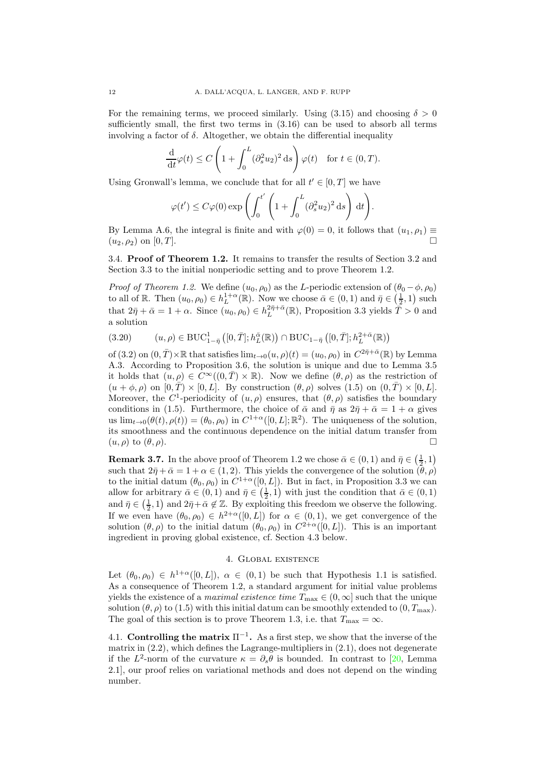For the remaining terms, we proceed similarly. Using (3.15) and choosing $\delta > 0$ sufficiently small, the first two terms in (3.16) can be used to absorb all terms involving a factor of $\delta$. Altogether, we obtain the differential inequality

$$\frac{\mathrm{d}}{\mathrm{d}t}\varphi(t) \leq C\left(1 + \int_0^L (\partial_s^2 u_2)^2 \,\mathrm{d}s\right)\varphi(t) \quad \text{for } t \in (0,T).$$

Using Gronwall's lemma, we conclude that for all $t' \in [0,T]$ we have

$$\varphi(t') \leq C\varphi(0) \exp\left(\int_0^{t'} \left(1 + \int_0^L (\partial_s^2 u_2)^2 \,\mathrm{d}s\right) \mathrm{d}t\right).$$

By Lemma A.6, the integral is finite and with $\varphi(0) = 0$, it follows that $(u_1, \rho_1) \equiv (u_2, \rho_2)$ on $[0,T]$. □

### 3.4. Proof of Theorem 1.2.

It remains to transfer the results of Section 3.2 and Section 3.3 to the initial nonperiodic setting and to prove Theorem 1.2.

*Proof of Theorem 1.2.* We define $(u_0, \rho_0)$ as the $L$-periodic extension of $(\theta_0 - \phi, \rho_0)$ to all of $\mathbb{R}$. Then $(u_0, \rho_0) \in h_L^{1+\alpha}(\mathbb{R})$. Now we choose $\bar{\alpha} \in (0,1)$ and $\bar{\eta} \in \left(\frac{1}{2}, 1\right)$ such that $2\bar{\eta} + \bar{\alpha} = 1 + \alpha$. Since $(u_0, \rho_0) \in h_L^{2\bar{\eta}+\bar{\alpha}}(\mathbb{R})$, Proposition 3.3 yields $\bar{T} > 0$ and a solution

$$(u, \rho) \in \mathrm{BUC}^1_{1-\bar{\eta}}\left([0,\bar{T}]; h_L^{\bar{\alpha}}(\mathbb{R})\right) \cap \mathrm{BUC}_{1-\bar{\eta}}\left([0,\bar{T}]; h_L^{2+\bar{\alpha}}(\mathbb{R})\right) \tag{3.20}$$

of (3.2) on $(0,\bar{T}) \times \mathbb{R}$ that satisfies $\lim_{t\to 0}(u,\rho)(t) = (u_0, \rho_0)$ in $C^{2\bar{\eta}+\bar{\alpha}}(\mathbb{R})$ by Lemma A.3. According to Proposition 3.6, the solution is unique and due to Lemma 3.5 it holds that $(u, \rho) \in C^\infty((0,\bar{T}) \times \mathbb{R})$. Now we define $(\theta, \rho)$ as the restriction of $(u + \phi, \rho)$ on $[0,\bar{T}) \times [0,L]$. By construction $(\theta, \rho)$ solves (1.5) on $(0,\bar{T}) \times [0,L]$. Moreover, the $C^1$-periodicity of $(u, \rho)$ ensures, that $(\theta, \rho)$ satisfies the boundary conditions in (1.5). Furthermore, the choice of $\bar{\alpha}$ and $\bar{\eta}$ as $2\bar{\eta} + \bar{\alpha} = 1 + \alpha$ gives us $\lim_{t\to 0}(\theta(t), \rho(t)) = (\theta_0, \rho_0)$ in $C^{1+\alpha}([0,L]; \mathbb{R}^2)$. The uniqueness of the solution, its smoothness and the continuous dependence on the initial datum transfer from $(u, \rho)$ to $(\theta, \rho)$. □

**Remark 3.7.** In the above proof of Theorem 1.2 we chose $\bar{\alpha} \in (0,1)$ and $\bar{\eta} \in \left(\frac{1}{2}, 1\right)$ such that $2\bar{\eta} + \bar{\alpha} = 1 + \alpha \in (1,2)$. This yields the convergence of the solution $(\theta, \rho)$ to the initial datum $(\theta_0, \rho_0)$ in $C^{1+\alpha}([0,L])$. But in fact, in Proposition 3.3 we can allow for arbitrary $\bar{\alpha} \in (0,1)$ and $\bar{\eta} \in \left(\frac{1}{2}, 1\right)$ with just the condition that $\bar{\alpha} \in (0,1)$ and $\bar{\eta} \in \left(\frac{1}{2}, 1\right)$ and $2\bar{\eta} + \bar{\alpha} \notin \mathbb{Z}$. By exploiting this freedom we observe the following. If we even have $(\theta_0, \rho_0) \in h^{2+\alpha}([0,L])$ for $\alpha \in (0,1)$, we get convergence of the solution $(\theta, \rho)$ to the initial datum $(\theta_0, \rho_0)$ in $C^{2+\alpha}([0,L])$. This is an important ingredient in proving global existence, cf. Section 4.3 below.

## 4. Global existence

Let $(\theta_0, \rho_0) \in h^{1+\alpha}([0,L])$, $\alpha \in (0,1)$ be such that Hypothesis 1.1 is satisfied. As a consequence of Theorem 1.2, a standard argument for initial value problems yields the existence of a *maximal existence time* $T_{\max} \in (0,\infty]$ such that the unique solution $(\theta, \rho)$ to (1.5) with this initial datum can be smoothly extended to $(0, T_{\max})$. The goal of this section is to prove Theorem 1.3, i.e. that $T_{\max} = \infty$.

### 4.1. Controlling the matrix $\Pi^{-1}$.

As a first step, we show that the inverse of the matrix in (2.2), which defines the Lagrange-multipliers in (2.1), does not degenerate if the $L^2$-norm of the curvature $\kappa = \partial_s\theta$ is bounded. In contrast to [20, Lemma 2.1], our proof relies on variational methods and does not depend on the winding number.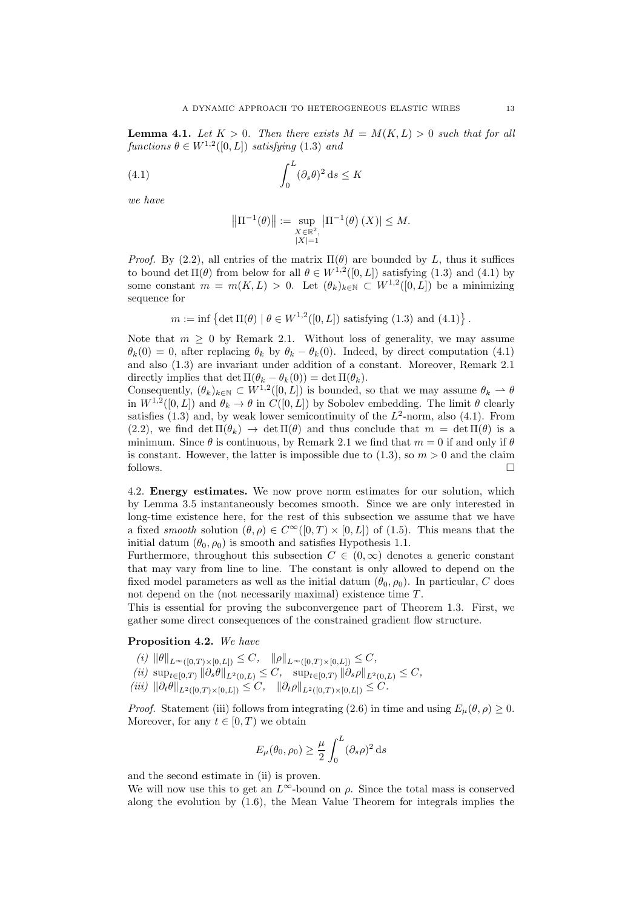**Lemma 4.1.** *Let $K > 0$. Then there exists $M = M(K, L) > 0$ such that for all functions $\theta \in W^{1,2}([0, L])$ satisfying (1.3) and*

$$\int_0^L (\partial_s \theta)^2 \, \mathrm{d}s \leq K \tag{4.1}$$

*we have*

$$\left\|\Pi^{-1}(\theta)\right\| := \sup_{\substack{X \in \mathbb{R}^2, \\ |X|=1}} \left|\Pi^{-1}(\theta)\,(X)\right| \leq M.$$

*Proof.* By (2.2), all entries of the matrix $\Pi(\theta)$ are bounded by $L$, thus it suffices to bound $\det \Pi(\theta)$ from below for all $\theta \in W^{1,2}([0, L])$ satisfying (1.3) and (4.1) by some constant $m = m(K, L) > 0$. Let $(\theta_k)_{k \in \mathbb{N}} \subset W^{1,2}([0, L])$ be a minimizing sequence for

$$m := \inf \left\{ \det \Pi(\theta) \mid \theta \in W^{1,2}([0, L]) \text{ satisfying (1.3) and (4.1)} \right\}.$$

Note that $m \geq 0$ by Remark 2.1. Without loss of generality, we may assume $\theta_k(0) = 0$, after replacing $\theta_k$ by $\theta_k - \theta_k(0)$. Indeed, by direct computation (4.1) and also (1.3) are invariant under addition of a constant. Moreover, Remark 2.1 directly implies that $\det \Pi(\theta_k - \theta_k(0)) = \det \Pi(\theta_k)$.

Consequently, $(\theta_k)_{k \in \mathbb{N}} \subset W^{1,2}([0, L])$ is bounded, so that we may assume $\theta_k \rightharpoonup \theta$ in $W^{1,2}([0, L])$ and $\theta_k \to \theta$ in $C([0, L])$ by Sobolev embedding. The limit $\theta$ clearly satisfies (1.3) and, by weak lower semicontinuity of the $L^2$-norm, also (4.1). From (2.2), we find $\det \Pi(\theta_k) \to \det \Pi(\theta)$ and thus conclude that $m = \det \Pi(\theta)$ is a minimum. Since $\theta$ is continuous, by Remark 2.1 we find that $m = 0$ if and only if $\theta$ is constant. However, the latter is impossible due to (1.3), so $m > 0$ and the claim follows. $\square$

### 4.2. Energy estimates.

We now prove norm estimates for our solution, which by Lemma 3.5 instantaneously becomes smooth. Since we are only interested in long-time existence here, for the rest of this subsection we assume that we have a fixed *smooth* solution $(\theta, \rho) \in C^\infty([0, T) \times [0, L])$ of (1.5). This means that the initial datum $(\theta_0, \rho_0)$ is smooth and satisfies Hypothesis 1.1.

Furthermore, throughout this subsection $C \in (0, \infty)$ denotes a generic constant that may vary from line to line. The constant is only allowed to depend on the fixed model parameters as well as the initial datum $(\theta_0, \rho_0)$. In particular, $C$ does not depend on the (not necessarily maximal) existence time $T$.

This is essential for proving the subconvergence part of Theorem 1.3. First, we gather some direct consequences of the constrained gradient flow structure.

**Proposition 4.2.** *We have*

*(i)* $\|\theta\|_{L^\infty([0,T)\times[0,L])} \leq C, \quad \|\rho\|_{L^\infty([0,T)\times[0,L])} \leq C,$

*(ii)* $\sup_{t\in[0,T)} \|\partial_s \theta\|_{L^2(0,L)} \leq C, \quad \sup_{t\in[0,T)} \|\partial_s \rho\|_{L^2(0,L)} \leq C,$

*(iii)* $\|\partial_t \theta\|_{L^2([0,T)\times[0,L])} \leq C, \quad \|\partial_t \rho\|_{L^2([0,T)\times[0,L])} \leq C.$

*Proof.* Statement (iii) follows from integrating (2.6) in time and using $E_\mu(\theta, \rho) \geq 0$. Moreover, for any $t \in [0, T)$ we obtain

$$E_\mu(\theta_0, \rho_0) \geq \frac{\mu}{2} \int_0^L (\partial_s \rho)^2 \, \mathrm{d}s$$

and the second estimate in (ii) is proven.

We will now use this to get an $L^\infty$-bound on $\rho$. Since the total mass is conserved along the evolution by (1.6), the Mean Value Theorem for integrals implies the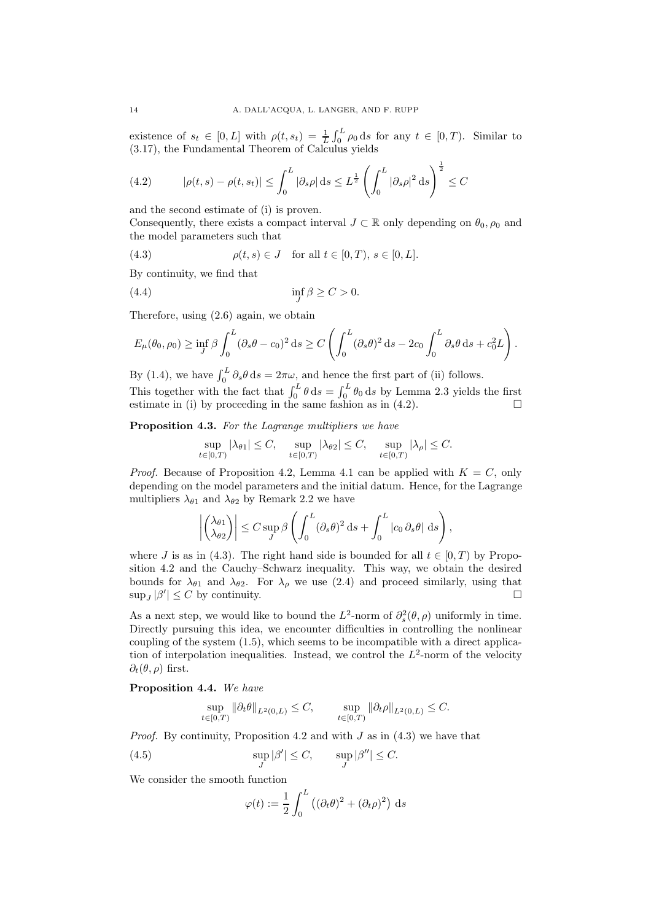existence of $s_t \in [0,L]$ with $\rho(t,s_t) = \frac{1}{L}\int_0^L \rho_0 \,\mathrm{d}s$ for any $t \in [0,T)$. Similar to (3.17), the Fundamental Theorem of Calculus yields

$$|\rho(t,s) - \rho(t,s_t)| \leq \int_0^L |\partial_s \rho| \,\mathrm{d}s \leq L^{\frac{1}{2}} \left( \int_0^L |\partial_s \rho|^2 \,\mathrm{d}s \right)^{\frac{1}{2}} \leq C \tag{4.2}$$

and the second estimate of (i) is proven.

Consequently, there exists a compact interval $J \subset \mathbb{R}$ only depending on $\theta_0, \rho_0$ and the model parameters such that

$$\rho(t,s) \in J \quad \text{for all } t \in [0,T),\, s \in [0,L]. \tag{4.3}$$

By continuity, we find that

$$\inf_J \beta \geq C > 0. \tag{4.4}$$

Therefore, using (2.6) again, we obtain

$$E_\mu(\theta_0, \rho_0) \geq \inf_J \beta \int_0^L (\partial_s \theta - c_0)^2 \,\mathrm{d}s \geq C \left( \int_0^L (\partial_s \theta)^2 \,\mathrm{d}s - 2c_0 \int_0^L \partial_s \theta \,\mathrm{d}s + c_0^2 L \right).$$

By (1.4), we have $\int_0^L \partial_s \theta \,\mathrm{d}s = 2\pi\omega$, and hence the first part of (ii) follows.

This together with the fact that $\int_0^L \theta \,\mathrm{d}s = \int_0^L \theta_0 \,\mathrm{d}s$ by Lemma 2.3 yields the first estimate in (i) by proceeding in the same fashion as in (4.2). $\square$

**Proposition 4.3.** *For the Lagrange multipliers we have*

$$\sup_{t\in[0,T)} |\lambda_{\theta 1}| \leq C, \quad \sup_{t\in[0,T)} |\lambda_{\theta 2}| \leq C, \quad \sup_{t\in[0,T)} |\lambda_\rho| \leq C.$$

*Proof.* Because of Proposition 4.2, Lemma 4.1 can be applied with $K = C$, only depending on the model parameters and the initial datum. Hence, for the Lagrange multipliers $\lambda_{\theta 1}$ and $\lambda_{\theta 2}$ by Remark 2.2 we have

$$\left| \begin{pmatrix} \lambda_{\theta 1} \\ \lambda_{\theta 2} \end{pmatrix} \right| \leq C \sup_J \beta \left( \int_0^L (\partial_s \theta)^2 \,\mathrm{d}s + \int_0^L |c_0 \, \partial_s \theta| \,\mathrm{d}s \right),$$

where $J$ is as in (4.3). The right hand side is bounded for all $t \in [0,T)$ by Proposition 4.2 and the Cauchy–Schwarz inequality. This way, we obtain the desired bounds for $\lambda_{\theta 1}$ and $\lambda_{\theta 2}$. For $\lambda_\rho$ we use (2.4) and proceed similarly, using that $\sup_J |\beta'| \leq C$ by continuity. $\square$

As a next step, we would like to bound the $L^2$-norm of $\partial_s^2(\theta, \rho)$ uniformly in time. Directly pursuing this idea, we encounter difficulties in controlling the nonlinear coupling of the system (1.5), which seems to be incompatible with a direct application of interpolation inequalities. Instead, we control the $L^2$-norm of the velocity $\partial_t(\theta, \rho)$ first.

**Proposition 4.4.** *We have*

$$\sup_{t\in[0,T)} \|\partial_t \theta\|_{L^2(0,L)} \leq C, \qquad \sup_{t\in[0,T)} \|\partial_t \rho\|_{L^2(0,L)} \leq C.$$

*Proof.* By continuity, Proposition 4.2 and with $J$ as in (4.3) we have that

$$\sup_J |\beta'| \leq C, \qquad \sup_J |\beta''| \leq C. \tag{4.5}$$

We consider the smooth function

$$\varphi(t) := \frac{1}{2} \int_0^L \left( (\partial_t \theta)^2 + (\partial_t \rho)^2 \right) \,\mathrm{d}s$$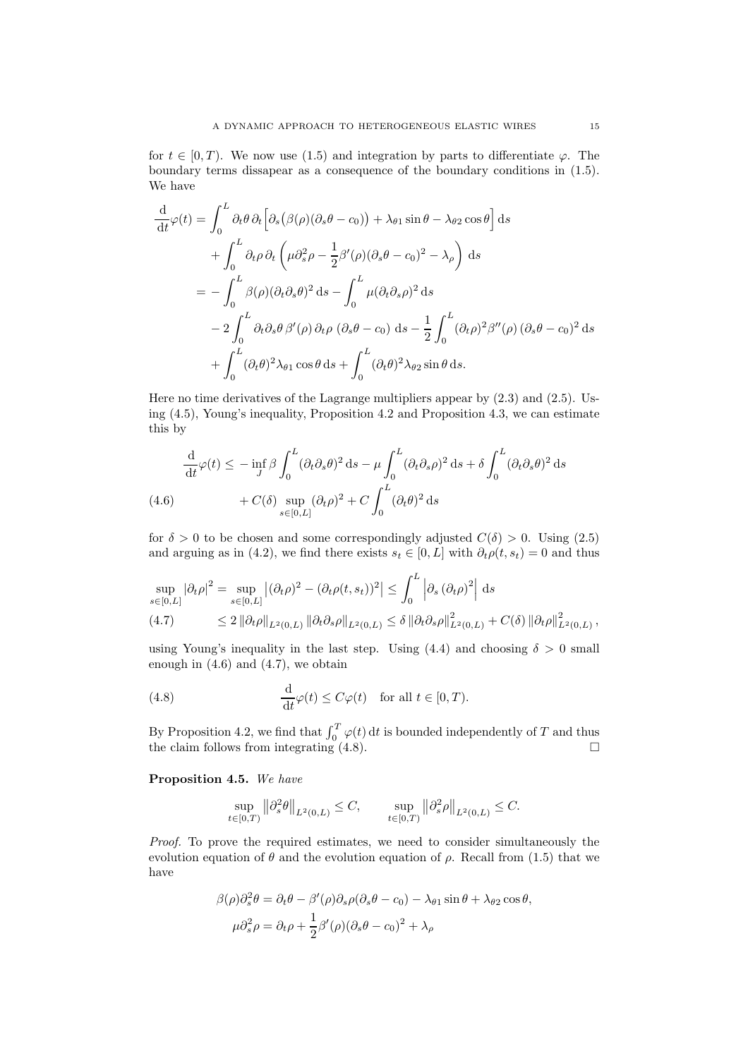for $t \in [0, T)$. We now use (1.5) and integration by parts to differentiate $\varphi$. The boundary terms dissapear as a consequence of the boundary conditions in (1.5). We have

$$
\begin{aligned}
\frac{\mathrm{d}}{\mathrm{d}t}\varphi(t) &= \int_0^L \partial_t\theta\,\partial_t\Big[\partial_s\big(\beta(\rho)(\partial_s\theta - c_0)\big) + \lambda_{\theta 1}\sin\theta - \lambda_{\theta 2}\cos\theta\Big]\,\mathrm{d}s \\
&\quad + \int_0^L \partial_t\rho\,\partial_t\left(\mu\partial_s^2\rho - \frac{1}{2}\beta'(\rho)(\partial_s\theta - c_0)^2 - \lambda_\rho\right)\,\mathrm{d}s \\
&= -\int_0^L \beta(\rho)(\partial_t\partial_s\theta)^2\,\mathrm{d}s - \int_0^L \mu(\partial_t\partial_s\rho)^2\,\mathrm{d}s \\
&\quad - 2\int_0^L \partial_t\partial_s\theta\,\beta'(\rho)\,\partial_t\rho\,(\partial_s\theta - c_0)\,\mathrm{d}s - \frac{1}{2}\int_0^L (\partial_t\rho)^2\beta''(\rho)\,(\partial_s\theta - c_0)^2\,\mathrm{d}s \\
&\quad + \int_0^L (\partial_t\theta)^2\lambda_{\theta 1}\cos\theta\,\mathrm{d}s + \int_0^L (\partial_t\theta)^2\lambda_{\theta 2}\sin\theta\,\mathrm{d}s.
\end{aligned}
$$

Here no time derivatives of the Lagrange multipliers appear by (2.3) and (2.5). Using (4.5), Young's inequality, Proposition 4.2 and Proposition 4.3, we can estimate this by

$$
\begin{aligned}
\frac{\mathrm{d}}{\mathrm{d}t}\varphi(t) &\leq -\inf_J \beta\int_0^L (\partial_t\partial_s\theta)^2\,\mathrm{d}s - \mu\int_0^L (\partial_t\partial_s\rho)^2\,\mathrm{d}s + \delta\int_0^L (\partial_t\partial_s\theta)^2\,\mathrm{d}s \\
&\quad + C(\delta)\sup_{s\in[0,L]}(\partial_t\rho)^2 + C\int_0^L (\partial_t\theta)^2\,\mathrm{d}s
\end{aligned} \tag{4.6}
$$

for $\delta > 0$ to be chosen and some correspondingly adjusted $C(\delta) > 0$. Using (2.5) and arguing as in (4.2), we find there exists $s_t \in [0, L]$ with $\partial_t\rho(t, s_t) = 0$ and thus

$$
\begin{aligned}
\sup_{s\in[0,L]}|\partial_t\rho|^2 &= \sup_{s\in[0,L]}\left|(\partial_t\rho)^2 - (\partial_t\rho(t, s_t))^2\right| \leq \int_0^L \left|\partial_s\left(\partial_t\rho\right)^2\right|\,\mathrm{d}s \\
&\leq 2\left\|\partial_t\rho\right\|_{L^2(0,L)}\left\|\partial_t\partial_s\rho\right\|_{L^2(0,L)} \leq \delta\left\|\partial_t\partial_s\rho\right\|_{L^2(0,L)}^2 + C(\delta)\left\|\partial_t\rho\right\|_{L^2(0,L)}^2,
\end{aligned} \tag{4.7}
$$

using Young's inequality in the last step. Using (4.4) and choosing $\delta > 0$ small enough in (4.6) and (4.7), we obtain

$$
\frac{\mathrm{d}}{\mathrm{d}t}\varphi(t) \leq C\varphi(t) \quad \text{for all } t \in [0, T). \tag{4.8}
$$

By Proposition 4.2, we find that $\int_0^T \varphi(t)\,\mathrm{d}t$ is bounded independently of $T$ and thus the claim follows from integrating (4.8). $\square$

**Proposition 4.5.** *We have*

$$
\sup_{t\in[0,T)}\left\|\partial_s^2\theta\right\|_{L^2(0,L)} \leq C, \qquad \sup_{t\in[0,T)}\left\|\partial_s^2\rho\right\|_{L^2(0,L)} \leq C.
$$

*Proof.* To prove the required estimates, we need to consider simultaneously the evolution equation of $\theta$ and the evolution equation of $\rho$. Recall from (1.5) that we have

$$
\begin{aligned}
\beta(\rho)\partial_s^2\theta &= \partial_t\theta - \beta'(\rho)\partial_s\rho(\partial_s\theta - c_0) - \lambda_{\theta 1}\sin\theta + \lambda_{\theta 2}\cos\theta, \\
\mu\partial_s^2\rho &= \partial_t\rho + \frac{1}{2}\beta'(\rho)(\partial_s\theta - c_0)^2 + \lambda_\rho
\end{aligned}
$$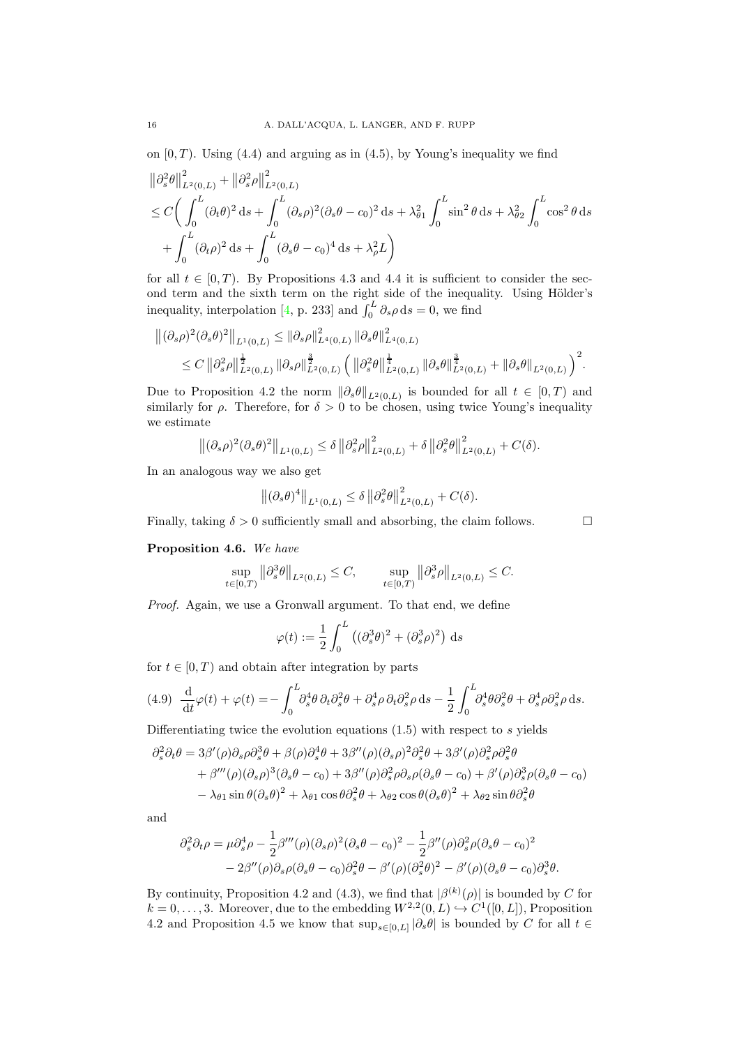on $[0,T)$. Using (4.4) and arguing as in (4.5), by Young's inequality we find

$$
\begin{aligned}
&\left\|\partial_s^2\theta\right\|_{L^2(0,L)}^2 + \left\|\partial_s^2\rho\right\|_{L^2(0,L)}^2 \\
&\leq C\Big( \int_0^L (\partial_t\theta)^2 \,\mathrm{d}s + \int_0^L (\partial_s\rho)^2(\partial_s\theta - c_0)^2 \,\mathrm{d}s + \lambda_{\theta 1}^2 \int_0^L \sin^2\theta \,\mathrm{d}s + \lambda_{\theta 2}^2 \int_0^L \cos^2\theta \,\mathrm{d}s \\
&\quad + \int_0^L (\partial_t\rho)^2 \,\mathrm{d}s + \int_0^L (\partial_s\theta - c_0)^4 \,\mathrm{d}s + \lambda_\rho^2 L \Big)
\end{aligned}
$$

for all $t \in [0,T)$. By Propositions 4.3 and 4.4 it is sufficient to consider the second term and the sixth term on the right side of the inequality. Using Hölder's inequality, interpolation [4, p. 233] and $\int_0^L \partial_s\rho \,\mathrm{d}s = 0$, we find

$$
\begin{aligned}
&\left\|(\partial_s\rho)^2(\partial_s\theta)^2\right\|_{L^1(0,L)} \leq \|\partial_s\rho\|_{L^4(0,L)}^2 \|\partial_s\theta\|_{L^4(0,L)}^2 \\
&\quad \leq C \left\|\partial_s^2\rho\right\|_{L^2(0,L)}^{\frac{1}{2}} \|\partial_s\rho\|_{L^2(0,L)}^{\frac{3}{2}} \left( \left\|\partial_s^2\theta\right\|_{L^2(0,L)}^{\frac{1}{4}} \|\partial_s\theta\|_{L^2(0,L)}^{\frac{3}{4}} + \|\partial_s\theta\|_{L^2(0,L)} \right)^2.
\end{aligned}
$$

Due to Proposition 4.2 the norm $\|\partial_s\theta\|_{L^2(0,L)}$ is bounded for all $t \in [0,T)$ and similarly for $\rho$. Therefore, for $\delta > 0$ to be chosen, using twice Young's inequality we estimate

$$
\left\|(\partial_s\rho)^2(\partial_s\theta)^2\right\|_{L^1(0,L)} \leq \delta \left\|\partial_s^2\rho\right\|_{L^2(0,L)}^2 + \delta \left\|\partial_s^2\theta\right\|_{L^2(0,L)}^2 + C(\delta).
$$

In an analogous way we also get

$$
\left\|(\partial_s\theta)^4\right\|_{L^1(0,L)} \leq \delta \left\|\partial_s^2\theta\right\|_{L^2(0,L)}^2 + C(\delta).
$$

Finally, taking $\delta > 0$ sufficiently small and absorbing, the claim follows. □

**Proposition 4.6.** *We have*

$$
\sup_{t\in[0,T)} \left\|\partial_s^3\theta\right\|_{L^2(0,L)} \leq C, \qquad \sup_{t\in[0,T)} \left\|\partial_s^3\rho\right\|_{L^2(0,L)} \leq C.
$$

*Proof.* Again, we use a Gronwall argument. To that end, we define

$$
\varphi(t) := \frac{1}{2}\int_0^L \left( (\partial_s^3\theta)^2 + (\partial_s^3\rho)^2 \right) \,\mathrm{d}s
$$

for $t \in [0,T)$ and obtain after integration by parts

$$
\frac{\mathrm{d}}{\mathrm{d}t}\varphi(t) + \varphi(t) = -\int_0^L \partial_s^4\theta \,\partial_t\partial_s^2\theta + \partial_s^4\rho \,\partial_t\partial_s^2\rho \,\mathrm{d}s - \frac{1}{2}\int_0^L \partial_s^4\theta\partial_s^2\theta + \partial_s^4\rho\partial_s^2\rho \,\mathrm{d}s. \tag{4.9}
$$

Differentiating twice the evolution equations (1.5) with respect to $s$ yields

$$
\begin{aligned}
\partial_s^2\partial_t\theta &= 3\beta'(\rho)\partial_s\rho\partial_s^3\theta + \beta(\rho)\partial_s^4\theta + 3\beta''(\rho)(\partial_s\rho)^2\partial_s^2\theta + 3\beta'(\rho)\partial_s^2\rho\partial_s^2\theta \\
&\quad + \beta'''(\rho)(\partial_s\rho)^3(\partial_s\theta - c_0) + 3\beta''(\rho)\partial_s^2\rho\partial_s\rho(\partial_s\theta - c_0) + \beta'(\rho)\partial_s^3\rho(\partial_s\theta - c_0) \\
&\quad - \lambda_{\theta 1}\sin\theta(\partial_s\theta)^2 + \lambda_{\theta 1}\cos\theta\partial_s^2\theta + \lambda_{\theta 2}\cos\theta(\partial_s\theta)^2 + \lambda_{\theta 2}\sin\theta\partial_s^2\theta
\end{aligned}
$$

and

$$
\begin{aligned}
\partial_s^2\partial_t\rho &= \mu\partial_s^4\rho - \frac{1}{2}\beta'''(\rho)(\partial_s\rho)^2(\partial_s\theta - c_0)^2 - \frac{1}{2}\beta''(\rho)\partial_s^2\rho(\partial_s\theta - c_0)^2 \\
&\quad - 2\beta''(\rho)\partial_s\rho(\partial_s\theta - c_0)\partial_s^2\theta - \beta'(\rho)(\partial_s^2\theta)^2 - \beta'(\rho)(\partial_s\theta - c_0)\partial_s^3\theta.
\end{aligned}
$$

By continuity, Proposition 4.2 and (4.3), we find that $|\beta^{(k)}(\rho)|$ is bounded by $C$ for $k = 0, \ldots, 3$. Moreover, due to the embedding $W^{2,2}(0,L) \hookrightarrow C^1([0,L])$, Proposition 4.2 and Proposition 4.5 we know that $\sup_{s\in[0,L]} |\partial_s\theta|$ is bounded by $C$ for all $t \in$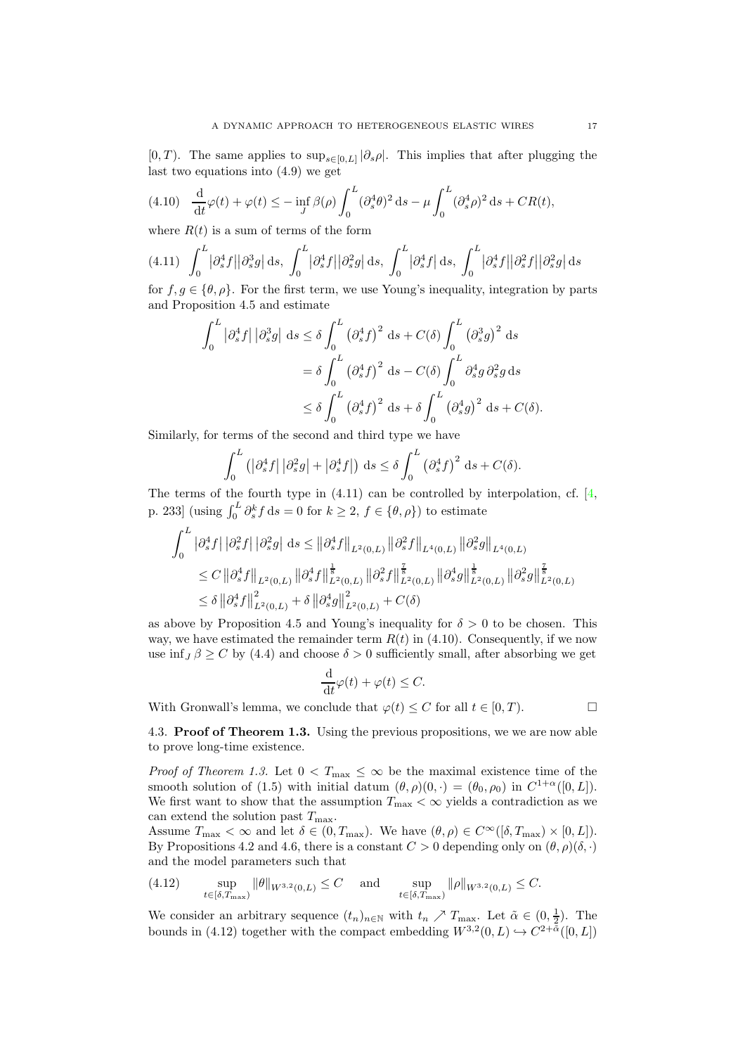$[0,T)$. The same applies to $\sup_{s\in[0,L]}|\partial_s\rho|$. This implies that after plugging the last two equations into (4.9) we get

$$\frac{\mathrm{d}}{\mathrm{d}t}\varphi(t)+\varphi(t)\leq -\inf_J\beta(\rho)\int_0^L(\partial_s^4\theta)^2\,\mathrm{d}s-\mu\int_0^L(\partial_s^4\rho)^2\,\mathrm{d}s+CR(t), \tag{4.10}$$

where $R(t)$ is a sum of terms of the form

$$\int_0^L\left|\partial_s^4 f\right|\left|\partial_s^3 g\right|\mathrm{d}s,\ \int_0^L\left|\partial_s^4 f\right|\left|\partial_s^2 g\right|\mathrm{d}s,\ \int_0^L\left|\partial_s^4 f\right|\mathrm{d}s,\ \int_0^L\left|\partial_s^4 f\right|\left|\partial_s^2 f\right|\left|\partial_s^2 g\right|\mathrm{d}s \tag{4.11}$$

for $f,g\in\{\theta,\rho\}$. For the first term, we use Young's inequality, integration by parts and Proposition 4.5 and estimate

$$\begin{aligned}\int_0^L\left|\partial_s^4 f\right|\left|\partial_s^3 g\right|\,\mathrm{d}s&\leq\delta\int_0^L\left(\partial_s^4 f\right)^2\,\mathrm{d}s+C(\delta)\int_0^L\left(\partial_s^3 g\right)^2\,\mathrm{d}s\\&=\delta\int_0^L\left(\partial_s^4 f\right)^2\,\mathrm{d}s-C(\delta)\int_0^L\partial_s^4 g\,\partial_s^2 g\,\mathrm{d}s\\&\leq\delta\int_0^L\left(\partial_s^4 f\right)^2\,\mathrm{d}s+\delta\int_0^L\left(\partial_s^4 g\right)^2\,\mathrm{d}s+C(\delta).\end{aligned}$$

Similarly, for terms of the second and third type we have

$$\int_0^L\left(\left|\partial_s^4 f\right|\left|\partial_s^2 g\right|+\left|\partial_s^4 f\right|\right)\,\mathrm{d}s\leq\delta\int_0^L\left(\partial_s^4 f\right)^2\,\mathrm{d}s+C(\delta).$$

The terms of the fourth type in (4.11) can be controlled by interpolation, cf. [4, p. 233] (using $\int_0^L\partial_s^k f\,\mathrm{d}s=0$ for $k\geq 2$, $f\in\{\theta,\rho\}$) to estimate

$$\begin{aligned}\int_0^L\left|\partial_s^4 f\right|\left|\partial_s^2 f\right|\left|\partial_s^2 g\right|\,\mathrm{d}s&\leq\left\|\partial_s^4 f\right\|_{L^2(0,L)}\left\|\partial_s^2 f\right\|_{L^4(0,L)}\left\|\partial_s^2 g\right\|_{L^4(0,L)}\\&\leq C\left\|\partial_s^4 f\right\|_{L^2(0,L)}\left\|\partial_s^4 f\right\|_{L^2(0,L)}^{\frac18}\left\|\partial_s^2 f\right\|_{L^2(0,L)}^{\frac78}\left\|\partial_s^4 g\right\|_{L^2(0,L)}^{\frac18}\left\|\partial_s^2 g\right\|_{L^2(0,L)}^{\frac78}\\&\leq\delta\left\|\partial_s^4 f\right\|_{L^2(0,L)}^2+\delta\left\|\partial_s^4 g\right\|_{L^2(0,L)}^2+C(\delta)\end{aligned}$$

as above by Proposition 4.5 and Young's inequality for $\delta>0$ to be chosen. This way, we have estimated the remainder term $R(t)$ in (4.10). Consequently, if we now use $\inf_J\beta\geq C$ by (4.4) and choose $\delta>0$ sufficiently small, after absorbing we get

$$\frac{\mathrm{d}}{\mathrm{d}t}\varphi(t)+\varphi(t)\leq C.$$

With Gronwall's lemma, we conclude that $\varphi(t)\leq C$ for all $t\in[0,T)$. □

### 4.3. Proof of Theorem 1.3.

Using the previous propositions, we we are now able to prove long-time existence.

*Proof of Theorem 1.3.* Let $0<T_{\max}\leq\infty$ be the maximal existence time of the smooth solution of (1.5) with initial datum $(\theta,\rho)(0,\cdot)=(\theta_0,\rho_0)$ in $C^{1+\alpha}([0,L])$. We first want to show that the assumption $T_{\max}<\infty$ yields a contradiction as we can extend the solution past $T_{\max}$.

Assume $T_{\max}<\infty$ and let $\delta\in(0,T_{\max})$. We have $(\theta,\rho)\in C^\infty([\delta,T_{\max})\times[0,L])$. By Propositions 4.2 and 4.6, there is a constant $C>0$ depending only on $(\theta,\rho)(\delta,\cdot)$ and the model parameters such that

$$\sup_{t\in[\delta,T_{\max})}\|\theta\|_{W^{3,2}(0,L)}\leq C\quad\text{ and }\quad\sup_{t\in[\delta,T_{\max})}\|\rho\|_{W^{3,2}(0,L)}\leq C. \tag{4.12}$$

We consider an arbitrary sequence $(t_n)_{n\in\mathbb{N}}$ with $t_n\nearrow T_{\max}$. Let $\tilde\alpha\in(0,\frac12)$. The bounds in (4.12) together with the compact embedding $W^{3,2}(0,L)\hookrightarrow C^{2+\tilde\alpha}([0,L])$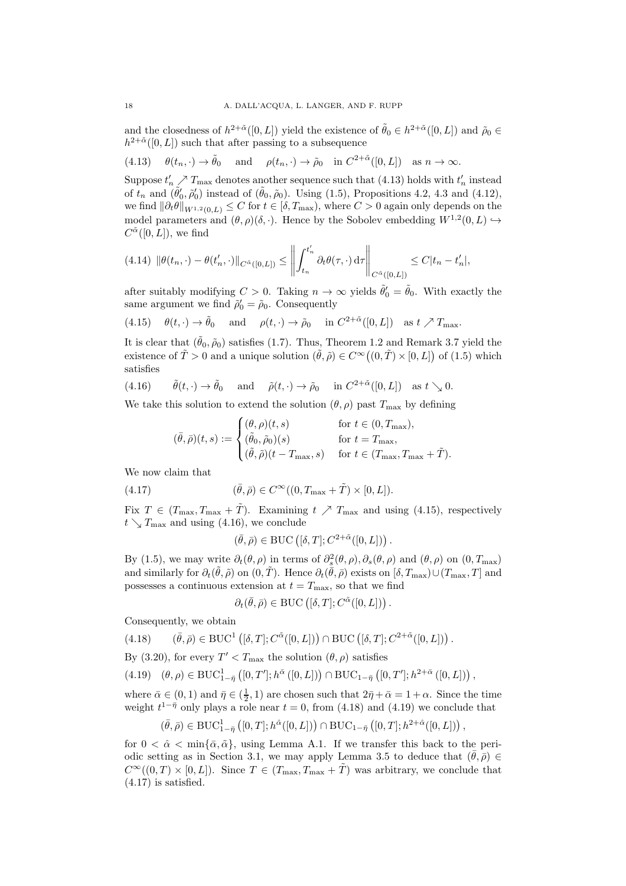and the closedness of $h^{2+\tilde{\alpha}}([0,L])$ yield the existence of $\tilde{\theta}_0 \in h^{2+\tilde{\alpha}}([0,L])$ and $\tilde{\rho}_0 \in h^{2+\tilde{\alpha}}([0,L])$ such that after passing to a subsequence

$$\theta(t_n,\cdot) \to \tilde{\theta}_0 \quad \text{and} \quad \rho(t_n,\cdot) \to \tilde{\rho}_0 \quad \text{in } C^{2+\tilde{\alpha}}([0,L]) \quad \text{as } n \to \infty. \tag{4.13}$$

Suppose $t_n' \nearrow T_{\max}$ denotes another sequence such that (4.13) holds with $t_n'$ instead of $t_n$ and $(\tilde{\theta}_0', \tilde{\rho}_0')$ instead of $(\tilde{\theta}_0, \tilde{\rho}_0)$. Using (1.5), Propositions 4.2, 4.3 and (4.12), we find $\|\partial_t \theta\|_{W^{1,2}(0,L)} \leq C$ for $t \in [\delta, T_{\max})$, where $C > 0$ again only depends on the model parameters and $(\theta,\rho)(\delta,\cdot)$. Hence by the Sobolev embedding $W^{1,2}(0,L) \hookrightarrow C^{\tilde{\alpha}}([0,L])$, we find

$$\|\theta(t_n,\cdot) - \theta(t_n',\cdot)\|_{C^{\tilde{\alpha}}([0,L])} \leq \left\| \int_{t_n}^{t_n'} \partial_t \theta(\tau,\cdot)\, \mathrm{d}\tau \right\|_{C^{\tilde{\alpha}}([0,L])} \leq C|t_n - t_n'|, \tag{4.14}$$

after suitably modifying $C > 0$. Taking $n \to \infty$ yields $\tilde{\theta}_0' = \tilde{\theta}_0$. With exactly the same argument we find $\tilde{\rho}_0' = \tilde{\rho}_0$. Consequently

$$\theta(t,\cdot) \to \tilde{\theta}_0 \quad \text{and} \quad \rho(t,\cdot) \to \tilde{\rho}_0 \quad \text{in } C^{2+\tilde{\alpha}}([0,L]) \quad \text{as } t \nearrow T_{\max}. \tag{4.15}$$

It is clear that $(\tilde{\theta}_0, \tilde{\rho}_0)$ satisfies (1.7). Thus, Theorem 1.2 and Remark 3.7 yield the existence of $\tilde{T} > 0$ and a unique solution $(\tilde{\theta}, \tilde{\rho}) \in C^\infty\big((0,\tilde{T}) \times [0,L]\big)$ of (1.5) which satisfies

$$\tilde{\theta}(t,\cdot) \to \tilde{\theta}_0 \quad \text{and} \quad \tilde{\rho}(t,\cdot) \to \tilde{\rho}_0 \quad \text{in } C^{2+\tilde{\alpha}}([0,L]) \quad \text{as } t \searrow 0. \tag{4.16}$$

We take this solution to extend the solution $(\theta,\rho)$ past $T_{\max}$ by defining

$$(\bar{\theta}, \bar{\rho})(t,s) := \begin{cases} (\theta,\rho)(t,s) & \text{for } t \in (0, T_{\max}), \\ (\tilde{\theta}_0, \tilde{\rho}_0)(s) & \text{for } t = T_{\max}, \\ (\tilde{\theta}, \tilde{\rho})(t - T_{\max}, s) & \text{for } t \in (T_{\max}, T_{\max} + \tilde{T}). \end{cases}$$

We now claim that

$$(\bar{\theta}, \bar{\rho}) \in C^\infty((0, T_{\max} + \tilde{T}) \times [0,L]). \tag{4.17}$$

Fix $T \in (T_{\max}, T_{\max} + \tilde{T})$. Examining $t \nearrow T_{\max}$ and using (4.15), respectively $t \searrow T_{\max}$ and using (4.16), we conclude

$$(\bar{\theta}, \bar{\rho}) \in \mathrm{BUC}\left([\delta, T]; C^{2+\tilde{\alpha}}([0,L])\right).$$

By (1.5), we may write $\partial_t(\theta,\rho)$ in terms of $\partial_s^2(\theta,\rho), \partial_s(\theta,\rho)$ and $(\theta,\rho)$ on $(0,T_{\max})$ and similarly for $\partial_t(\tilde{\theta},\tilde{\rho})$ on $(0,\tilde{T})$. Hence $\partial_t(\bar{\theta},\bar{\rho})$ exists on $[\delta, T_{\max}) \cup (T_{\max}, T]$ and possesses a continuous extension at $t = T_{\max}$, so that we find

$$\partial_t(\bar{\theta}, \bar{\rho}) \in \mathrm{BUC}\left([\delta, T]; C^{\tilde{\alpha}}([0,L])\right).$$

Consequently, we obtain

$$(\bar{\theta}, \bar{\rho}) \in \mathrm{BUC}^1\left([\delta, T]; C^{\tilde{\alpha}}([0,L])\right) \cap \mathrm{BUC}\left([\delta, T]; C^{2+\tilde{\alpha}}([0,L])\right). \tag{4.18}$$

By (3.20), for every $T' < T_{\max}$ the solution $(\theta,\rho)$ satisfies

$$(\theta,\rho) \in \mathrm{BUC}^1_{1-\bar{\eta}}\left([0,T']; h^{\bar{\alpha}}([0,L])\right) \cap \mathrm{BUC}_{1-\bar{\eta}}\left([0,T']; h^{2+\bar{\alpha}}([0,L])\right), \tag{4.19}$$

where $\bar{\alpha} \in (0,1)$ and $\bar{\eta} \in (\frac{1}{2}, 1)$ are chosen such that $2\bar{\eta} + \bar{\alpha} = 1 + \alpha$. Since the time weight $t^{1-\bar{\eta}}$ only plays a role near $t = 0$, from (4.18) and (4.19) we conclude that

$$(\bar{\theta}, \bar{\rho}) \in \mathrm{BUC}^1_{1-\bar{\eta}}\left([0,T]; h^{\hat{\alpha}}([0,L])\right) \cap \mathrm{BUC}_{1-\bar{\eta}}\left([0,T]; h^{2+\hat{\alpha}}([0,L])\right),$$

for $0 < \hat{\alpha} < \min\{\bar{\alpha}, \tilde{\alpha}\}$, using Lemma A.1. If we transfer this back to the periodic setting as in Section 3.1, we may apply Lemma 3.5 to deduce that $(\bar{\theta}, \bar{\rho}) \in C^\infty((0,T) \times [0,L])$. Since $T \in (T_{\max}, T_{\max} + \tilde{T})$ was arbitrary, we conclude that (4.17) is satisfied.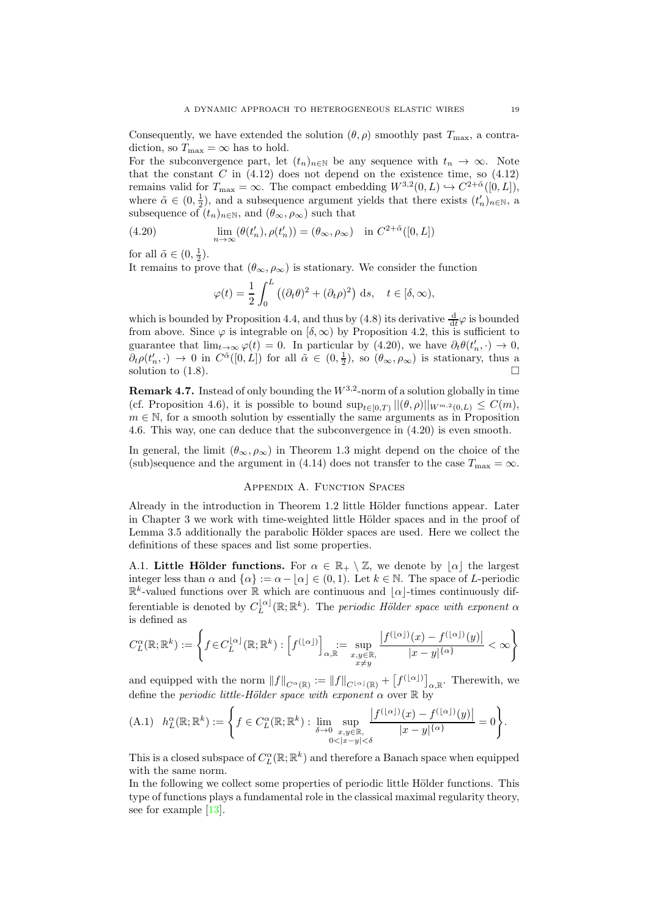Consequently, we have extended the solution $(\theta, \rho)$ smoothly past $T_{\max}$, a contradiction, so $T_{\max} = \infty$ has to hold.

For the subconvergence part, let $(t_n)_{n\in\mathbb{N}}$ be any sequence with $t_n \to \infty$. Note that the constant $C$ in (4.12) does not depend on the existence time, so (4.12) remains valid for $T_{\max} = \infty$. The compact embedding $W^{3,2}(0, L) \hookrightarrow C^{2+\tilde{\alpha}}([0, L])$, where $\tilde{\alpha} \in (0, \frac{1}{2})$, and a subsequence argument yields that there exists $(t'_n)_{n\in\mathbb{N}}$, a subsequence of $(t_n)_{n\in\mathbb{N}}$, and $(\theta_\infty, \rho_\infty)$ such that

$$\lim_{n\to\infty} (\theta(t'_n), \rho(t'_n)) = (\theta_\infty, \rho_\infty) \quad \text{in } C^{2+\tilde{\alpha}}([0, L]) \tag{4.20}$$

for all $\tilde{\alpha} \in (0, \frac{1}{2})$.

It remains to prove that $(\theta_\infty, \rho_\infty)$ is stationary. We consider the function

$$\varphi(t) = \frac{1}{2} \int_0^L \left( (\partial_t \theta)^2 + (\partial_t \rho)^2 \right) \, \mathrm{d}s, \quad t \in [\delta, \infty),$$

which is bounded by Proposition 4.4, and thus by (4.8) its derivative $\frac{\mathrm{d}}{\mathrm{d}t}\varphi$ is bounded from above. Since $\varphi$ is integrable on $[\delta, \infty)$ by Proposition 4.2, this is sufficient to guarantee that $\lim_{t\to\infty} \varphi(t) = 0$. In particular by (4.20), we have $\partial_t \theta(t'_n, \cdot) \to 0$, $\partial_t \rho(t'_n, \cdot) \to 0$ in $C^{\tilde{\alpha}}([0, L])$ for all $\tilde{\alpha} \in (0, \frac{1}{2})$, so $(\theta_\infty, \rho_\infty)$ is stationary, thus a solution to (1.8). $\square$

**Remark 4.7.** Instead of only bounding the $W^{3,2}$-norm of a solution globally in time (cf. Proposition 4.6), it is possible to bound $\sup_{t\in[0,T)} ||(\theta, \rho)||_{W^{m,2}(0,L)} \le C(m)$, $m \in \mathbb{N}$, for a smooth solution by essentially the same arguments as in Proposition 4.6. This way, one can deduce that the subconvergence in (4.20) is even smooth.

In general, the limit $(\theta_\infty, \rho_\infty)$ in Theorem 1.3 might depend on the choice of the (sub)sequence and the argument in (4.14) does not transfer to the case $T_{\max} = \infty$.

## Appendix A. Function Spaces

Already in the introduction in Theorem 1.2 little Hölder functions appear. Later in Chapter 3 we work with time-weighted little Hölder spaces and in the proof of Lemma 3.5 additionally the parabolic Hölder spaces are used. Here we collect the definitions of these spaces and list some properties.

A.1. **Little Hölder functions.** For $\alpha \in \mathbb{R}_+ \setminus \mathbb{Z}$, we denote by $\lfloor \alpha \rfloor$ the largest integer less than $\alpha$ and $\{\alpha\} := \alpha - \lfloor \alpha \rfloor \in (0, 1)$. Let $k \in \mathbb{N}$. The space of $L$-periodic $\mathbb{R}^k$-valued functions over $\mathbb{R}$ which are continuous and $\lfloor \alpha \rfloor$-times continuously differentiable is denoted by $C_L^{\lfloor \alpha \rfloor}(\mathbb{R}; \mathbb{R}^k)$. The *periodic Hölder space with exponent* $\alpha$ is defined as

$$C_L^\alpha(\mathbb{R}; \mathbb{R}^k) := \left\{ f \in C_L^{\lfloor \alpha \rfloor}(\mathbb{R}; \mathbb{R}^k) : \left[ f^{(\lfloor \alpha \rfloor)} \right]_{\alpha, \mathbb{R}} := \sup_{\substack{x,y\in\mathbb{R}, \\ x\neq y}} \frac{\left| f^{(\lfloor \alpha \rfloor)}(x) - f^{(\lfloor \alpha \rfloor)}(y) \right|}{|x-y|^{\{\alpha\}}} < \infty \right\}$$

and equipped with the norm $\|f\|_{C^\alpha(\mathbb{R})} := \|f\|_{C^{\lfloor \alpha \rfloor}(\mathbb{R})} + \left[ f^{(\lfloor \alpha \rfloor)} \right]_{\alpha, \mathbb{R}}$. Therewith, we define the *periodic little-Hölder space with exponent* $\alpha$ over $\mathbb{R}$ by

$$h_L^\alpha(\mathbb{R}; \mathbb{R}^k) := \left\{ f \in C_L^\alpha(\mathbb{R}; \mathbb{R}^k) : \lim_{\delta\to 0} \sup_{\substack{x,y\in\mathbb{R}, \\ 0<|x-y|<\delta}} \frac{\left| f^{(\lfloor \alpha \rfloor)}(x) - f^{(\lfloor \alpha \rfloor)}(y) \right|}{|x-y|^{\{\alpha\}}} = 0 \right\}. \tag{A.1}$$

This is a closed subspace of $C_L^\alpha(\mathbb{R}; \mathbb{R}^k)$ and therefore a Banach space when equipped with the same norm.

In the following we collect some properties of periodic little Hölder functions. This type of functions plays a fundamental role in the classical maximal regularity theory, see for example [13].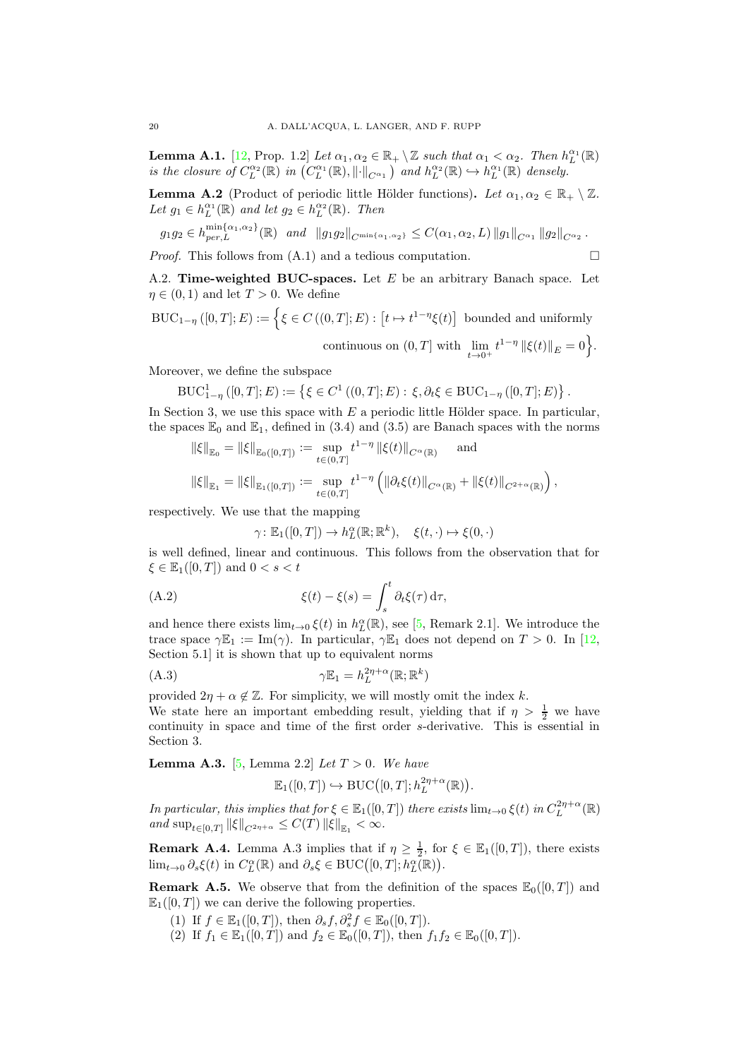**Lemma A.1.** [12, Prop. 1.2] *Let $\alpha_1, \alpha_2 \in \mathbb{R}_+ \setminus \mathbb{Z}$ such that $\alpha_1 < \alpha_2$. Then $h_L^{\alpha_1}(\mathbb{R})$ is the closure of $C_L^{\alpha_2}(\mathbb{R})$ in $\left(C_L^{\alpha_1}(\mathbb{R}), \|\cdot\|_{C^{\alpha_1}}\right)$ and $h_L^{\alpha_2}(\mathbb{R}) \hookrightarrow h_L^{\alpha_1}(\mathbb{R})$ densely.*

**Lemma A.2** (Product of periodic little Hölder functions)**.** *Let $\alpha_1, \alpha_2 \in \mathbb{R}_+ \setminus \mathbb{Z}$. Let $g_1 \in h_L^{\alpha_1}(\mathbb{R})$ and let $g_2 \in h_L^{\alpha_2}(\mathbb{R})$. Then*

$$g_1 g_2 \in h_{per,L}^{\min\{\alpha_1,\alpha_2\}}(\mathbb{R}) \quad \text{and} \quad \|g_1 g_2\|_{C^{\min\{\alpha_1,\alpha_2\}}} \leq C(\alpha_1, \alpha_2, L) \, \|g_1\|_{C^{\alpha_1}} \, \|g_2\|_{C^{\alpha_2}}.$$

*Proof.* This follows from (A.1) and a tedious computation. □

A.2. **Time-weighted BUC-spaces.** Let $E$ be an arbitrary Banach space. Let $\eta \in (0,1)$ and let $T > 0$. We define

$$\mathrm{BUC}_{1-\eta}\left([0,T]; E\right) := \Big\{ \xi \in C\left((0,T]; E\right) : \left[t \mapsto t^{1-\eta}\xi(t)\right] \text{ bounded and uniformly continuous on } (0,T] \text{ with } \lim_{t \to 0^+} t^{1-\eta} \|\xi(t)\|_E = 0 \Big\}.$$

Moreover, we define the subspace

$$\mathrm{BUC}^1_{1-\eta}\left([0,T]; E\right) := \left\{ \xi \in C^1\left((0,T]; E\right) : \xi, \partial_t \xi \in \mathrm{BUC}_{1-\eta}\left([0,T]; E\right) \right\}.$$

In Section 3, we use this space with $E$ a periodic little Hölder space. In particular, the spaces $\mathbb{E}_0$ and $\mathbb{E}_1$, defined in (3.4) and (3.5) are Banach spaces with the norms

$$\|\xi\|_{\mathbb{E}_0} = \|\xi\|_{\mathbb{E}_0([0,T])} := \sup_{t \in (0,T]} t^{1-\eta} \|\xi(t)\|_{C^\alpha(\mathbb{R})} \quad \text{and}$$

$$\|\xi\|_{\mathbb{E}_1} = \|\xi\|_{\mathbb{E}_1([0,T])} := \sup_{t \in (0,T]} t^{1-\eta} \left( \|\partial_t \xi(t)\|_{C^\alpha(\mathbb{R})} + \|\xi(t)\|_{C^{2+\alpha}(\mathbb{R})} \right),$$

respectively. We use that the mapping

$$\gamma \colon \mathbb{E}_1([0,T]) \to h_L^\alpha(\mathbb{R}; \mathbb{R}^k), \quad \xi(t,\cdot) \mapsto \xi(0,\cdot)$$

is well defined, linear and continuous. This follows from the observation that for $\xi \in \mathbb{E}_1([0,T])$ and $0 < s < t$

$$\xi(t) - \xi(s) = \int_s^t \partial_t \xi(\tau) \, \mathrm{d}\tau, \tag{A.2}$$

and hence there exists $\lim_{t \to 0} \xi(t)$ in $h_L^\alpha(\mathbb{R})$, see [5, Remark 2.1]. We introduce the trace space $\gamma\mathbb{E}_1 := \mathrm{Im}(\gamma)$. In particular, $\gamma\mathbb{E}_1$ does not depend on $T > 0$. In [12, Section 5.1] it is shown that up to equivalent norms

$$\gamma\mathbb{E}_1 = h_L^{2\eta+\alpha}(\mathbb{R}; \mathbb{R}^k) \tag{A.3}$$

provided $2\eta + \alpha \notin \mathbb{Z}$. For simplicity, we will mostly omit the index $k$.
We state here an important embedding result, yielding that if $\eta > \frac{1}{2}$ we have continuity in space and time of the first order $s$-derivative. This is essential in Section 3.

**Lemma A.3.** [5, Lemma 2.2] *Let $T > 0$. We have*

$$\mathbb{E}_1([0,T]) \hookrightarrow \mathrm{BUC}\big([0,T]; h_L^{2\eta+\alpha}(\mathbb{R})\big).$$

*In particular, this implies that for $\xi \in \mathbb{E}_1([0,T])$ there exists $\lim_{t \to 0} \xi(t)$ in $C_L^{2\eta+\alpha}(\mathbb{R})$ and $\sup_{t \in [0,T]} \|\xi\|_{C^{2\eta+\alpha}} \leq C(T) \|\xi\|_{\mathbb{E}_1} < \infty$.*

**Remark A.4.** Lemma A.3 implies that if $\eta \geq \frac{1}{2}$, for $\xi \in \mathbb{E}_1([0,T])$, there exists $\lim_{t \to 0} \partial_s \xi(t)$ in $C_L^\alpha(\mathbb{R})$ and $\partial_s \xi \in \mathrm{BUC}\big([0,T]; h_L^\alpha(\mathbb{R})\big)$.

**Remark A.5.** We observe that from the definition of the spaces $\mathbb{E}_0([0,T])$ and $\mathbb{E}_1([0,T])$ we can derive the following properties.

1. If $f \in \mathbb{E}_1([0,T])$, then $\partial_s f, \partial_s^2 f \in \mathbb{E}_0([0,T])$.
2. If $f_1 \in \mathbb{E}_1([0,T])$ and $f_2 \in \mathbb{E}_0([0,T])$, then $f_1 f_2 \in \mathbb{E}_0([0,T])$.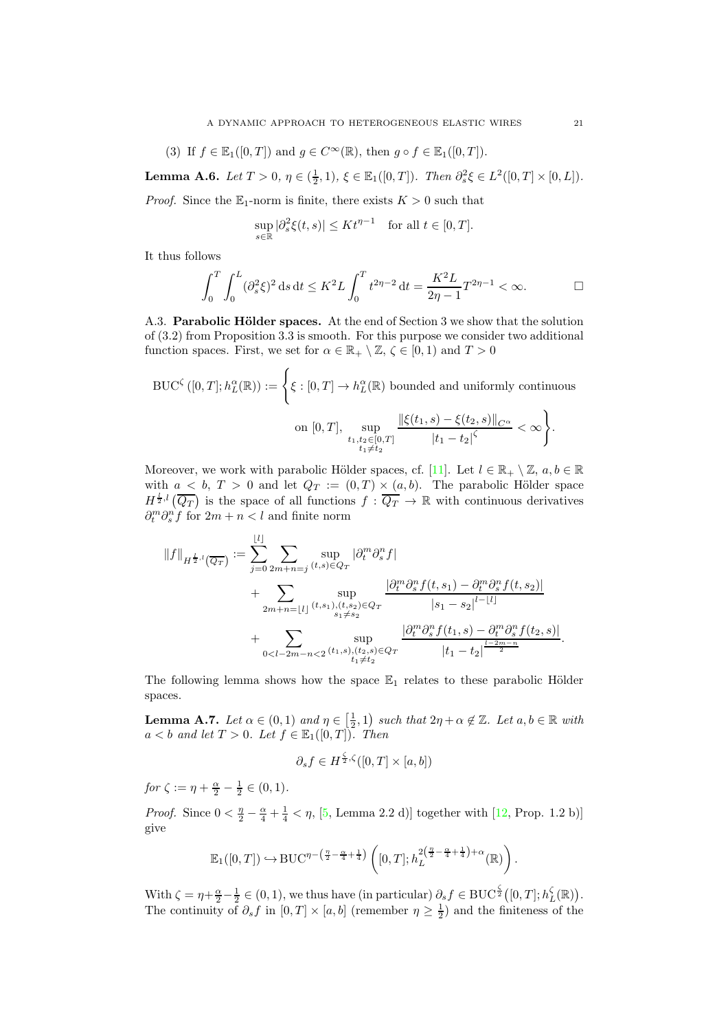(3) If $f \in \mathbb{E}_1([0,T])$ and $g \in C^\infty(\mathbb{R})$, then $g \circ f \in \mathbb{E}_1([0,T])$.

**Lemma A.6.** *Let $T > 0$, $\eta \in (\frac{1}{2}, 1)$, $\xi \in \mathbb{E}_1([0,T])$. Then $\partial_s^2 \xi \in L^2([0,T] \times [0,L])$.*

*Proof.* Since the $\mathbb{E}_1$-norm is finite, there exists $K > 0$ such that

$$\sup_{s \in \mathbb{R}} |\partial_s^2 \xi(t,s)| \le K t^{\eta - 1} \quad \text{for all } t \in [0,T].$$

It thus follows

$$\int_0^T \int_0^L (\partial_s^2 \xi)^2 \, \mathrm{d}s \, \mathrm{d}t \le K^2 L \int_0^T t^{2\eta - 2} \, \mathrm{d}t = \frac{K^2 L}{2\eta - 1} T^{2\eta - 1} < \infty. \qquad \square$$

A.3. **Parabolic Hölder spaces.** At the end of Section 3 we show that the solution of (3.2) from Proposition 3.3 is smooth. For this purpose we consider two additional function spaces. First, we set for $\alpha \in \mathbb{R}_+ \setminus \mathbb{Z}$, $\zeta \in [0,1)$ and $T > 0$

$$\mathrm{BUC}^\zeta\left([0,T]; h_L^\alpha(\mathbb{R})\right) := \Bigg\{ \xi : [0,T] \to h_L^\alpha(\mathbb{R}) \text{ bounded and uniformly continuous on } [0,T], \sup_{\substack{t_1, t_2 \in [0,T] \\ t_1 \neq t_2}} \frac{\|\xi(t_1, s) - \xi(t_2, s)\|_{C^\alpha}}{|t_1 - t_2|^\zeta} < \infty \Bigg\}.$$

Moreover, we work with parabolic Hölder spaces, cf. [11]. Let $l \in \mathbb{R}_+ \setminus \mathbb{Z}$, $a, b \in \mathbb{R}$ with $a < b$, $T > 0$ and let $Q_T := (0,T) \times (a,b)$. The parabolic Hölder space $H^{\frac{l}{2}, l}\left(\overline{Q_T}\right)$ is the space of all functions $f : \overline{Q_T} \to \mathbb{R}$ with continuous derivatives $\partial_t^m \partial_s^n f$ for $2m + n < l$ and finite norm

$$\begin{aligned}
\|f\|_{H^{\frac{l}{2},l}(\overline{Q_T})} := &\sum_{j=0}^{\lfloor l \rfloor} \sum_{2m+n=j} \sup_{(t,s) \in Q_T} |\partial_t^m \partial_s^n f| \\
&+ \sum_{2m+n=\lfloor l \rfloor} \sup_{\substack{(t,s_1),(t,s_2) \in Q_T \\ s_1 \neq s_2}} \frac{|\partial_t^m \partial_s^n f(t,s_1) - \partial_t^m \partial_s^n f(t,s_2)|}{|s_1 - s_2|^{l - \lfloor l \rfloor}} \\
&+ \sum_{0 < l - 2m - n < 2} \sup_{\substack{(t_1,s),(t_2,s) \in Q_T \\ t_1 \neq t_2}} \frac{|\partial_t^m \partial_s^n f(t_1,s) - \partial_t^m \partial_s^n f(t_2,s)|}{|t_1 - t_2|^{\frac{l-2m-n}{2}}}.
\end{aligned}$$

The following lemma shows how the space $\mathbb{E}_1$ relates to these parabolic Hölder spaces.

**Lemma A.7.** *Let $\alpha \in (0,1)$ and $\eta \in \left[\frac{1}{2}, 1\right)$ such that $2\eta + \alpha \notin \mathbb{Z}$. Let $a, b \in \mathbb{R}$ with $a < b$ and let $T > 0$. Let $f \in \mathbb{E}_1([0,T])$. Then*

$$\partial_s f \in H^{\frac{\zeta}{2}, \zeta}([0,T] \times [a,b])$$

*for $\zeta := \eta + \frac{\alpha}{2} - \frac{1}{2} \in (0,1)$.*

*Proof.* Since $0 < \frac{\eta}{2} - \frac{\alpha}{4} + \frac{1}{4} < \eta$, [5, Lemma 2.2 d)] together with [12, Prop. 1.2 b)] give

$$\mathbb{E}_1([0,T]) \hookrightarrow \mathrm{BUC}^{\eta - \left(\frac{\eta}{2} - \frac{\alpha}{4} + \frac{1}{4}\right)}\left([0,T]; h_L^{2\left(\frac{\eta}{2} - \frac{\alpha}{4} + \frac{1}{4}\right) + \alpha}(\mathbb{R})\right).$$

With $\zeta = \eta + \frac{\alpha}{2} - \frac{1}{2} \in (0,1)$, we thus have (in particular) $\partial_s f \in \mathrm{BUC}^{\frac{\zeta}{2}}\left([0,T]; h_L^\zeta(\mathbb{R})\right)$. The continuity of $\partial_s f$ in $[0,T] \times [a,b]$ (remember $\eta \ge \frac{1}{2}$) and the finiteness of the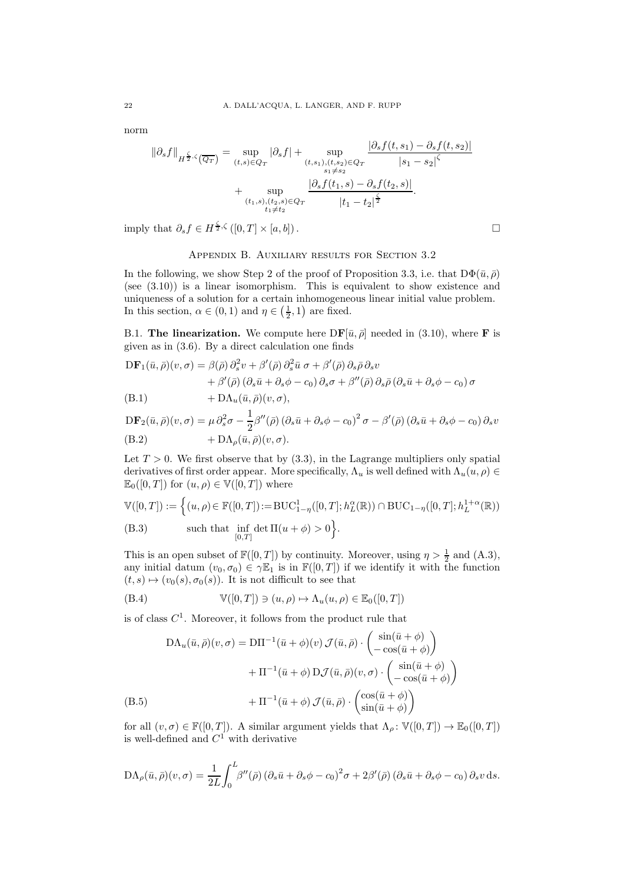norm

$$\|\partial_s f\|_{H^{\frac{\zeta}{2},\zeta}(\overline{Q_T})} = \sup_{(t,s)\in Q_T} |\partial_s f| + \sup_{\substack{(t,s_1),(t,s_2)\in Q_T\\ s_1\neq s_2}} \frac{|\partial_s f(t,s_1) - \partial_s f(t,s_2)|}{|s_1 - s_2|^{\zeta}} + \sup_{\substack{(t_1,s),(t_2,s)\in Q_T\\ t_1\neq t_2}} \frac{|\partial_s f(t_1,s) - \partial_s f(t_2,s)|}{|t_1 - t_2|^{\frac{\zeta}{2}}}.$$

imply that $\partial_s f \in H^{\frac{\zeta}{2},\zeta}([0,T]\times[a,b])$. □

## Appendix B. Auxiliary results for Section 3.2

In the following, we show Step 2 of the proof of Proposition 3.3, i.e. that $\mathrm{D}\Phi(\bar{u},\bar{\rho})$ (see (3.10)) is a linear isomorphism. This is equivalent to show existence and uniqueness of a solution for a certain inhomogeneous linear initial value problem. In this section, $\alpha\in(0,1)$ and $\eta\in\left(\frac{1}{2},1\right)$ are fixed.

B.1. **The linearization.** We compute here $\mathrm{D}\mathbf{F}[\bar{u},\bar{\rho}]$ needed in (3.10), where $\mathbf{F}$ is given as in (3.6). By a direct calculation one finds

$$\begin{aligned}\mathrm{D}\mathbf{F}_1(\bar{u},\bar{\rho})(v,\sigma) &= \beta(\bar{\rho})\,\partial_s^2 v + \beta'(\bar{\rho})\,\partial_s^2\bar{u}\,\sigma + \beta'(\bar{\rho})\,\partial_s\bar{\rho}\,\partial_s v\\ &\quad + \beta'(\bar{\rho})\,(\partial_s\bar{u}+\partial_s\phi - c_0)\,\partial_s\sigma + \beta''(\bar{\rho})\,\partial_s\bar{\rho}\,(\partial_s\bar{u}+\partial_s\phi-c_0)\,\sigma\\ &\quad + \mathrm{D}\Lambda_u(\bar{u},\bar{\rho})(v,\sigma),\end{aligned}\tag{B.1}$$

$$\begin{aligned}\mathrm{D}\mathbf{F}_2(\bar{u},\bar{\rho})(v,\sigma) &= \mu\,\partial_s^2\sigma - \frac{1}{2}\beta''(\bar{\rho})\,(\partial_s\bar{u}+\partial_s\phi-c_0)^2\,\sigma - \beta'(\bar{\rho})\,(\partial_s\bar{u}+\partial_s\phi-c_0)\,\partial_s v\\ &\quad + \mathrm{D}\Lambda_\rho(\bar{u},\bar{\rho})(v,\sigma).\end{aligned}\tag{B.2}$$

Let $T>0$. We first observe that by (3.3), in the Lagrange multipliers only spatial derivatives of first order appear. More specifically, $\Lambda_u$ is well defined with $\Lambda_u(u,\rho)\in\mathbb{E}_0([0,T])$ for $(u,\rho)\in\mathbb{V}([0,T])$ where

$$\begin{aligned}\mathbb{V}([0,T]) := \Big\{&(u,\rho)\in\mathbb{F}([0,T]) := \mathrm{BUC}^1_{1-\eta}([0,T];h^\alpha_L(\mathbb{R}))\cap\mathrm{BUC}_{1-\eta}([0,T];h^{1+\alpha}_L(\mathbb{R}))\\ &\text{such that } \inf_{[0,T]}\det\Pi(u+\phi)>0\Big\}.\end{aligned}\tag{B.3}$$

This is an open subset of $\mathbb{F}([0,T])$ by continuity. Moreover, using $\eta>\frac{1}{2}$ and (A.3), any initial datum $(v_0,\sigma_0)\in\gamma\mathbb{E}_1$ is in $\mathbb{F}([0,T])$ if we identify it with the function $(t,s)\mapsto(v_0(s),\sigma_0(s))$. It is not difficult to see that

$$\mathbb{V}([0,T])\ni(u,\rho)\mapsto\Lambda_u(u,\rho)\in\mathbb{E}_0([0,T])\tag{B.4}$$

is of class $C^1$. Moreover, it follows from the product rule that

$$\begin{aligned}\mathrm{D}\Lambda_u(\bar{u},\bar{\rho})(v,\sigma) &= \mathrm{D}\Pi^{-1}(\bar{u}+\phi)(v)\,\mathcal{J}(\bar{u},\bar{\rho})\cdot\begin{pmatrix}\sin(\bar{u}+\phi)\\ -\cos(\bar{u}+\phi)\end{pmatrix}\\ &\quad + \Pi^{-1}(\bar{u}+\phi)\,\mathrm{D}\mathcal{J}(\bar{u},\bar{\rho})(v,\sigma)\cdot\begin{pmatrix}\sin(\bar{u}+\phi)\\ -\cos(\bar{u}+\phi)\end{pmatrix}\\ &\quad + \Pi^{-1}(\bar{u}+\phi)\,\mathcal{J}(\bar{u},\bar{\rho})\cdot\begin{pmatrix}\cos(\bar{u}+\phi)\\ \sin(\bar{u}+\phi)\end{pmatrix}\end{aligned}\tag{B.5}$$

for all $(v,\sigma)\in\mathbb{F}([0,T])$. A similar argument yields that $\Lambda_\rho\colon\mathbb{V}([0,T])\to\mathbb{E}_0([0,T])$ is well-defined and $C^1$ with derivative

$$\mathrm{D}\Lambda_\rho(\bar{u},\bar{\rho})(v,\sigma) = \frac{1}{2L}\int_0^L \beta''(\bar{\rho})\,(\partial_s\bar{u}+\partial_s\phi-c_0)^2\sigma + 2\beta'(\bar{\rho})\,(\partial_s\bar{u}+\partial_s\phi-c_0)\,\partial_s v\,\mathrm{d}s.$$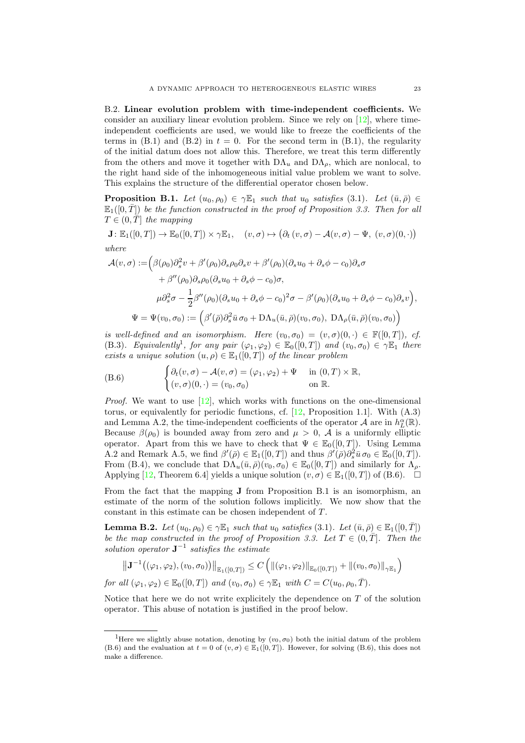B.2. **Linear evolution problem with time-independent coefficients.** We consider an auxiliary linear evolution problem. Since we rely on [12], where time-independent coefficients are used, we would like to freeze the coefficients of the terms in (B.1) and (B.2) in $t = 0$. For the second term in (B.1), the regularity of the initial datum does not allow this. Therefore, we treat this term differently from the others and move it together with $\mathrm{D}\Lambda_u$ and $\mathrm{D}\Lambda_\rho$, which are nonlocal, to the right hand side of the inhomogeneous initial value problem we want to solve. This explains the structure of the differential operator chosen below.

**Proposition B.1.** *Let $(u_0, \rho_0) \in \gamma\mathbb{E}_1$ such that $u_0$ satisfies (3.1). Let $(\bar{u}, \bar{\rho}) \in \mathbb{E}_1([0, \bar{T}])$ be the function constructed in the proof of Proposition 3.3. Then for all $T \in (0, \bar{T}]$ the mapping*

$$\mathbf{J}\colon \mathbb{E}_1([0,T]) \to \mathbb{E}_0([0,T]) \times \gamma\mathbb{E}_1, \quad (v,\sigma) \mapsto \big(\partial_t\,(v,\sigma) - \mathcal{A}(v,\sigma) - \Psi,\ (v,\sigma)(0,\cdot)\big)$$

*where*

$$\begin{aligned}
\mathcal{A}(v,\sigma) := \Big(&\beta(\rho_0)\partial_s^2 v + \beta'(\rho_0)\partial_s\rho_0\partial_s v + \beta'(\rho_0)(\partial_s u_0 + \partial_s\phi - c_0)\partial_s\sigma \\
&+ \beta''(\rho_0)\partial_s\rho_0(\partial_s u_0 + \partial_s\phi - c_0)\sigma, \\
&\mu\partial_s^2\sigma - \frac{1}{2}\beta''(\rho_0)(\partial_s u_0 + \partial_s\phi - c_0)^2\sigma - \beta'(\rho_0)(\partial_s u_0 + \partial_s\phi - c_0)\partial_s v\Big), \\
\Psi = \Psi(v_0,\sigma_0) := \Big(&\beta'(\bar{\rho})\partial_s^2\bar{u}\,\sigma_0 + \mathrm{D}\Lambda_u(\bar{u},\bar{\rho})(v_0,\sigma_0),\ \mathrm{D}\Lambda_\rho(\bar{u},\bar{\rho})(v_0,\sigma_0)\Big)
\end{aligned}$$

*is well-defined and an isomorphism. Here $(v_0, \sigma_0) = (v, \sigma)(0, \cdot) \in \mathbb{F}([0, T])$, cf. (B.3). Equivalently*[1]*, for any pair $(\varphi_1, \varphi_2) \in \mathbb{E}_0([0, T])$ and $(v_0, \sigma_0) \in \gamma\mathbb{E}_1$ there exists a unique solution $(u, \rho) \in \mathbb{E}_1([0, T])$ of the linear problem*

$$\text{(B.6)} \qquad \begin{cases} \partial_t(v,\sigma) - \mathcal{A}(v,\sigma) = (\varphi_1,\varphi_2) + \Psi & \text{in } (0,T)\times\mathbb{R}, \\ (v,\sigma)(0,\cdot) = (v_0,\sigma_0) & \text{on } \mathbb{R}. \end{cases}$$

*Proof.* We want to use [12], which works with functions on the one-dimensional torus, or equivalently for periodic functions, cf. [12, Proposition 1.1]. With (A.3) and Lemma A.2, the time-independent coefficients of the operator $\mathcal{A}$ are in $h^\alpha_L(\mathbb{R})$. Because $\beta(\rho_0)$ is bounded away from zero and $\mu > 0$, $\mathcal{A}$ is a uniformly elliptic operator. Apart from this we have to check that $\Psi \in \mathbb{E}_0([0, T])$. Using Lemma A.2 and Remark A.5, we find $\beta'(\bar{\rho}) \in \mathbb{E}_1([0, T])$ and thus $\beta'(\bar{\rho})\partial_s^2\bar{u}\,\sigma_0 \in \mathbb{E}_0([0, T])$. From (B.4), we conclude that $\mathrm{D}\Lambda_u(\bar{u}, \bar{\rho})(v_0, \sigma_0) \in \mathbb{E}_0([0, T])$ and similarly for $\Lambda_\rho$. Applying [12, Theorem 6.4] yields a unique solution $(v, \sigma) \in \mathbb{E}_1([0, T])$ of (B.6). □

From the fact that the mapping $\mathbf{J}$ from Proposition B.1 is an isomorphism, an estimate of the norm of the solution follows implicitly. We now show that the constant in this estimate can be chosen independent of $T$.

**Lemma B.2.** *Let $(u_0, \rho_0) \in \gamma\mathbb{E}_1$ such that $u_0$ satisfies (3.1). Let $(\bar{u}, \bar{\rho}) \in \mathbb{E}_1([0, \bar{T}])$ be the map constructed in the proof of Proposition 3.3. Let $T \in (0, \bar{T}]$. Then the solution operator $\mathbf{J}^{-1}$ satisfies the estimate*

$$\big\|\mathbf{J}^{-1}\big((\varphi_1,\varphi_2),(v_0,\sigma_0)\big)\big\|_{\mathbb{E}_1([0,T])} \le C\left(\|(\varphi_1,\varphi_2)\|_{\mathbb{E}_0([0,T])} + \|(v_0,\sigma_0)\|_{\gamma\mathbb{E}_1}\right)$$

*for all $(\varphi_1, \varphi_2) \in \mathbb{E}_0([0, T])$ and $(v_0, \sigma_0) \in \gamma\mathbb{E}_1$ with $C = C(u_0, \rho_0, \bar{T})$.*

Notice that here we do not write explicitely the dependence on $T$ of the solution operator. This abuse of notation is justified in the proof below.

[1] Here we slightly abuse notation, denoting by $(v_0, \sigma_0)$ both the initial datum of the problem (B.6) and the evaluation at $t = 0$ of $(v, \sigma) \in \mathbb{E}_1([0, T])$. However, for solving (B.6), this does not make a difference.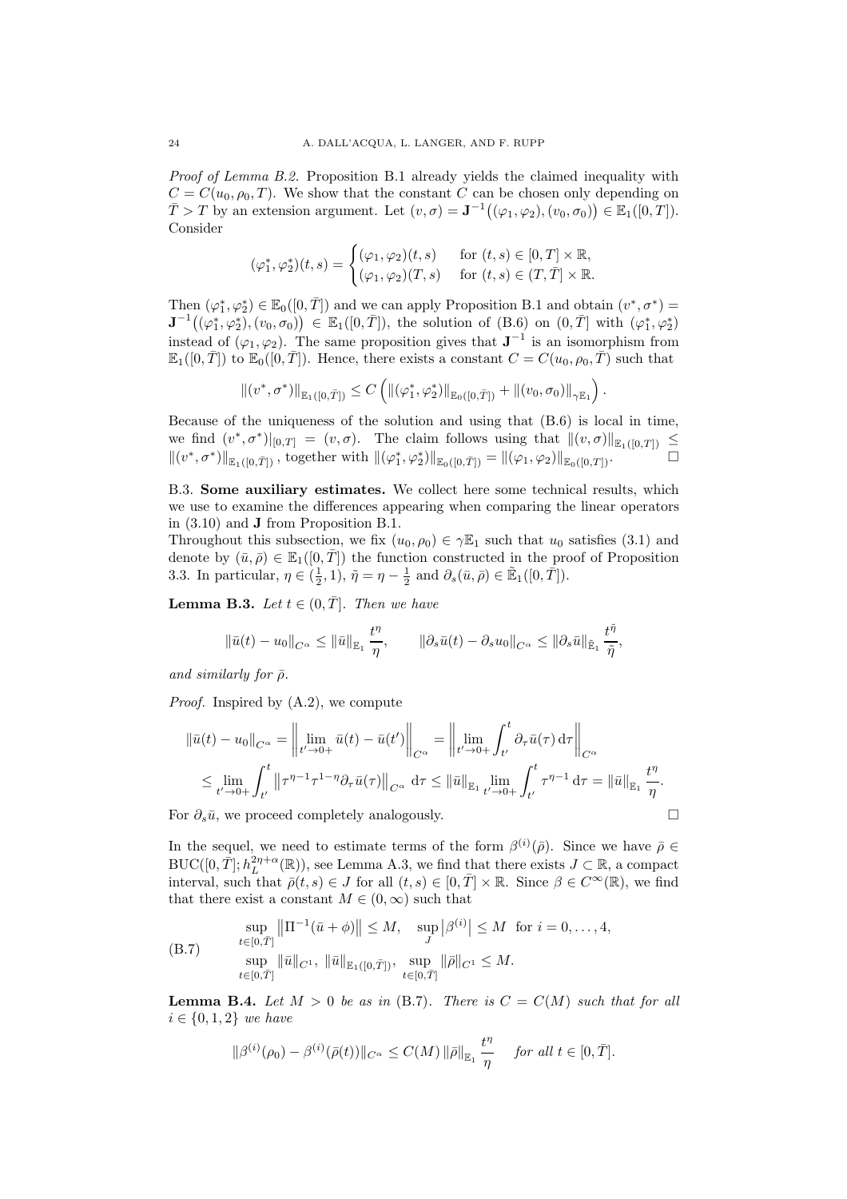*Proof of Lemma B.2.* Proposition B.1 already yields the claimed inequality with $C = C(u_0, \rho_0, T)$. We show that the constant $C$ can be chosen only depending on $\bar{T} > T$ by an extension argument. Let $(v, \sigma) = \mathbf{J}^{-1}\big((\varphi_1, \varphi_2), (v_0, \sigma_0)\big) \in \mathbb{E}_1([0, T])$. Consider

$$
(\varphi_1^*, \varphi_2^*)(t, s) = \begin{cases} (\varphi_1, \varphi_2)(t, s) & \text{for } (t, s) \in [0, T] \times \mathbb{R}, \\ (\varphi_1, \varphi_2)(T, s) & \text{for } (t, s) \in (T, \bar{T}] \times \mathbb{R}. \end{cases}
$$

Then $(\varphi_1^*, \varphi_2^*) \in \mathbb{E}_0([0, \bar{T}])$ and we can apply Proposition B.1 and obtain $(v^*, \sigma^*) = \mathbf{J}^{-1}\big((\varphi_1^*, \varphi_2^*), (v_0, \sigma_0)\big) \in \mathbb{E}_1([0, \bar{T}])$, the solution of (B.6) on $(0, \bar{T}]$ with $(\varphi_1^*, \varphi_2^*)$ instead of $(\varphi_1, \varphi_2)$. The same proposition gives that $\mathbf{J}^{-1}$ is an isomorphism from $\mathbb{E}_1([0, \bar{T}])$ to $\mathbb{E}_0([0, \bar{T}])$. Hence, there exists a constant $C = C(u_0, \rho_0, \bar{T})$ such that

$$
\|(v^*, \sigma^*)\|_{\mathbb{E}_1([0, \bar{T}])} \leq C \left( \|(\varphi_1^*, \varphi_2^*)\|_{\mathbb{E}_0([0, \bar{T}])} + \|(v_0, \sigma_0)\|_{\gamma \mathbb{E}_1} \right).
$$

Because of the uniqueness of the solution and using that (B.6) is local in time, we find $(v^*, \sigma^*)|_{[0,T]} = (v, \sigma)$. The claim follows using that $\|(v, \sigma)\|_{\mathbb{E}_1([0,T])} \leq \|(v^*, \sigma^*)\|_{\mathbb{E}_1([0,\bar{T}])}$, together with $\|(\varphi_1^*, \varphi_2^*)\|_{\mathbb{E}_0([0,\bar{T}])} = \|(\varphi_1, \varphi_2)\|_{\mathbb{E}_0([0,T])}$. $\square$

B.3. **Some auxiliary estimates.** We collect here some technical results, which we use to examine the differences appearing when comparing the linear operators in (3.10) and $\mathbf{J}$ from Proposition B.1.

Throughout this subsection, we fix $(u_0, \rho_0) \in \gamma \mathbb{E}_1$ such that $u_0$ satisfies (3.1) and denote by $(\bar{u}, \bar{\rho}) \in \mathbb{E}_1([0, \bar{T}])$ the function constructed in the proof of Proposition 3.3. In particular, $\eta \in (\frac{1}{2}, 1)$, $\tilde{\eta} = \eta - \frac{1}{2}$ and $\partial_s(\bar{u}, \bar{\rho}) \in \tilde{\mathbb{E}}_1([0, \bar{T}])$.

**Lemma B.3.** *Let $t \in (0, \bar{T}]$. Then we have*

$$
\|\bar{u}(t) - u_0\|_{C^\alpha} \leq \|\bar{u}\|_{\mathbb{E}_1} \frac{t^\eta}{\eta}, \qquad \|\partial_s \bar{u}(t) - \partial_s u_0\|_{C^\alpha} \leq \|\partial_s \bar{u}\|_{\tilde{\mathbb{E}}_1} \frac{t^{\tilde{\eta}}}{\tilde{\eta}},
$$

*and similarly for $\bar{\rho}$.*

*Proof.* Inspired by (A.2), we compute

$$
\begin{aligned}
\|\bar{u}(t) - u_0\|_{C^\alpha} &= \left\| \lim_{t' \to 0+} \bar{u}(t) - \bar{u}(t') \right\|_{C^\alpha} = \left\| \lim_{t' \to 0+} \int_{t'}^t \partial_\tau \bar{u}(\tau) \, \mathrm{d}\tau \right\|_{C^\alpha} \\
&\leq \lim_{t' \to 0+} \int_{t'}^t \left\| \tau^{\eta - 1} \tau^{1-\eta} \partial_\tau \bar{u}(\tau) \right\|_{C^\alpha} \mathrm{d}\tau \leq \|\bar{u}\|_{\mathbb{E}_1} \lim_{t' \to 0+} \int_{t'}^t \tau^{\eta - 1} \, \mathrm{d}\tau = \|\bar{u}\|_{\mathbb{E}_1} \frac{t^\eta}{\eta}.
\end{aligned}
$$

For $\partial_s \bar{u}$, we proceed completely analogously. $\square$

In the sequel, we need to estimate terms of the form $\beta^{(i)}(\bar{\rho})$. Since we have $\bar{\rho} \in \mathrm{BUC}([0, \bar{T}]; h_L^{2\eta+\alpha}(\mathbb{R}))$, see Lemma A.3, we find that there exists $J \subset \mathbb{R}$, a compact interval, such that $\bar{\rho}(t, s) \in J$ for all $(t, s) \in [0, \bar{T}] \times \mathbb{R}$. Since $\beta \in C^\infty(\mathbb{R})$, we find that there exist a constant $M \in (0, \infty)$ such that

$$
\begin{aligned}
&\sup_{t \in [0, \bar{T}]} \left\| \Pi^{-1}(\bar{u} + \phi) \right\| \leq M, \quad \sup_J \left| \beta^{(i)} \right| \leq M \ \text{ for } i = 0, \ldots, 4, \\
&\sup_{t \in [0, \bar{T}]} \|\bar{u}\|_{C^1}, \ \|\bar{u}\|_{\mathbb{E}_1([0, \bar{T}])}, \ \sup_{t \in [0, \bar{T}]} \|\bar{\rho}\|_{C^1} \leq M.
\end{aligned} \tag{B.7}
$$

**Lemma B.4.** *Let $M > 0$ be as in (B.7). There is $C = C(M)$ such that for all $i \in \{0, 1, 2\}$ we have*

$$
\|\beta^{(i)}(\rho_0) - \beta^{(i)}(\bar{\rho}(t))\|_{C^\alpha} \leq C(M) \, \|\bar{\rho}\|_{\mathbb{E}_1} \frac{t^\eta}{\eta} \quad \textit{for all } t \in [0, \bar{T}].
$$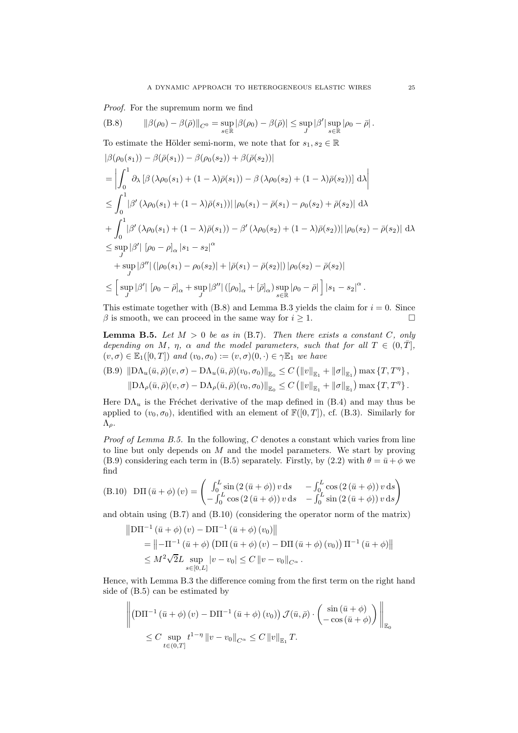*Proof.* For the supremum norm we find

$$\|\beta(\rho_0) - \beta(\bar\rho)\|_{C^0} = \sup_{s\in\mathbb{R}} |\beta(\rho_0) - \beta(\bar\rho)| \leq \sup_J |\beta'| \sup_{s\in\mathbb{R}} |\rho_0 - \bar\rho| . \tag{B.8}$$

To estimate the Hölder semi-norm, we note that for $s_1, s_2 \in \mathbb{R}$

$$\begin{aligned}
&|\beta(\rho_0(s_1)) - \beta(\bar\rho(s_1)) - \beta(\rho_0(s_2)) + \beta(\bar\rho(s_2))| \\
&= \left| \int_0^1 \partial_\lambda \left[\beta\left(\lambda\rho_0(s_1) + (1-\lambda)\bar\rho(s_1)\right) - \beta\left(\lambda\rho_0(s_2) + (1-\lambda)\bar\rho(s_2)\right)\right] \mathrm{d}\lambda \right| \\
&\leq \int_0^1 \left|\beta'\left(\lambda\rho_0(s_1) + (1-\lambda)\bar\rho(s_1)\right)\right| \left|\rho_0(s_1) - \bar\rho(s_1) - \rho_0(s_2) + \bar\rho(s_2)\right| \mathrm{d}\lambda \\
&+ \int_0^1 \left|\beta'\left(\lambda\rho_0(s_1) + (1-\lambda)\bar\rho(s_1)\right) - \beta'\left(\lambda\rho_0(s_2) + (1-\lambda)\bar\rho(s_2)\right)\right| \left|\rho_0(s_2) - \bar\rho(s_2)\right| \mathrm{d}\lambda \\
&\leq \sup_J |\beta'| \left[\rho_0 - \rho\right]_\alpha |s_1 - s_2|^\alpha \\
&\quad + \sup_J |\beta''| \left(|\rho_0(s_1) - \rho_0(s_2)| + |\bar\rho(s_1) - \bar\rho(s_2)|\right) |\rho_0(s_2) - \bar\rho(s_2)| \\
&\leq \Big[ \sup_J |\beta'| \left[\rho_0 - \bar\rho\right]_\alpha + \sup_J |\beta''| \left([\rho_0]_\alpha + [\bar\rho]_\alpha\right) \sup_{s\in\mathbb{R}} |\rho_0 - \bar\rho| \Big] |s_1 - s_2|^\alpha .
\end{aligned}$$

This estimate together with (B.8) and Lemma B.3 yields the claim for $i = 0$. Since $\beta$ is smooth, we can proceed in the same way for $i \geq 1$. $\square$

**Lemma B.5.** *Let $M > 0$ be as in* (B.7)*. Then there exists a constant $C$, only depending on $M$, $\eta$, $\alpha$ and the model parameters, such that for all $T \in (0, \bar T]$, $(v, \sigma) \in \mathbb{E}_1([0,T])$ and $(v_0, \sigma_0) := (v, \sigma)(0, \cdot) \in \gamma\mathbb{E}_1$ we have*

$$\begin{aligned}
&\|\mathrm{D}\Lambda_u(\bar u, \bar\rho)(v, \sigma) - \mathrm{D}\Lambda_u(\bar u, \bar\rho)(v_0, \sigma_0)\|_{\mathbb{E}_0} \leq C \left(\|v\|_{\mathbb{E}_1} + \|\sigma\|_{\mathbb{E}_1}\right) \max\{T, T^\eta\}, \\
&\|\mathrm{D}\Lambda_\rho(\bar u, \bar\rho)(v, \sigma) - \mathrm{D}\Lambda_\rho(\bar u, \bar\rho)(v_0, \sigma_0)\|_{\mathbb{E}_0} \leq C \left(\|v\|_{\mathbb{E}_1} + \|\sigma\|_{\mathbb{E}_1}\right) \max\{T, T^\eta\}.
\end{aligned} \tag{B.9}$$

Here $\mathrm{D}\Lambda_u$ is the Fréchet derivative of the map defined in (B.4) and may thus be applied to $(v_0, \sigma_0)$, identified with an element of $\mathbb{F}([0,T])$, cf. (B.3). Similarly for $\Lambda_\rho$.

*Proof of Lemma B.5.* In the following, $C$ denotes a constant which varies from line to line but only depends on $M$ and the model parameters. We start by proving (B.9) considering each term in (B.5) separately. Firstly, by (2.2) with $\theta = \bar u + \phi$ we find

$$\mathrm{D}\Pi\left(\bar u + \phi\right)(v) = \begin{pmatrix} \int_0^L \sin\left(2\left(\bar u + \phi\right)\right) v \,\mathrm{d}s & -\int_0^L \cos\left(2\left(\bar u + \phi\right)\right) v \,\mathrm{d}s \\ -\int_0^L \cos\left(2\left(\bar u + \phi\right)\right) v \,\mathrm{d}s & -\int_0^L \sin\left(2\left(\bar u + \phi\right)\right) v \,\mathrm{d}s \end{pmatrix} \tag{B.10}$$

and obtain using (B.7) and (B.10) (considering the operator norm of the matrix)

$$\begin{aligned}
&\left\|\mathrm{D}\Pi^{-1}\left(\bar u + \phi\right)(v) - \mathrm{D}\Pi^{-1}\left(\bar u + \phi\right)(v_0)\right\| \\
&\quad= \left\|-\Pi^{-1}\left(\bar u + \phi\right)\left(\mathrm{D}\Pi\left(\bar u + \phi\right)(v) - \mathrm{D}\Pi\left(\bar u + \phi\right)(v_0)\right)\Pi^{-1}\left(\bar u + \phi\right)\right\| \\
&\quad\leq M^2\sqrt{2}L \sup_{s\in[0,L]} |v - v_0| \leq C \|v - v_0\|_{C^\alpha} .
\end{aligned}$$

Hence, with Lemma B.3 the difference coming from the first term on the right hand side of (B.5) can be estimated by

$$\begin{aligned}
&\left\| \left(\mathrm{D}\Pi^{-1}\left(\bar u + \phi\right)(v) - \mathrm{D}\Pi^{-1}\left(\bar u + \phi\right)(v_0)\right) \mathcal{J}(\bar u, \bar\rho) \cdot \begin{pmatrix} \sin\left(\bar u + \phi\right) \\ -\cos\left(\bar u + \phi\right) \end{pmatrix} \right\|_{\mathbb{E}_0} \\
&\quad\leq C \sup_{t\in(0,T]} t^{1-\eta} \|v - v_0\|_{C^\alpha} \leq C \|v\|_{\mathbb{E}_1} T.
\end{aligned}$$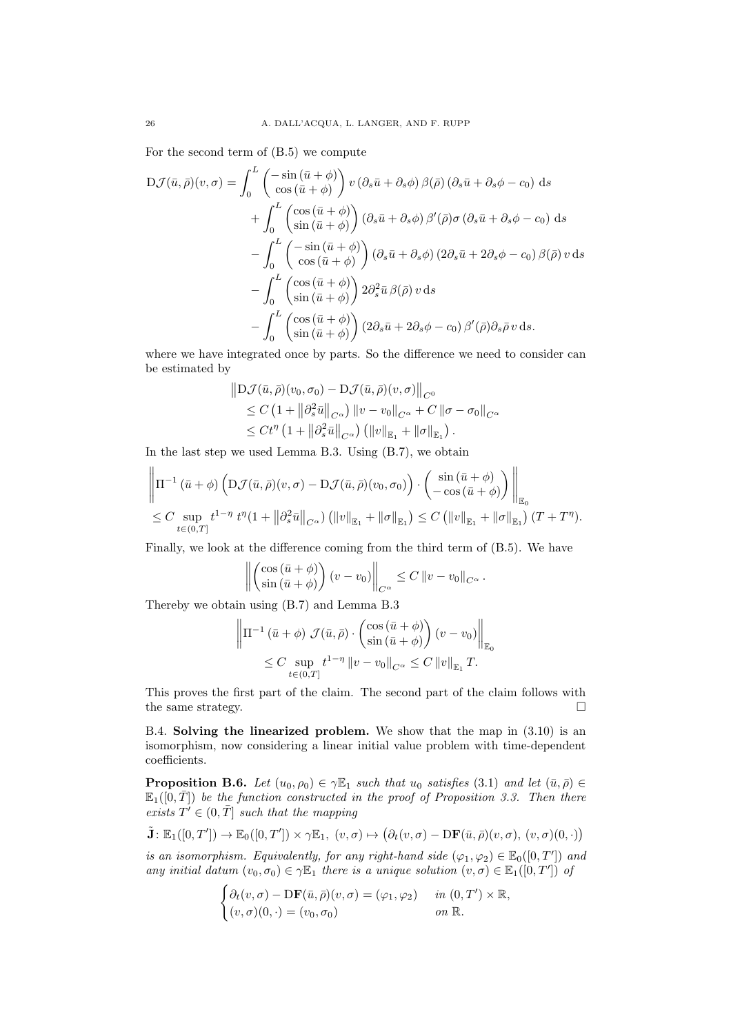For the second term of (B.5) we compute

$$
\begin{aligned}
\mathrm{D}\mathcal{J}(\bar{u},\bar{\rho})(v,\sigma) = &\int_0^L \begin{pmatrix} -\sin(\bar{u}+\phi) \\ \cos(\bar{u}+\phi) \end{pmatrix} v \left(\partial_s \bar{u} + \partial_s \phi\right) \beta(\bar{\rho}) \left(\partial_s \bar{u} + \partial_s \phi - c_0\right) \mathrm{d}s \\
&+ \int_0^L \begin{pmatrix} \cos(\bar{u}+\phi) \\ \sin(\bar{u}+\phi) \end{pmatrix} \left(\partial_s \bar{u} + \partial_s \phi\right) \beta'(\bar{\rho})\sigma \left(\partial_s \bar{u} + \partial_s \phi - c_0\right) \mathrm{d}s \\
&- \int_0^L \begin{pmatrix} -\sin(\bar{u}+\phi) \\ \cos(\bar{u}+\phi) \end{pmatrix} \left(\partial_s \bar{u} + \partial_s \phi\right) \left(2\partial_s \bar{u} + 2\partial_s \phi - c_0\right) \beta(\bar{\rho})\, v \,\mathrm{d}s \\
&- \int_0^L \begin{pmatrix} \cos(\bar{u}+\phi) \\ \sin(\bar{u}+\phi) \end{pmatrix} 2\partial_s^2 \bar{u}\, \beta(\bar{\rho})\, v \,\mathrm{d}s \\
&- \int_0^L \begin{pmatrix} \cos(\bar{u}+\phi) \\ \sin(\bar{u}+\phi) \end{pmatrix} \left(2\partial_s \bar{u} + 2\partial_s \phi - c_0\right) \beta'(\bar{\rho}) \partial_s \bar{\rho}\, v \,\mathrm{d}s.
\end{aligned}
$$

where we have integrated once by parts. So the difference we need to consider can be estimated by

$$
\begin{aligned}
&\left\|\mathrm{D}\mathcal{J}(\bar{u},\bar{\rho})(v_0,\sigma_0) - \mathrm{D}\mathcal{J}(\bar{u},\bar{\rho})(v,\sigma)\right\|_{C^0} \\
&\leq C\left(1 + \left\|\partial_s^2 \bar{u}\right\|_{C^\alpha}\right) \|v - v_0\|_{C^\alpha} + C\|\sigma - \sigma_0\|_{C^\alpha} \\
&\leq C t^\eta \left(1 + \left\|\partial_s^2 \bar{u}\right\|_{C^\alpha}\right) \left(\|v\|_{\mathbb{E}_1} + \|\sigma\|_{\mathbb{E}_1}\right).
\end{aligned}
$$

In the last step we used Lemma B.3. Using (B.7), we obtain

$$
\begin{aligned}
&\left\| \Pi^{-1}(\bar{u}+\phi) \left(\mathrm{D}\mathcal{J}(\bar{u},\bar{\rho})(v,\sigma) - \mathrm{D}\mathcal{J}(\bar{u},\bar{\rho})(v_0,\sigma_0)\right) \cdot \begin{pmatrix} \sin(\bar{u}+\phi) \\ -\cos(\bar{u}+\phi) \end{pmatrix} \right\|_{\mathbb{E}_0} \\
&\leq C \sup_{t\in(0,T]} t^{1-\eta}\, t^\eta (1 + \left\|\partial_s^2 \bar{u}\right\|_{C^\alpha}) \left(\|v\|_{\mathbb{E}_1} + \|\sigma\|_{\mathbb{E}_1}\right) \leq C\left(\|v\|_{\mathbb{E}_1} + \|\sigma\|_{\mathbb{E}_1}\right)(T + T^\eta).
\end{aligned}
$$

Finally, we look at the difference coming from the third term of (B.5). We have

$$
\left\| \begin{pmatrix} \cos(\bar{u}+\phi) \\ \sin(\bar{u}+\phi) \end{pmatrix} (v - v_0) \right\|_{C^\alpha} \leq C\|v - v_0\|_{C^\alpha}.
$$

Thereby we obtain using (B.7) and Lemma B.3

$$
\begin{aligned}
&\left\| \Pi^{-1}(\bar{u}+\phi)\, \mathcal{J}(\bar{u},\bar{\rho}) \cdot \begin{pmatrix} \cos(\bar{u}+\phi) \\ \sin(\bar{u}+\phi) \end{pmatrix} (v - v_0) \right\|_{\mathbb{E}_0} \\
&\leq C \sup_{t\in(0,T]} t^{1-\eta} \|v - v_0\|_{C^\alpha} \leq C\|v\|_{\mathbb{E}_1} T.
\end{aligned}
$$

This proves the first part of the claim. The second part of the claim follows with the same strategy. □

B.4. **Solving the linearized problem.** We show that the map in (3.10) is an isomorphism, now considering a linear initial value problem with time-dependent coefficients.

**Proposition B.6.** *Let $(u_0,\rho_0) \in \gamma\mathbb{E}_1$ such that $u_0$ satisfies (3.1) and let $(\bar{u},\bar{\rho}) \in \mathbb{E}_1([0,\bar{T}])$ be the function constructed in the proof of Proposition 3.3. Then there exists $T' \in (0,\bar{T}]$ such that the mapping*

$$
\tilde{\mathbf{J}}\colon \mathbb{E}_1([0,T']) \to \mathbb{E}_0([0,T']) \times \gamma\mathbb{E}_1,\ (v,\sigma) \mapsto \left(\partial_t(v,\sigma) - \mathrm{D}\mathbf{F}(\bar{u},\bar{\rho})(v,\sigma),\ (v,\sigma)(0,\cdot)\right)
$$

*is an isomorphism. Equivalently, for any right-hand side $(\varphi_1,\varphi_2) \in \mathbb{E}_0([0,T'])$ and any initial datum $(v_0,\sigma_0) \in \gamma\mathbb{E}_1$ there is a unique solution $(v,\sigma) \in \mathbb{E}_1([0,T'])$ of*

$$
\begin{cases}
\partial_t(v,\sigma) - \mathrm{D}\mathbf{F}(\bar{u},\bar{\rho})(v,\sigma) = (\varphi_1,\varphi_2) & \text{in } (0,T') \times \mathbb{R}, \\
(v,\sigma)(0,\cdot) = (v_0,\sigma_0) & \text{on } \mathbb{R}.
\end{cases}
$$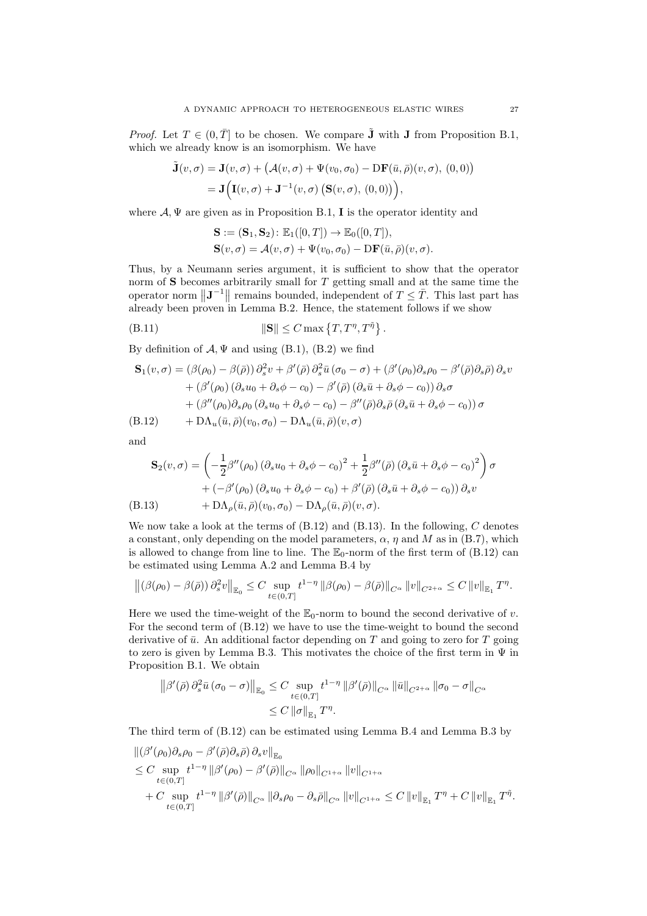*Proof.* Let $T \in (0, \bar{T}]$ to be chosen. We compare $\tilde{\mathbf{J}}$ with $\mathbf{J}$ from Proposition B.1, which we already know is an isomorphism. We have

$$
\begin{aligned}
\tilde{\mathbf{J}}(v,\sigma) &= \mathbf{J}(v,\sigma) + \big(\mathcal{A}(v,\sigma) + \Psi(v_0,\sigma_0) - \mathrm{D}\mathbf{F}(\bar{u},\bar{\rho})(v,\sigma),\ (0,0)\big) \\
&= \mathbf{J}\Big(\mathbf{I}(v,\sigma) + \mathbf{J}^{-1}(v,\sigma)\left(\mathbf{S}(v,\sigma),\ (0,0)\right)\Big),
\end{aligned}
$$

where $\mathcal{A}, \Psi$ are given as in Proposition B.1, $\mathbf{I}$ is the operator identity and

$$
\begin{aligned}
&\mathbf{S} := (\mathbf{S}_1, \mathbf{S}_2) \colon \mathbb{E}_1([0,T]) \to \mathbb{E}_0([0,T]), \\
&\mathbf{S}(v,\sigma) = \mathcal{A}(v,\sigma) + \Psi(v_0,\sigma_0) - \mathrm{D}\mathbf{F}(\bar{u},\bar{\rho})(v,\sigma).
\end{aligned}
$$

Thus, by a Neumann series argument, it is sufficient to show that the operator norm of $\mathbf{S}$ becomes arbitrarily small for $T$ getting small and at the same time the operator norm $\left\|\mathbf{J}^{-1}\right\|$ remains bounded, independent of $T \leq \bar{T}$. This last part has already been proven in Lemma B.2. Hence, the statement follows if we show

$$
\|\mathbf{S}\| \leq C \max\left\{T, T^{\eta}, T^{\tilde{\eta}}\right\}. \tag{B.11}
$$

By definition of $\mathcal{A}, \Psi$ and using (B.1), (B.2) we find

$$
\begin{aligned}
\mathbf{S}_1(v,\sigma) &= \left(\beta(\rho_0) - \beta(\bar{\rho})\right)\partial_s^2 v + \beta'(\bar{\rho})\,\partial_s^2\bar{u}\,(\sigma_0 - \sigma) + \left(\beta'(\rho_0)\partial_s\rho_0 - \beta'(\bar{\rho})\partial_s\bar{\rho}\right)\partial_s v \\
&\quad + \left(\beta'(\rho_0)\left(\partial_s u_0 + \partial_s\phi - c_0\right) - \beta'(\bar{\rho})\left(\partial_s\bar{u} + \partial_s\phi - c_0\right)\right)\partial_s\sigma \\
&\quad + \left(\beta''(\rho_0)\partial_s\rho_0\left(\partial_s u_0 + \partial_s\phi - c_0\right) - \beta''(\bar{\rho})\partial_s\bar{\rho}\left(\partial_s\bar{u} + \partial_s\phi - c_0\right)\right)\sigma \\
&\quad + \mathrm{D}\Lambda_u(\bar{u},\bar{\rho})(v_0,\sigma_0) - \mathrm{D}\Lambda_u(\bar{u},\bar{\rho})(v,\sigma)
\end{aligned} \tag{B.12}
$$

and

$$
\begin{aligned}
\mathbf{S}_2(v,\sigma) &= \left(-\frac{1}{2}\beta''(\rho_0)\left(\partial_s u_0 + \partial_s\phi - c_0\right)^2 + \frac{1}{2}\beta''(\bar{\rho})\left(\partial_s\bar{u} + \partial_s\phi - c_0\right)^2\right)\sigma \\
&\quad + \left(-\beta'(\rho_0)\left(\partial_s u_0 + \partial_s\phi - c_0\right) + \beta'(\bar{\rho})\left(\partial_s\bar{u} + \partial_s\phi - c_0\right)\right)\partial_s v \\
&\quad + \mathrm{D}\Lambda_\rho(\bar{u},\bar{\rho})(v_0,\sigma_0) - \mathrm{D}\Lambda_\rho(\bar{u},\bar{\rho})(v,\sigma).
\end{aligned} \tag{B.13}
$$

We now take a look at the terms of (B.12) and (B.13). In the following, $C$ denotes a constant, only depending on the model parameters, $\alpha$, $\eta$ and $M$ as in (B.7), which is allowed to change from line to line. The $\mathbb{E}_0$-norm of the first term of (B.12) can be estimated using Lemma A.2 and Lemma B.4 by

$$
\left\|\left(\beta(\rho_0) - \beta(\bar{\rho})\right)\partial_s^2 v\right\|_{\mathbb{E}_0} \leq C \sup_{t\in(0,T]} t^{1-\eta}\left\|\beta(\rho_0) - \beta(\bar{\rho})\right\|_{C^\alpha}\|v\|_{C^{2+\alpha}} \leq C\|v\|_{\mathbb{E}_1} T^{\eta}.
$$

Here we used the time-weight of the $\mathbb{E}_0$-norm to bound the second derivative of $v$. For the second term of (B.12) we have to use the time-weight to bound the second derivative of $\bar{u}$. An additional factor depending on $T$ and going to zero for $T$ going to zero is given by Lemma B.3. This motivates the choice of the first term in $\Psi$ in Proposition B.1. We obtain

$$
\begin{aligned}
\left\|\beta'(\bar{\rho})\,\partial_s^2\bar{u}\,(\sigma_0 - \sigma)\right\|_{\mathbb{E}_0} &\leq C \sup_{t\in(0,T]} t^{1-\eta}\left\|\beta'(\bar{\rho})\right\|_{C^\alpha}\|\bar{u}\|_{C^{2+\alpha}}\|\sigma_0 - \sigma\|_{C^\alpha} \\
&\leq C\|\sigma\|_{\mathbb{E}_1} T^{\eta}.
\end{aligned}
$$

The third term of (B.12) can be estimated using Lemma B.4 and Lemma B.3 by

$$
\begin{aligned}
&\left\|\left(\beta'(\rho_0)\partial_s\rho_0 - \beta'(\bar{\rho})\partial_s\bar{\rho}\right)\partial_s v\right\|_{\mathbb{E}_0} \\
&\leq C \sup_{t\in(0,T]} t^{1-\eta}\left\|\beta'(\rho_0) - \beta'(\bar{\rho})\right\|_{C^\alpha}\|\rho_0\|_{C^{1+\alpha}}\|v\|_{C^{1+\alpha}} \\
&\quad + C \sup_{t\in(0,T]} t^{1-\eta}\left\|\beta'(\bar{\rho})\right\|_{C^\alpha}\left\|\partial_s\rho_0 - \partial_s\bar{\rho}\right\|_{C^\alpha}\|v\|_{C^{1+\alpha}} \leq C\|v\|_{\mathbb{E}_1} T^{\eta} + C\|v\|_{\mathbb{E}_1} T^{\tilde{\eta}}.
\end{aligned}
$$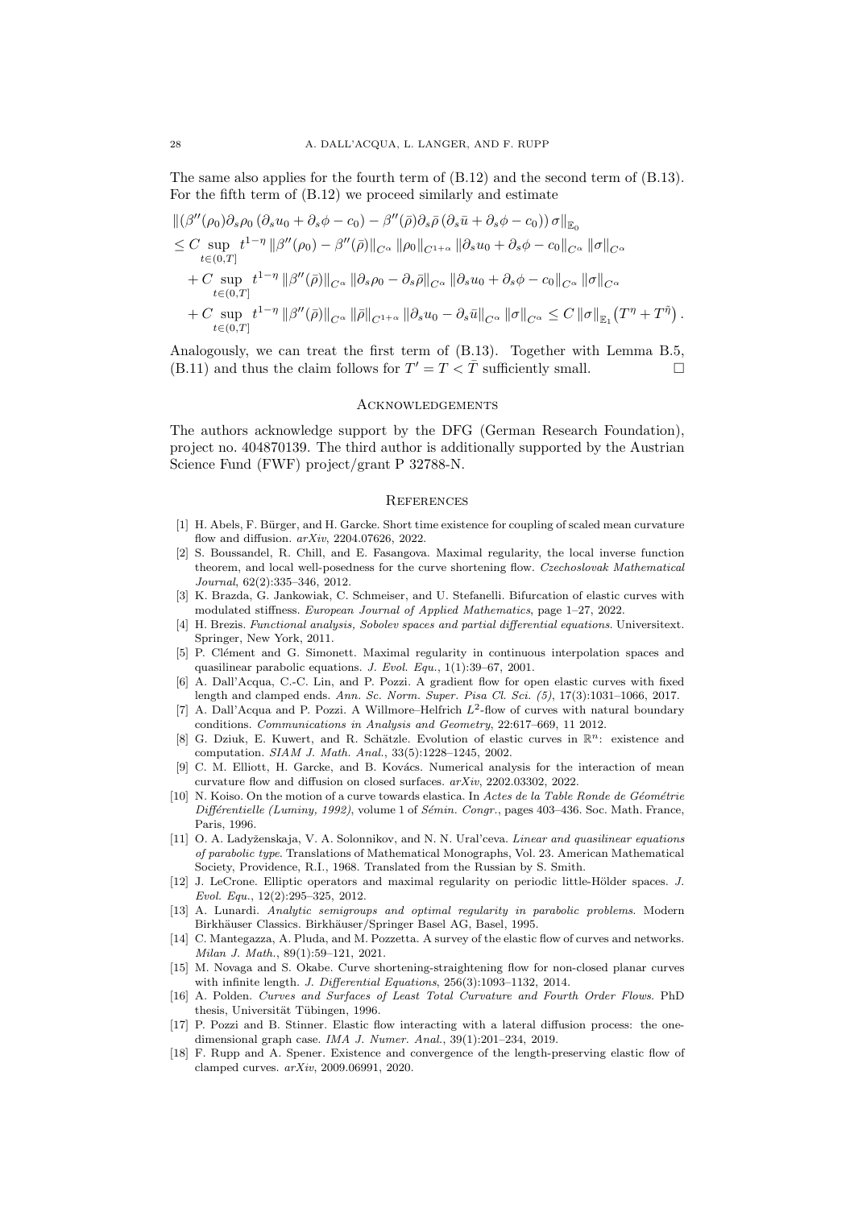The same also applies for the fourth term of (B.12) and the second term of (B.13). For the fifth term of (B.12) we proceed similarly and estimate

$$
\begin{aligned}
&\left\|\left(\beta''(\rho_0)\partial_s\rho_0\left(\partial_s u_0 + \partial_s\phi - c_0\right) - \beta''(\bar\rho)\partial_s\bar\rho\left(\partial_s\bar u + \partial_s\phi - c_0\right)\right)\sigma\right\|_{\mathbb{E}_0} \\
&\le C\sup_{t\in(0,T]} t^{1-\eta}\left\|\beta''(\rho_0) - \beta''(\bar\rho)\right\|_{C^\alpha}\left\|\rho_0\right\|_{C^{1+\alpha}}\left\|\partial_s u_0 + \partial_s\phi - c_0\right\|_{C^\alpha}\left\|\sigma\right\|_{C^\alpha} \\
&\quad + C\sup_{t\in(0,T]} t^{1-\eta}\left\|\beta''(\bar\rho)\right\|_{C^\alpha}\left\|\partial_s\rho_0 - \partial_s\bar\rho\right\|_{C^\alpha}\left\|\partial_s u_0 + \partial_s\phi - c_0\right\|_{C^\alpha}\left\|\sigma\right\|_{C^\alpha} \\
&\quad + C\sup_{t\in(0,T]} t^{1-\eta}\left\|\beta''(\bar\rho)\right\|_{C^\alpha}\left\|\bar\rho\right\|_{C^{1+\alpha}}\left\|\partial_s u_0 - \partial_s\bar u\right\|_{C^\alpha}\left\|\sigma\right\|_{C^\alpha} \le C\left\|\sigma\right\|_{\mathbb{E}_1}\left(T^\eta + T^{\tilde\eta}\right).
\end{aligned}
$$

Analogously, we can treat the first term of (B.13). Together with Lemma B.5, (B.11) and thus the claim follows for $T' = T < \bar T$ sufficiently small. □

## Acknowledgements

The authors acknowledge support by the DFG (German Research Foundation), project no. 404870139. The third author is additionally supported by the Austrian Science Fund (FWF) project/grant P 32788-N.

## References

[1] H. Abels, F. Bürger, and H. Garcke. Short time existence for coupling of scaled mean curvature flow and diffusion. *arXiv*, 2204.07626, 2022.

[2] S. Boussandel, R. Chill, and E. Fasangova. Maximal regularity, the local inverse function theorem, and local well-posedness for the curve shortening flow. *Czechoslovak Mathematical Journal*, 62(2):335–346, 2012.

[3] K. Brazda, G. Jankowiak, C. Schmeiser, and U. Stefanelli. Bifurcation of elastic curves with modulated stiffness. *European Journal of Applied Mathematics*, page 1–27, 2022.

[4] H. Brezis. *Functional analysis, Sobolev spaces and partial differential equations*. Universitext. Springer, New York, 2011.

[5] P. Clément and G. Simonett. Maximal regularity in continuous interpolation spaces and quasilinear parabolic equations. *J. Evol. Equ.*, 1(1):39–67, 2001.

[6] A. Dall'Acqua, C.-C. Lin, and P. Pozzi. A gradient flow for open elastic curves with fixed length and clamped ends. *Ann. Sc. Norm. Super. Pisa Cl. Sci. (5)*, 17(3):1031–1066, 2017.

[7] A. Dall'Acqua and P. Pozzi. A Willmore–Helfrich $L^2$-flow of curves with natural boundary conditions. *Communications in Analysis and Geometry*, 22:617–669, 11 2012.

[8] G. Dziuk, E. Kuwert, and R. Schätzle. Evolution of elastic curves in $\mathbb{R}^n$: existence and computation. *SIAM J. Math. Anal.*, 33(5):1228–1245, 2002.

[9] C. M. Elliott, H. Garcke, and B. Kovács. Numerical analysis for the interaction of mean curvature flow and diffusion on closed surfaces. *arXiv*, 2202.03302, 2022.

[10] N. Koiso. On the motion of a curve towards elastica. In *Actes de la Table Ronde de Géométrie Différentielle (Luminy, 1992)*, volume 1 of *Sémin. Congr.*, pages 403–436. Soc. Math. France, Paris, 1996.

[11] O. A. Ladyženskaja, V. A. Solonnikov, and N. N. Ural'ceva. *Linear and quasilinear equations of parabolic type*. Translations of Mathematical Monographs, Vol. 23. American Mathematical Society, Providence, R.I., 1968. Translated from the Russian by S. Smith.

[12] J. LeCrone. Elliptic operators and maximal regularity on periodic little-Hölder spaces. *J. Evol. Equ.*, 12(2):295–325, 2012.

[13] A. Lunardi. *Analytic semigroups and optimal regularity in parabolic problems*. Modern Birkhäuser Classics. Birkhäuser/Springer Basel AG, Basel, 1995.

[14] C. Mantegazza, A. Pluda, and M. Pozzetta. A survey of the elastic flow of curves and networks. *Milan J. Math.*, 89(1):59–121, 2021.

[15] M. Novaga and S. Okabe. Curve shortening-straightening flow for non-closed planar curves with infinite length. *J. Differential Equations*, 256(3):1093–1132, 2014.

[16] A. Polden. *Curves and Surfaces of Least Total Curvature and Fourth Order Flows*. PhD thesis, Universität Tübingen, 1996.

[17] P. Pozzi and B. Stinner. Elastic flow interacting with a lateral diffusion process: the one-dimensional graph case. *IMA J. Numer. Anal.*, 39(1):201–234, 2019.

[18] F. Rupp and A. Spener. Existence and convergence of the length-preserving elastic flow of clamped curves. *arXiv*, 2009.06991, 2020.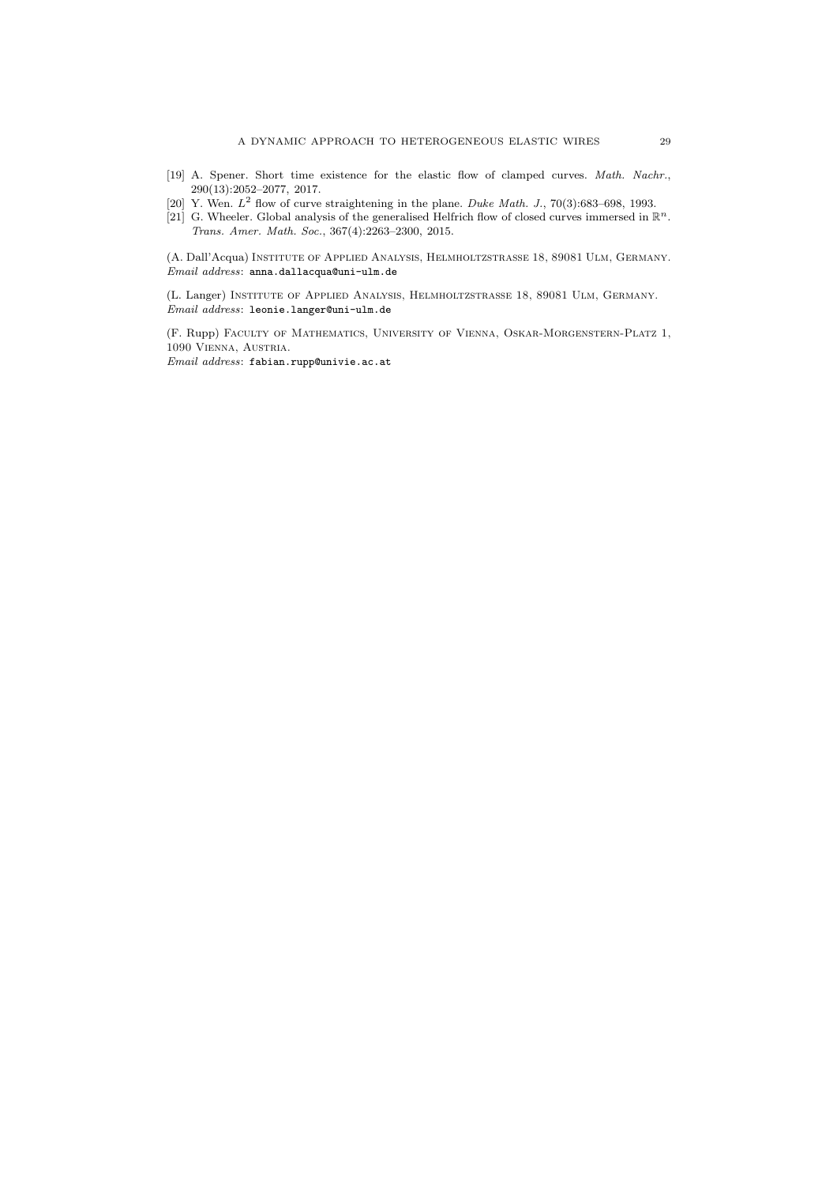[19] A. Spener. Short time existence for the elastic flow of clamped curves. *Math. Nachr.*, 290(13):2052–2077, 2017.

[20] Y. Wen. $L^2$ flow of curve straightening in the plane. *Duke Math. J.*, 70(3):683–698, 1993.

[21] G. Wheeler. Global analysis of the generalised Helfrich flow of closed curves immersed in $\mathbb{R}^n$. *Trans. Amer. Math. Soc.*, 367(4):2263–2300, 2015.

(A. Dall'Acqua) Institute of Applied Analysis, Helmholtzstrasse 18, 89081 Ulm, Germany.
*Email address*: `anna.dallacqua@uni-ulm.de`

(L. Langer) Institute of Applied Analysis, Helmholtzstrasse 18, 89081 Ulm, Germany.
*Email address*: `leonie.langer@uni-ulm.de`

(F. Rupp) Faculty of Mathematics, University of Vienna, Oskar-Morgenstern-Platz 1, 1090 Vienna, Austria.
*Email address*: `fabian.rupp@univie.ac.at`